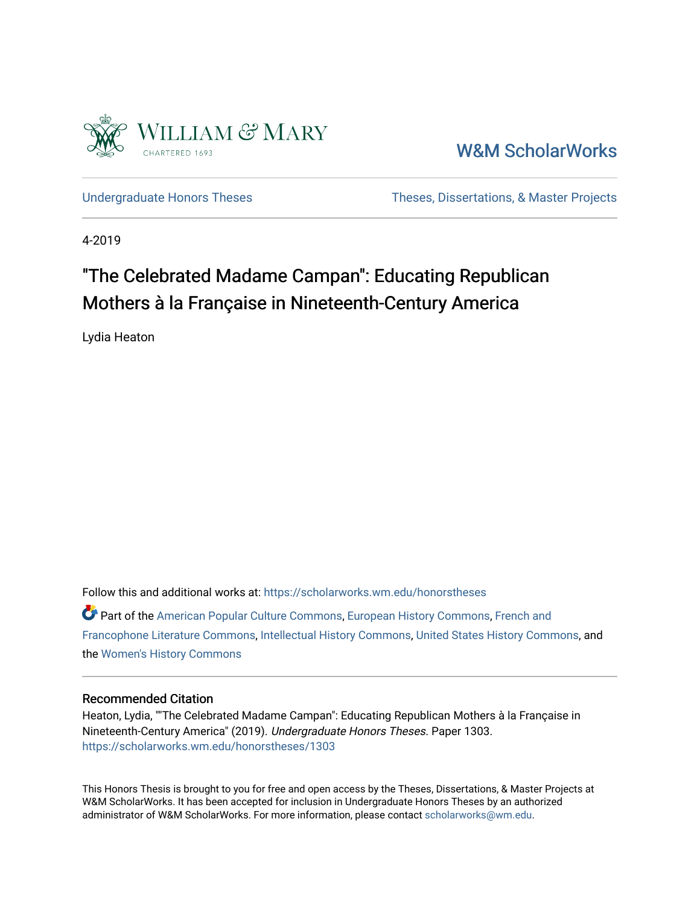William & Mary

CHARTERED 1693

W&M ScholarWorks

Undergraduate Honors Theses

Theses, Dissertations, & Master Projects

4-2019

# "The Celebrated Madame Campan": Educating Republican Mothers à la Française in Nineteenth-Century America

Lydia Heaton

Follow this and additional works at: https://scholarworks.wm.edu/honorstheses

Part of the American Popular Culture Commons, European History Commons, French and Francophone Literature Commons, Intellectual History Commons, United States History Commons, and the Women's History Commons

## Recommended Citation

Heaton, Lydia, ""The Celebrated Madame Campan": Educating Republican Mothers à la Française in Nineteenth-Century America" (2019). *Undergraduate Honors Theses.* Paper 1303.
https://scholarworks.wm.edu/honorstheses/1303

This Honors Thesis is brought to you for free and open access by the Theses, Dissertations, & Master Projects at W&M ScholarWorks. It has been accepted for inclusion in Undergraduate Honors Theses by an authorized administrator of W&M ScholarWorks. For more information, please contact scholarworks@wm.edu.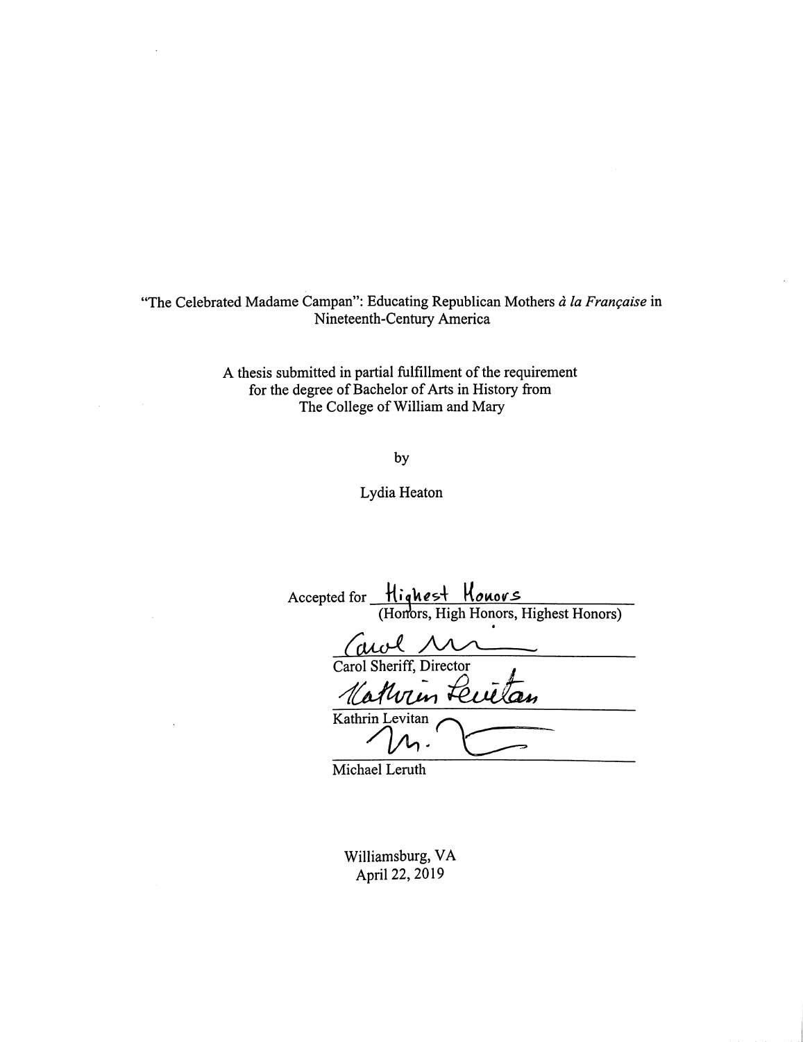"The Celebrated Madame Campan": Educating Republican Mothers *à la Française* in Nineteenth-Century America

A thesis submitted in partial fulfillment of the requirement for the degree of Bachelor of Arts in History from The College of William and Mary

by

Lydia Heaton

Accepted for Highest Honors
(Honors, High Honors, Highest Honors)

Carol Sheriff, Director

Kathrin Levitan

Michael Leruth

Williamsburg, VA
April 22, 2019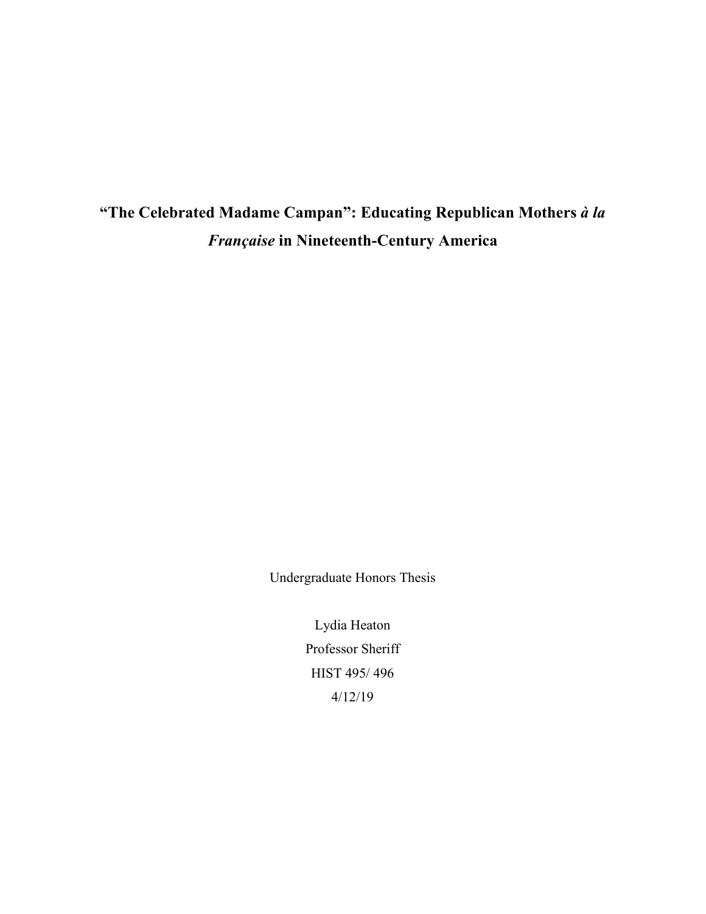# "The Celebrated Madame Campan": Educating Republican Mothers *à la Française* in Nineteenth-Century America

Undergraduate Honors Thesis

Lydia Heaton

Professor Sheriff

HIST 495/ 496

4/12/19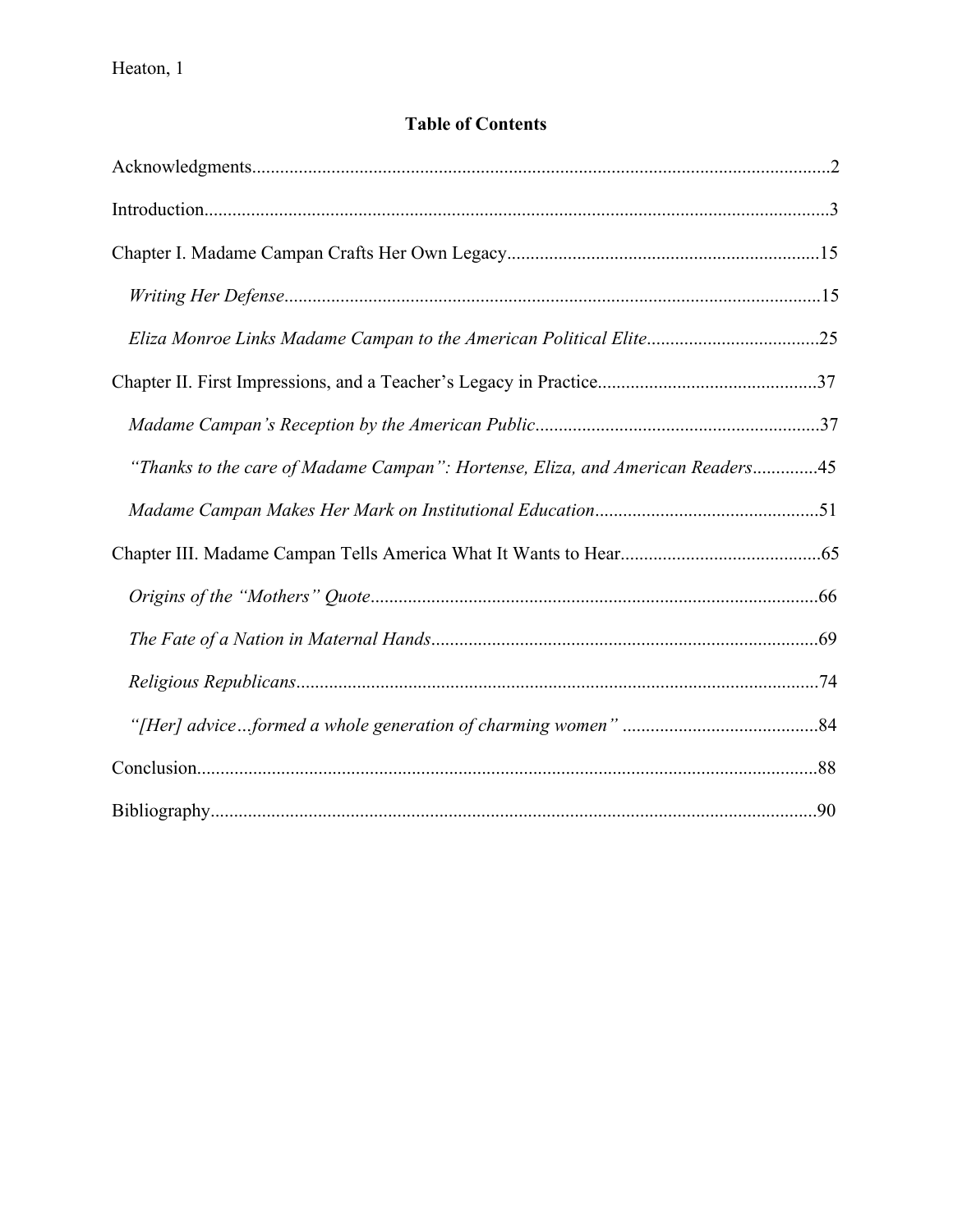# Table of Contents

Acknowledgments....................2

Introduction....................3

Chapter I. Madame Campan Crafts Her Own Legacy....................15

- *Writing Her Defense*....................15
- *Eliza Monroe Links Madame Campan to the American Political Elite*....................25

Chapter II. First Impressions, and a Teacher's Legacy in Practice....................37

- *Madame Campan's Reception by the American Public*....................37
- *"Thanks to the care of Madame Campan": Hortense, Eliza, and American Readers*....................45
- *Madame Campan Makes Her Mark on Institutional Education*....................51

Chapter III. Madame Campan Tells America What It Wants to Hear....................65

- *Origins of the "Mothers" Quote*....................66
- *The Fate of a Nation in Maternal Hands*....................69
- *Religious Republicans*....................74
- *"[Her] advice…formed a whole generation of charming women"*....................84

Conclusion....................88

Bibliography....................90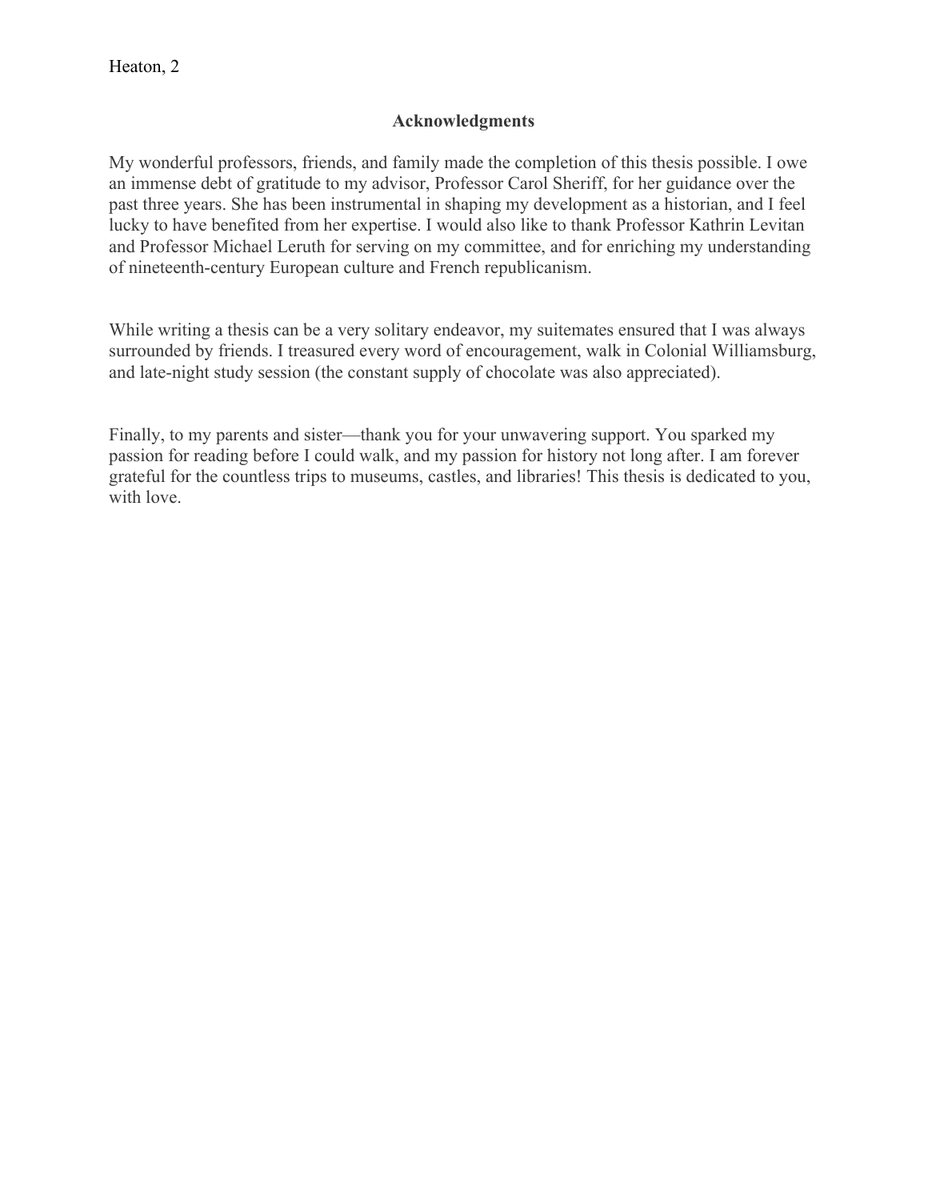## Acknowledgments

My wonderful professors, friends, and family made the completion of this thesis possible. I owe an immense debt of gratitude to my advisor, Professor Carol Sheriff, for her guidance over the past three years. She has been instrumental in shaping my development as a historian, and I feel lucky to have benefited from her expertise. I would also like to thank Professor Kathrin Levitan and Professor Michael Leruth for serving on my committee, and for enriching my understanding of nineteenth-century European culture and French republicanism.

While writing a thesis can be a very solitary endeavor, my suitemates ensured that I was always surrounded by friends. I treasured every word of encouragement, walk in Colonial Williamsburg, and late-night study session (the constant supply of chocolate was also appreciated).

Finally, to my parents and sister—thank you for your unwavering support. You sparked my passion for reading before I could walk, and my passion for history not long after. I am forever grateful for the countless trips to museums, castles, and libraries! This thesis is dedicated to you, with love.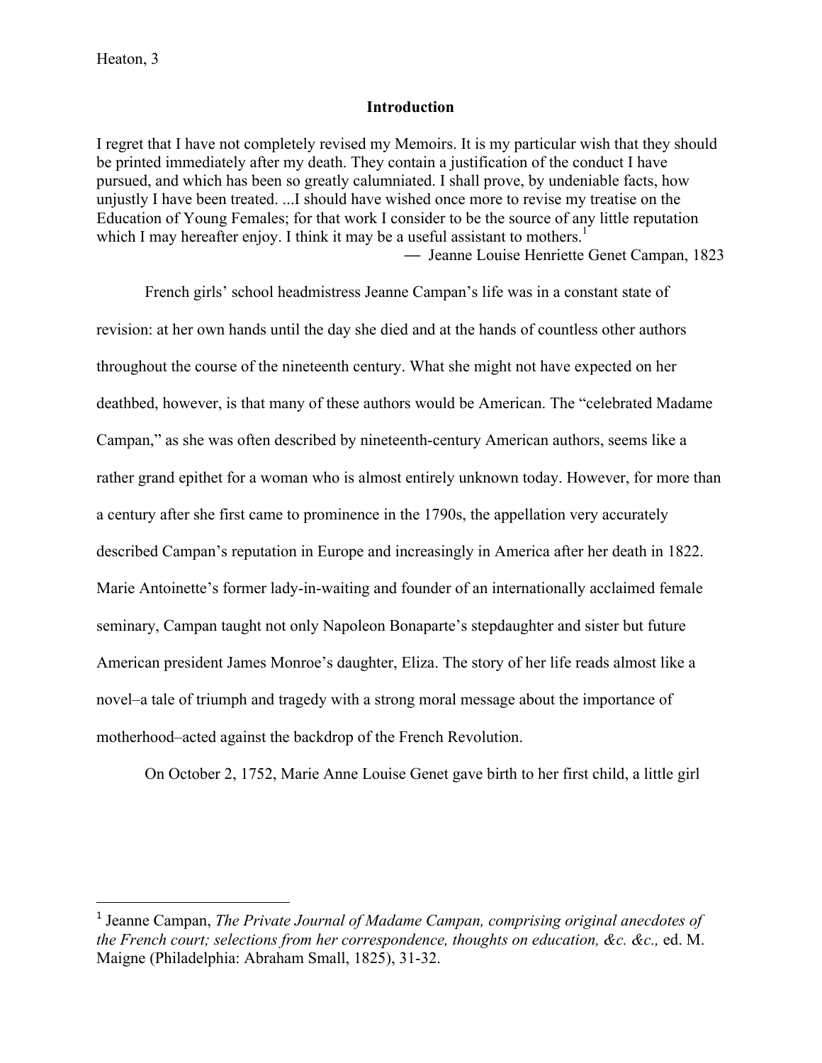## Introduction

I regret that I have not completely revised my Memoirs. It is my particular wish that they should be printed immediately after my death. They contain a justification of the conduct I have pursued, and which has been so greatly calumniated. I shall prove, by undeniable facts, how unjustly I have been treated. ...I should have wished once more to revise my treatise on the Education of Young Females; for that work I consider to be the source of any little reputation which I may hereafter enjoy. I think it may be a useful assistant to mothers.[1]

— Jeanne Louise Henriette Genet Campan, 1823

French girls' school headmistress Jeanne Campan's life was in a constant state of revision: at her own hands until the day she died and at the hands of countless other authors throughout the course of the nineteenth century. What she might not have expected on her deathbed, however, is that many of these authors would be American. The "celebrated Madame Campan," as she was often described by nineteenth-century American authors, seems like a rather grand epithet for a woman who is almost entirely unknown today. However, for more than a century after she first came to prominence in the 1790s, the appellation very accurately described Campan's reputation in Europe and increasingly in America after her death in 1822. Marie Antoinette's former lady-in-waiting and founder of an internationally acclaimed female seminary, Campan taught not only Napoleon Bonaparte's stepdaughter and sister but future American president James Monroe's daughter, Eliza. The story of her life reads almost like a novel–a tale of triumph and tragedy with a strong moral message about the importance of motherhood–acted against the backdrop of the French Revolution.

On October 2, 1752, Marie Anne Louise Genet gave birth to her first child, a little girl

---

[1] Jeanne Campan, *The Private Journal of Madame Campan, comprising original anecdotes of the French court; selections from her correspondence, thoughts on education, &c. &c.,* ed. M. Maigne (Philadelphia: Abraham Small, 1825), 31-32.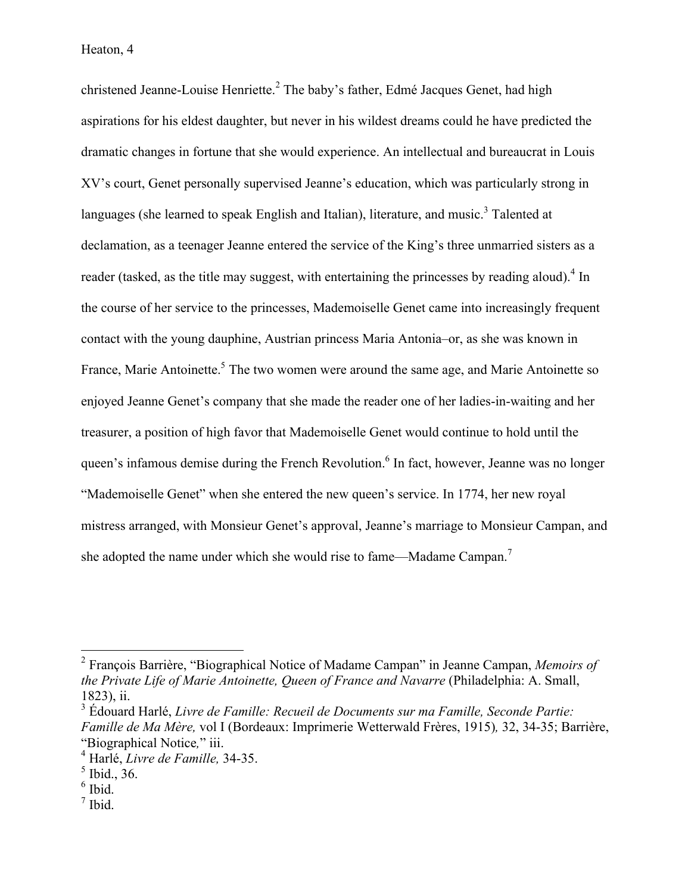christened Jeanne-Louise Henriette.[2] The baby's father, Edmé Jacques Genet, had high aspirations for his eldest daughter, but never in his wildest dreams could he have predicted the dramatic changes in fortune that she would experience. An intellectual and bureaucrat in Louis XV's court, Genet personally supervised Jeanne's education, which was particularly strong in languages (she learned to speak English and Italian), literature, and music.[3] Talented at declamation, as a teenager Jeanne entered the service of the King's three unmarried sisters as a reader (tasked, as the title may suggest, with entertaining the princesses by reading aloud).[4] In the course of her service to the princesses, Mademoiselle Genet came into increasingly frequent contact with the young dauphine, Austrian princess Maria Antonia–or, as she was known in France, Marie Antoinette.[5] The two women were around the same age, and Marie Antoinette so enjoyed Jeanne Genet's company that she made the reader one of her ladies-in-waiting and her treasurer, a position of high favor that Mademoiselle Genet would continue to hold until the queen's infamous demise during the French Revolution.[6] In fact, however, Jeanne was no longer "Mademoiselle Genet" when she entered the new queen's service. In 1774, her new royal mistress arranged, with Monsieur Genet's approval, Jeanne's marriage to Monsieur Campan, and she adopted the name under which she would rise to fame—Madame Campan.[7]

---

[2] François Barrière, "Biographical Notice of Madame Campan" in Jeanne Campan, *Memoirs of the Private Life of Marie Antoinette, Queen of France and Navarre* (Philadelphia: A. Small, 1823), ii.

[3] Édouard Harlé, *Livre de Famille: Recueil de Documents sur ma Famille, Seconde Partie: Famille de Ma Mère,* vol I (Bordeaux: Imprimerie Wetterwald Frères, 1915)*,* 32, 34-35; Barrière, "Biographical Notice*,*" iii.

[4] Harlé, *Livre de Famille,* 34-35.

[5] Ibid., 36.

[6] Ibid.

[7] Ibid.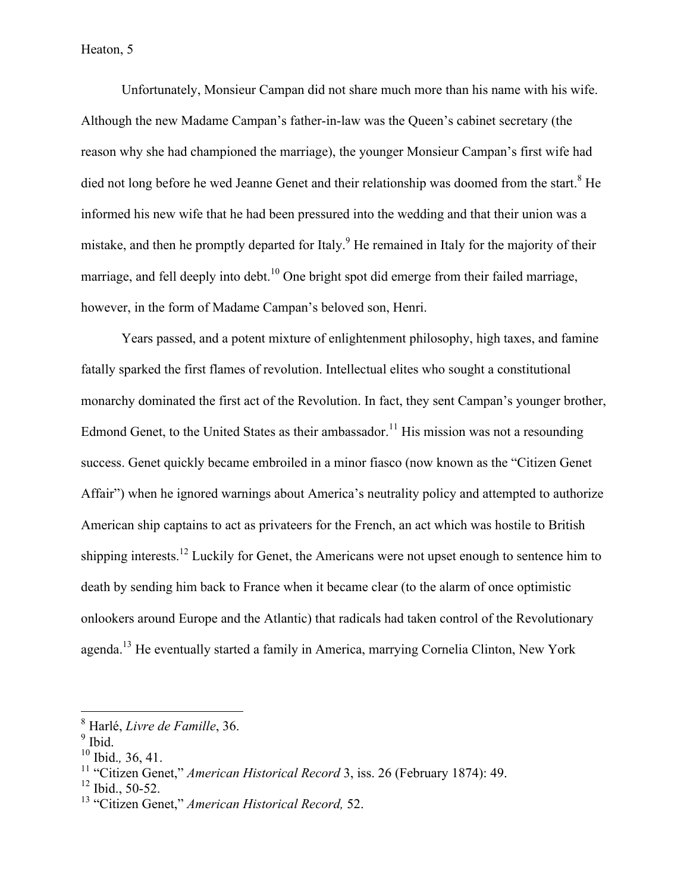Unfortunately, Monsieur Campan did not share much more than his name with his wife. Although the new Madame Campan's father-in-law was the Queen's cabinet secretary (the reason why she had championed the marriage), the younger Monsieur Campan's first wife had died not long before he wed Jeanne Genet and their relationship was doomed from the start.[8] He informed his new wife that he had been pressured into the wedding and that their union was a mistake, and then he promptly departed for Italy.[9] He remained in Italy for the majority of their marriage, and fell deeply into debt.[10] One bright spot did emerge from their failed marriage, however, in the form of Madame Campan's beloved son, Henri.

Years passed, and a potent mixture of enlightenment philosophy, high taxes, and famine fatally sparked the first flames of revolution. Intellectual elites who sought a constitutional monarchy dominated the first act of the Revolution. In fact, they sent Campan's younger brother, Edmond Genet, to the United States as their ambassador.[11] His mission was not a resounding success. Genet quickly became embroiled in a minor fiasco (now known as the "Citizen Genet Affair") when he ignored warnings about America's neutrality policy and attempted to authorize American ship captains to act as privateers for the French, an act which was hostile to British shipping interests.[12] Luckily for Genet, the Americans were not upset enough to sentence him to death by sending him back to France when it became clear (to the alarm of once optimistic onlookers around Europe and the Atlantic) that radicals had taken control of the Revolutionary agenda.[13] He eventually started a family in America, marrying Cornelia Clinton, New York

---

[8] Harlé, *Livre de Famille*, 36.

[9] Ibid.

[10] Ibid.*,* 36, 41.

[11] "Citizen Genet," *American Historical Record* 3, iss. 26 (February 1874): 49.

[12] Ibid., 50-52.

[13] "Citizen Genet," *American Historical Record,* 52.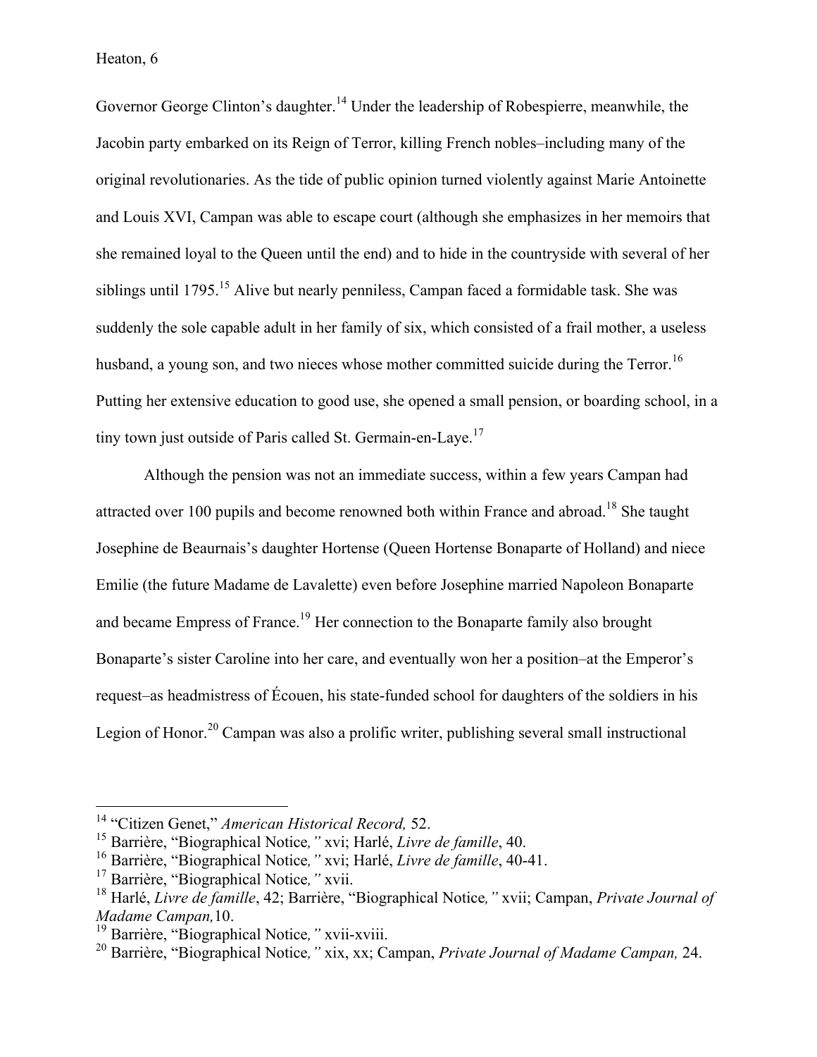Governor George Clinton's daughter.[14] Under the leadership of Robespierre, meanwhile, the Jacobin party embarked on its Reign of Terror, killing French nobles–including many of the original revolutionaries. As the tide of public opinion turned violently against Marie Antoinette and Louis XVI, Campan was able to escape court (although she emphasizes in her memoirs that she remained loyal to the Queen until the end) and to hide in the countryside with several of her siblings until 1795.[15] Alive but nearly penniless, Campan faced a formidable task. She was suddenly the sole capable adult in her family of six, which consisted of a frail mother, a useless husband, a young son, and two nieces whose mother committed suicide during the Terror.[16] Putting her extensive education to good use, she opened a small pension, or boarding school, in a tiny town just outside of Paris called St. Germain-en-Laye.[17]

Although the pension was not an immediate success, within a few years Campan had attracted over 100 pupils and become renowned both within France and abroad.[18] She taught Josephine de Beaurnais's daughter Hortense (Queen Hortense Bonaparte of Holland) and niece Emilie (the future Madame de Lavalette) even before Josephine married Napoleon Bonaparte and became Empress of France.[19] Her connection to the Bonaparte family also brought Bonaparte's sister Caroline into her care, and eventually won her a position–at the Emperor's request–as headmistress of Écouen, his state-funded school for daughters of the soldiers in his Legion of Honor.[20] Campan was also a prolific writer, publishing several small instructional

---

[14] "Citizen Genet," *American Historical Record,* 52.

[15] Barrière, "Biographical Notice*,"* xvi; Harlé, *Livre de famille*, 40.

[16] Barrière, "Biographical Notice*,"* xvi; Harlé, *Livre de famille*, 40-41.

[17] Barrière, "Biographical Notice*,"* xvii.

[18] Harlé, *Livre de famille*, 42; Barrière, "Biographical Notice*,"* xvii; Campan, *Private Journal of Madame Campan,*10.

[19] Barrière, "Biographical Notice*,"* xvii-xviii.

[20] Barrière, "Biographical Notice*,"* xix, xx; Campan, *Private Journal of Madame Campan,* 24.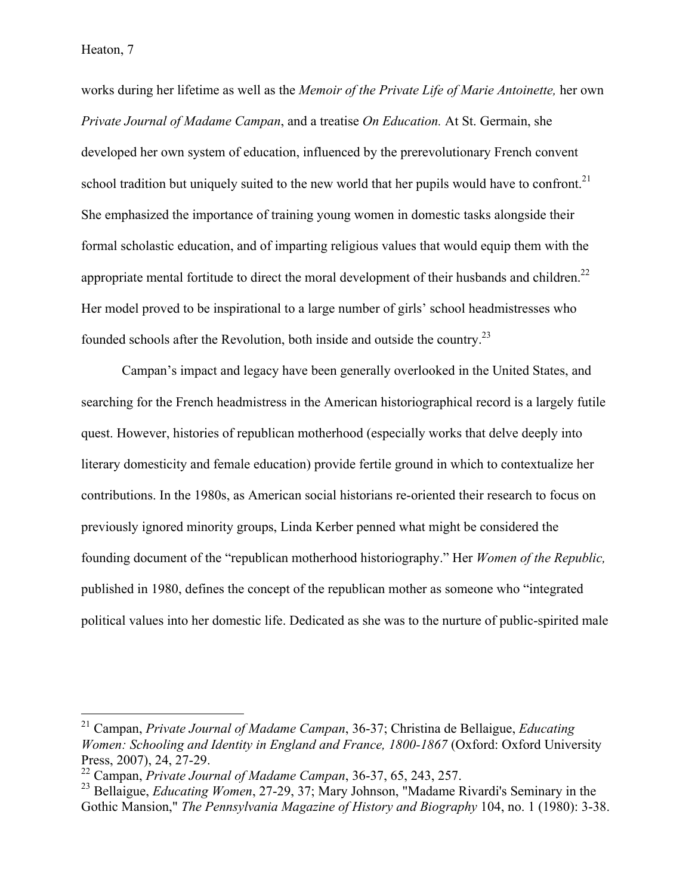works during her lifetime as well as the *Memoir of the Private Life of Marie Antoinette,* her own *Private Journal of Madame Campan*, and a treatise *On Education.* At St. Germain, she developed her own system of education, influenced by the prerevolutionary French convent school tradition but uniquely suited to the new world that her pupils would have to confront.[21] She emphasized the importance of training young women in domestic tasks alongside their formal scholastic education, and of imparting religious values that would equip them with the appropriate mental fortitude to direct the moral development of their husbands and children.[22] Her model proved to be inspirational to a large number of girls' school headmistresses who founded schools after the Revolution, both inside and outside the country.[23]

Campan's impact and legacy have been generally overlooked in the United States, and searching for the French headmistress in the American historiographical record is a largely futile quest. However, histories of republican motherhood (especially works that delve deeply into literary domesticity and female education) provide fertile ground in which to contextualize her contributions. In the 1980s, as American social historians re-oriented their research to focus on previously ignored minority groups, Linda Kerber penned what might be considered the founding document of the "republican motherhood historiography." Her *Women of the Republic,* published in 1980, defines the concept of the republican mother as someone who "integrated political values into her domestic life. Dedicated as she was to the nurture of public-spirited male

---

[21] Campan, *Private Journal of Madame Campan*, 36-37; Christina de Bellaigue, *Educating Women: Schooling and Identity in England and France, 1800-1867* (Oxford: Oxford University Press, 2007), 24, 27-29.

[22] Campan, *Private Journal of Madame Campan*, 36-37, 65, 243, 257.

[23] Bellaigue, *Educating Women*, 27-29, 37; Mary Johnson, "Madame Rivardi's Seminary in the Gothic Mansion," *The Pennsylvania Magazine of History and Biography* 104, no. 1 (1980): 3-38.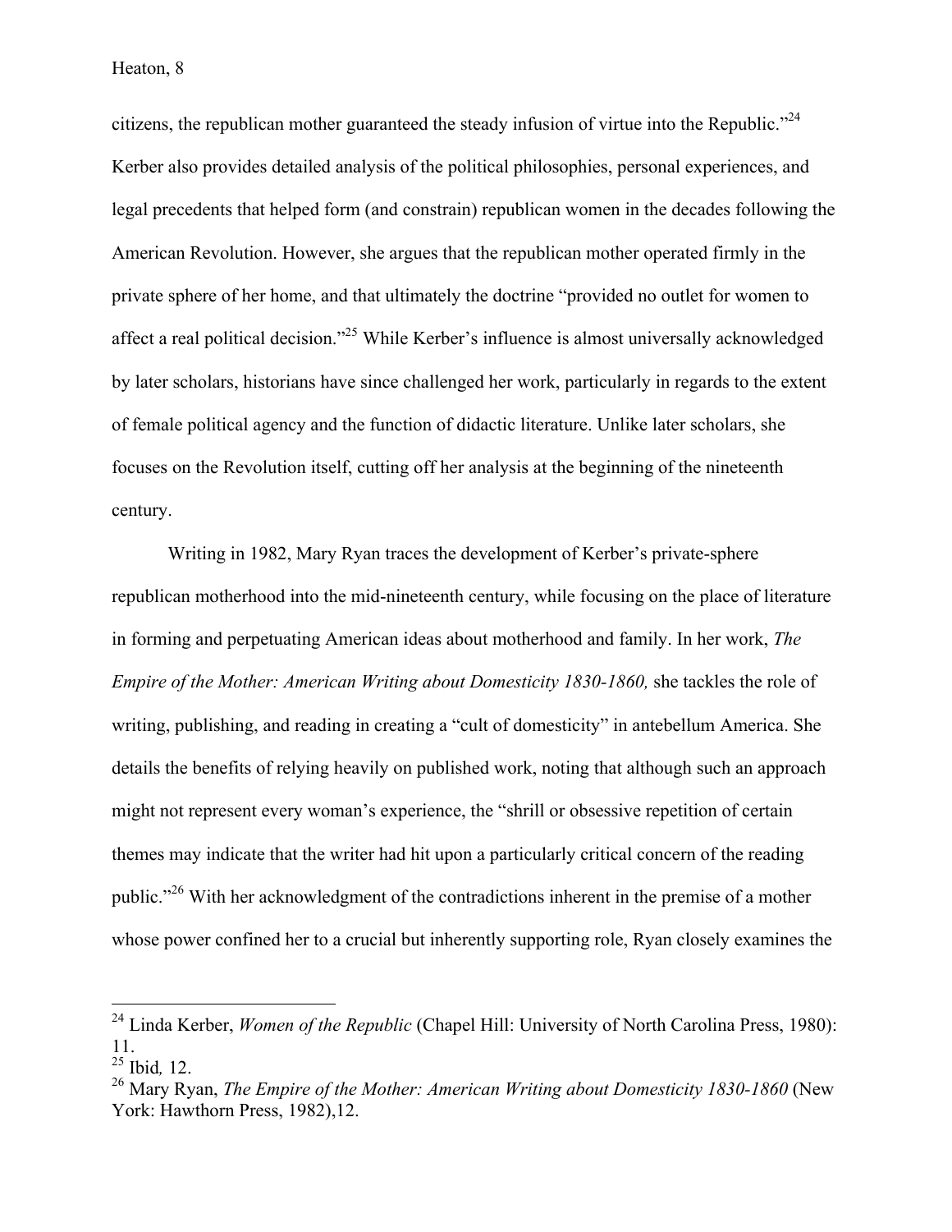citizens, the republican mother guaranteed the steady infusion of virtue into the Republic."[24] Kerber also provides detailed analysis of the political philosophies, personal experiences, and legal precedents that helped form (and constrain) republican women in the decades following the American Revolution. However, she argues that the republican mother operated firmly in the private sphere of her home, and that ultimately the doctrine "provided no outlet for women to affect a real political decision."[25] While Kerber's influence is almost universally acknowledged by later scholars, historians have since challenged her work, particularly in regards to the extent of female political agency and the function of didactic literature. Unlike later scholars, she focuses on the Revolution itself, cutting off her analysis at the beginning of the nineteenth century.

Writing in 1982, Mary Ryan traces the development of Kerber's private-sphere republican motherhood into the mid-nineteenth century, while focusing on the place of literature in forming and perpetuating American ideas about motherhood and family. In her work, *The Empire of the Mother: American Writing about Domesticity 1830-1860,* she tackles the role of writing, publishing, and reading in creating a "cult of domesticity" in antebellum America. She details the benefits of relying heavily on published work, noting that although such an approach might not represent every woman's experience, the "shrill or obsessive repetition of certain themes may indicate that the writer had hit upon a particularly critical concern of the reading public."[26] With her acknowledgment of the contradictions inherent in the premise of a mother whose power confined her to a crucial but inherently supporting role, Ryan closely examines the

---

[24] Linda Kerber, *Women of the Republic* (Chapel Hill: University of North Carolina Press, 1980): 11.

[25] Ibid*,* 12.

[26] Mary Ryan, *The Empire of the Mother: American Writing about Domesticity 1830-1860* (New York: Hawthorn Press, 1982),12.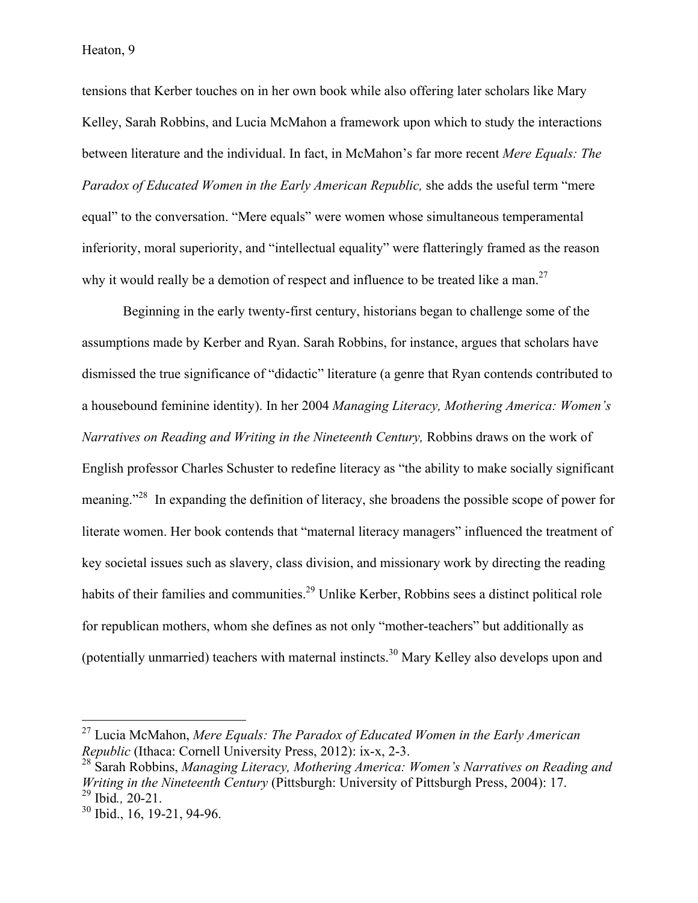tensions that Kerber touches on in her own book while also offering later scholars like Mary Kelley, Sarah Robbins, and Lucia McMahon a framework upon which to study the interactions between literature and the individual. In fact, in McMahon's far more recent *Mere Equals: The Paradox of Educated Women in the Early American Republic,* she adds the useful term "mere equal" to the conversation. "Mere equals" were women whose simultaneous temperamental inferiority, moral superiority, and "intellectual equality" were flatteringly framed as the reason why it would really be a demotion of respect and influence to be treated like a man.[27]

Beginning in the early twenty-first century, historians began to challenge some of the assumptions made by Kerber and Ryan. Sarah Robbins, for instance, argues that scholars have dismissed the true significance of "didactic" literature (a genre that Ryan contends contributed to a housebound feminine identity). In her 2004 *Managing Literacy, Mothering America: Women's Narratives on Reading and Writing in the Nineteenth Century,* Robbins draws on the work of English professor Charles Schuster to redefine literacy as "the ability to make socially significant meaning."[28] In expanding the definition of literacy, she broadens the possible scope of power for literate women. Her book contends that "maternal literacy managers" influenced the treatment of key societal issues such as slavery, class division, and missionary work by directing the reading habits of their families and communities.[29] Unlike Kerber, Robbins sees a distinct political role for republican mothers, whom she defines as not only "mother-teachers" but additionally as (potentially unmarried) teachers with maternal instincts.[30] Mary Kelley also develops upon and

---

[27] Lucia McMahon, *Mere Equals: The Paradox of Educated Women in the Early American Republic* (Ithaca: Cornell University Press, 2012): ix-x, 2-3.
[28] Sarah Robbins, *Managing Literacy, Mothering America: Women's Narratives on Reading and Writing in the Nineteenth Century* (Pittsburgh: University of Pittsburgh Press, 2004): 17.
[29] Ibid*.,* 20-21.
[30] Ibid., 16, 19-21, 94-96.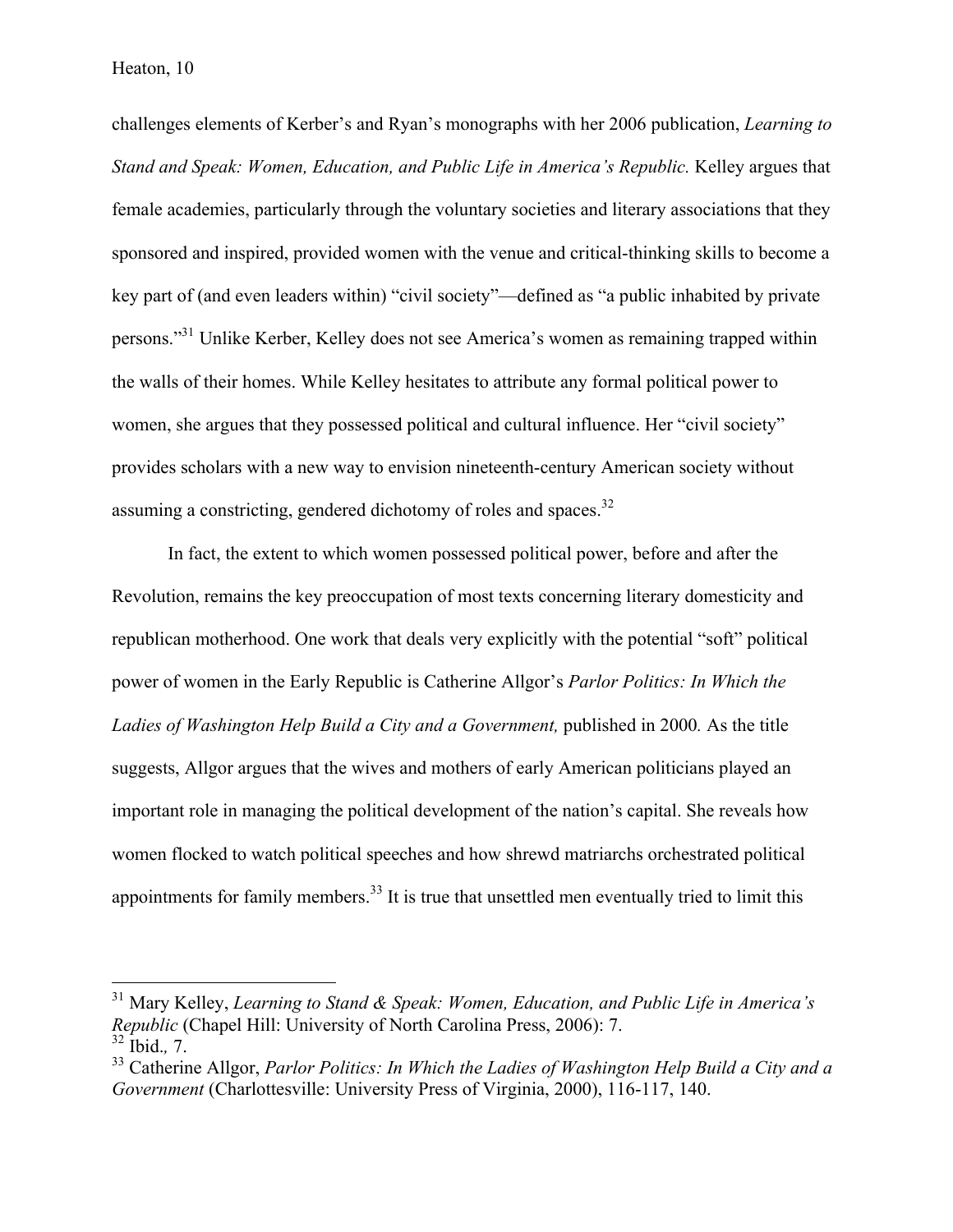challenges elements of Kerber's and Ryan's monographs with her 2006 publication, *Learning to Stand and Speak: Women, Education, and Public Life in America's Republic.* Kelley argues that female academies, particularly through the voluntary societies and literary associations that they sponsored and inspired, provided women with the venue and critical-thinking skills to become a key part of (and even leaders within) "civil society"—defined as "a public inhabited by private persons."[31] Unlike Kerber, Kelley does not see America's women as remaining trapped within the walls of their homes. While Kelley hesitates to attribute any formal political power to women, she argues that they possessed political and cultural influence. Her "civil society" provides scholars with a new way to envision nineteenth-century American society without assuming a constricting, gendered dichotomy of roles and spaces.[32]

In fact, the extent to which women possessed political power, before and after the Revolution, remains the key preoccupation of most texts concerning literary domesticity and republican motherhood. One work that deals very explicitly with the potential "soft" political power of women in the Early Republic is Catherine Allgor's *Parlor Politics: In Which the Ladies of Washington Help Build a City and a Government,* published in 2000. As the title suggests, Allgor argues that the wives and mothers of early American politicians played an important role in managing the political development of the nation's capital. She reveals how women flocked to watch political speeches and how shrewd matriarchs orchestrated political appointments for family members.[33] It is true that unsettled men eventually tried to limit this

---

[31] Mary Kelley, *Learning to Stand & Speak: Women, Education, and Public Life in America's Republic* (Chapel Hill: University of North Carolina Press, 2006): 7.

[32] Ibid., 7.

[33] Catherine Allgor, *Parlor Politics: In Which the Ladies of Washington Help Build a City and a Government* (Charlottesville: University Press of Virginia, 2000), 116-117, 140.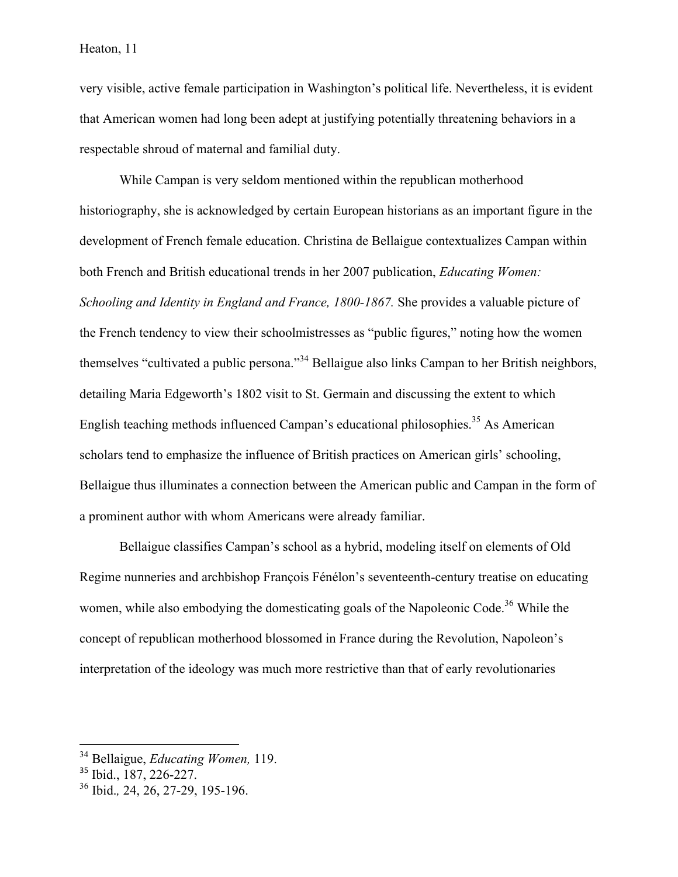very visible, active female participation in Washington's political life. Nevertheless, it is evident that American women had long been adept at justifying potentially threatening behaviors in a respectable shroud of maternal and familial duty.

While Campan is very seldom mentioned within the republican motherhood historiography, she is acknowledged by certain European historians as an important figure in the development of French female education. Christina de Bellaigue contextualizes Campan within both French and British educational trends in her 2007 publication, *Educating Women: Schooling and Identity in England and France, 1800-1867.* She provides a valuable picture of the French tendency to view their schoolmistresses as "public figures," noting how the women themselves "cultivated a public persona."[34] Bellaigue also links Campan to her British neighbors, detailing Maria Edgeworth's 1802 visit to St. Germain and discussing the extent to which English teaching methods influenced Campan's educational philosophies.[35] As American scholars tend to emphasize the influence of British practices on American girls' schooling, Bellaigue thus illuminates a connection between the American public and Campan in the form of a prominent author with whom Americans were already familiar.

Bellaigue classifies Campan's school as a hybrid, modeling itself on elements of Old Regime nunneries and archbishop François Fénélon's seventeenth-century treatise on educating women, while also embodying the domesticating goals of the Napoleonic Code.[36] While the concept of republican motherhood blossomed in France during the Revolution, Napoleon's interpretation of the ideology was much more restrictive than that of early revolutionaries

---

[34] Bellaigue, *Educating Women,* 119.

[35] Ibid., 187, 226-227.

[36] Ibid., 24, 26, 27-29, 195-196.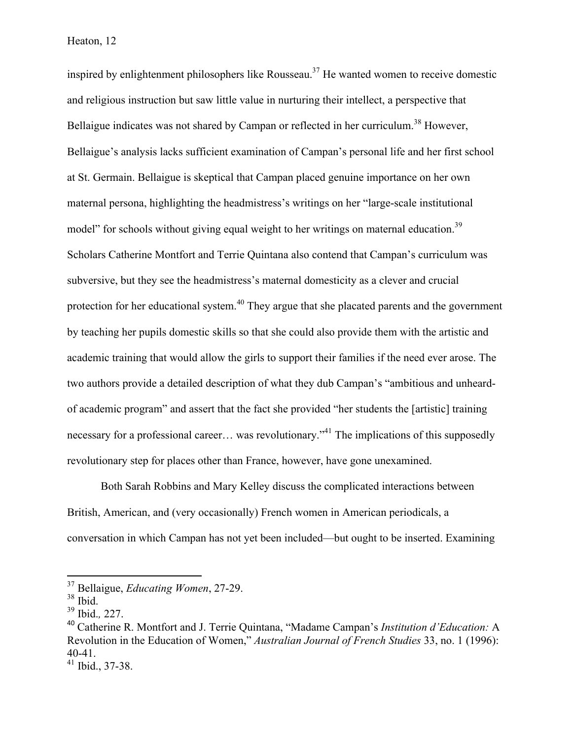inspired by enlightenment philosophers like Rousseau.[37] He wanted women to receive domestic and religious instruction but saw little value in nurturing their intellect, a perspective that Bellaigue indicates was not shared by Campan or reflected in her curriculum.[38] However, Bellaigue's analysis lacks sufficient examination of Campan's personal life and her first school at St. Germain. Bellaigue is skeptical that Campan placed genuine importance on her own maternal persona, highlighting the headmistress's writings on her "large-scale institutional model" for schools without giving equal weight to her writings on maternal education.[39] Scholars Catherine Montfort and Terrie Quintana also contend that Campan's curriculum was subversive, but they see the headmistress's maternal domesticity as a clever and crucial protection for her educational system.[40] They argue that she placated parents and the government by teaching her pupils domestic skills so that she could also provide them with the artistic and academic training that would allow the girls to support their families if the need ever arose. The two authors provide a detailed description of what they dub Campan's "ambitious and unheard-of academic program" and assert that the fact she provided "her students the [artistic] training necessary for a professional career… was revolutionary."[41] The implications of this supposedly revolutionary step for places other than France, however, have gone unexamined.

Both Sarah Robbins and Mary Kelley discuss the complicated interactions between British, American, and (very occasionally) French women in American periodicals, a conversation in which Campan has not yet been included—but ought to be inserted. Examining

---

[37] Bellaigue, *Educating Women*, 27-29.

[38] Ibid.

[39] Ibid., 227.

[40] Catherine R. Montfort and J. Terrie Quintana, "Madame Campan's *Institution d'Education:* A Revolution in the Education of Women," *Australian Journal of French Studies* 33, no. 1 (1996): 40-41.

[41] Ibid., 37-38.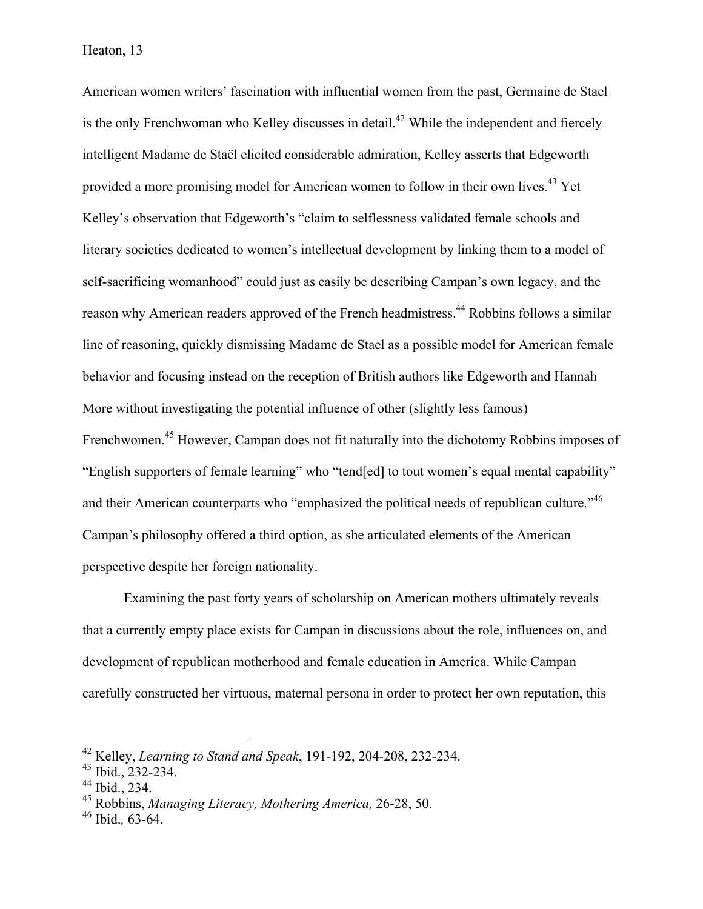American women writers' fascination with influential women from the past, Germaine de Stael is the only Frenchwoman who Kelley discusses in detail.[42] While the independent and fiercely intelligent Madame de Staël elicited considerable admiration, Kelley asserts that Edgeworth provided a more promising model for American women to follow in their own lives.[43] Yet Kelley's observation that Edgeworth's "claim to selflessness validated female schools and literary societies dedicated to women's intellectual development by linking them to a model of self-sacrificing womanhood" could just as easily be describing Campan's own legacy, and the reason why American readers approved of the French headmistress.[44] Robbins follows a similar line of reasoning, quickly dismissing Madame de Stael as a possible model for American female behavior and focusing instead on the reception of British authors like Edgeworth and Hannah More without investigating the potential influence of other (slightly less famous) Frenchwomen.[45] However, Campan does not fit naturally into the dichotomy Robbins imposes of "English supporters of female learning" who "tend[ed] to tout women's equal mental capability" and their American counterparts who "emphasized the political needs of republican culture."[46] Campan's philosophy offered a third option, as she articulated elements of the American perspective despite her foreign nationality.

Examining the past forty years of scholarship on American mothers ultimately reveals that a currently empty place exists for Campan in discussions about the role, influences on, and development of republican motherhood and female education in America. While Campan carefully constructed her virtuous, maternal persona in order to protect her own reputation, this

---

[42] Kelley, *Learning to Stand and Speak*, 191-192, 204-208, 232-234.
[43] Ibid., 232-234.
[44] Ibid., 234.
[45] Robbins, *Managing Literacy, Mothering America,* 26-28, 50.
[46] Ibid.*,* 63-64.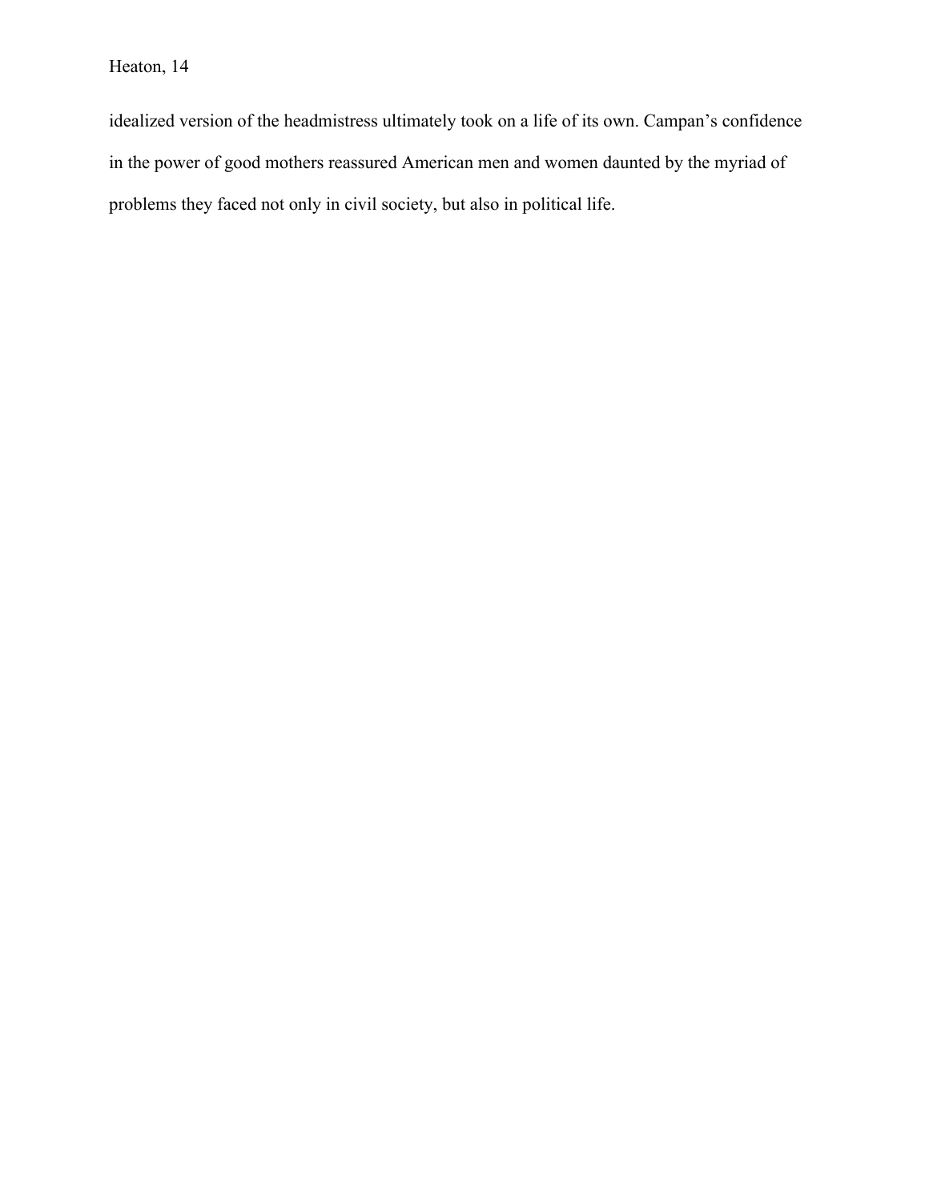idealized version of the headmistress ultimately took on a life of its own. Campan's confidence in the power of good mothers reassured American men and women daunted by the myriad of problems they faced not only in civil society, but also in political life.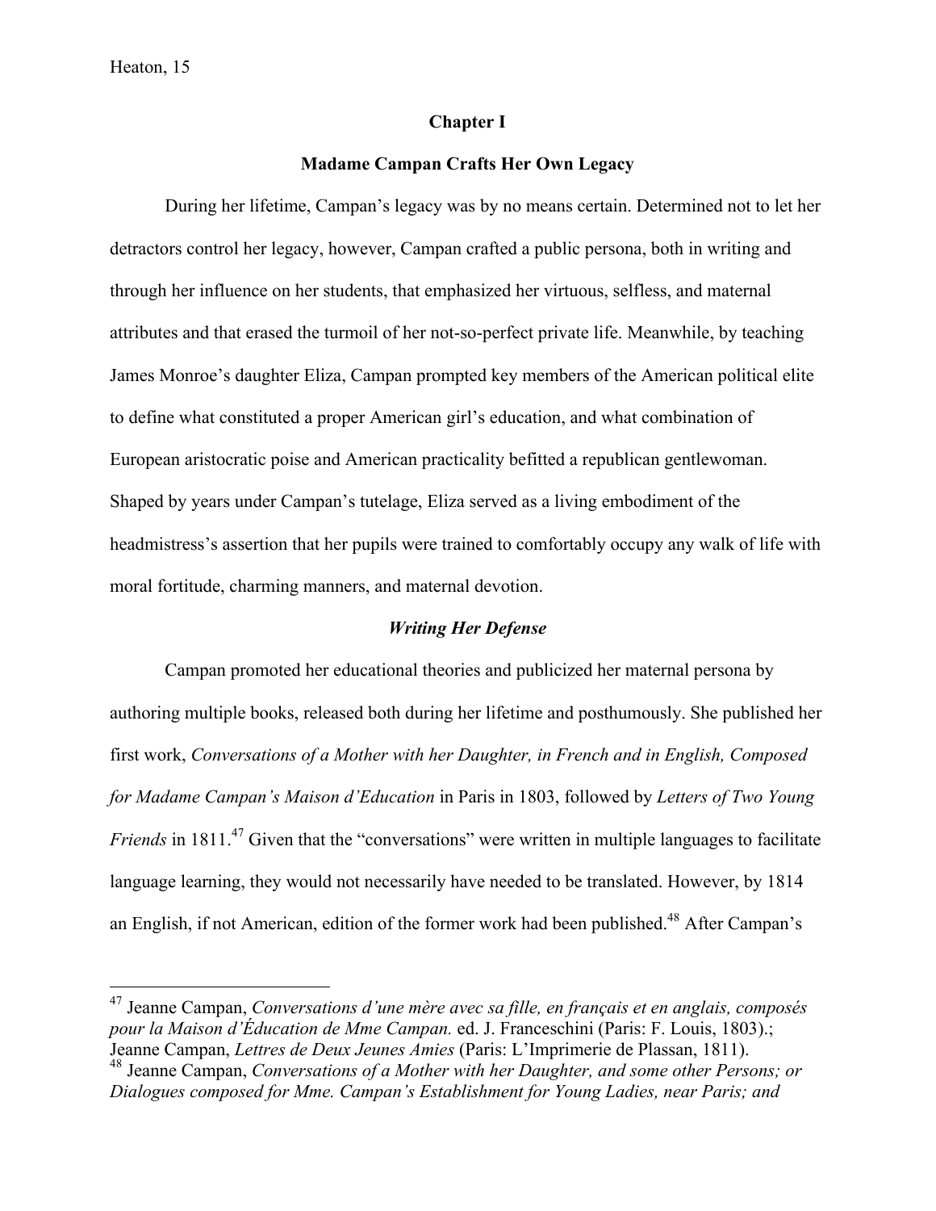## Chapter I

## Madame Campan Crafts Her Own Legacy

During her lifetime, Campan's legacy was by no means certain. Determined not to let her detractors control her legacy, however, Campan crafted a public persona, both in writing and through her influence on her students, that emphasized her virtuous, selfless, and maternal attributes and that erased the turmoil of her not-so-perfect private life. Meanwhile, by teaching James Monroe's daughter Eliza, Campan prompted key members of the American political elite to define what constituted a proper American girl's education, and what combination of European aristocratic poise and American practicality befitted a republican gentlewoman. Shaped by years under Campan's tutelage, Eliza served as a living embodiment of the headmistress's assertion that her pupils were trained to comfortably occupy any walk of life with moral fortitude, charming manners, and maternal devotion.

### *Writing Her Defense*

Campan promoted her educational theories and publicized her maternal persona by authoring multiple books, released both during her lifetime and posthumously. She published her first work, *Conversations of a Mother with her Daughter, in French and in English, Composed for Madame Campan's Maison d'Education* in Paris in 1803, followed by *Letters of Two Young Friends* in 1811.[47] Given that the "conversations" were written in multiple languages to facilitate language learning, they would not necessarily have needed to be translated. However, by 1814 an English, if not American, edition of the former work had been published.[48] After Campan's

[47] Jeanne Campan, *Conversations d'une mère avec sa fille, en français et en anglais, composés pour la Maison d'Éducation de Mme Campan.* ed. J. Franceschini (Paris: F. Louis, 1803).; Jeanne Campan, *Lettres de Deux Jeunes Amies* (Paris: L'Imprimerie de Plassan, 1811).

[48] Jeanne Campan, *Conversations of a Mother with her Daughter, and some other Persons; or Dialogues composed for Mme. Campan's Establishment for Young Ladies, near Paris; and*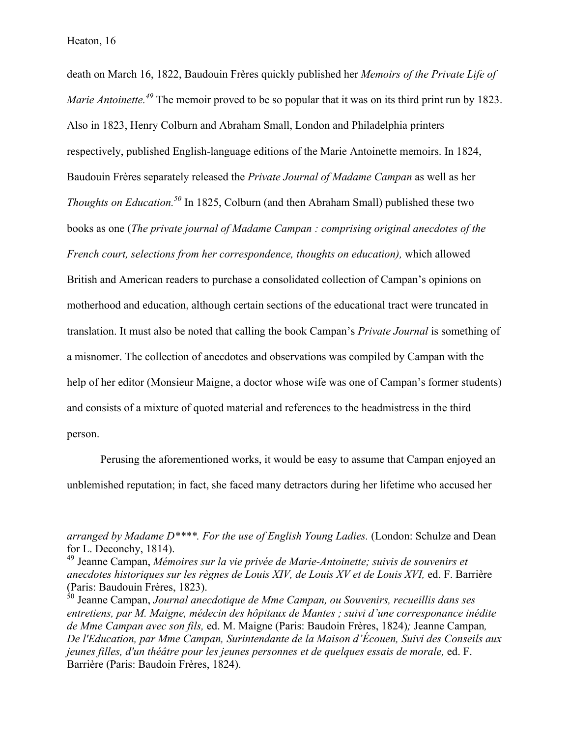death on March 16, 1822, Baudouin Frères quickly published her *Memoirs of the Private Life of Marie Antoinette.*[49] The memoir proved to be so popular that it was on its third print run by 1823. Also in 1823, Henry Colburn and Abraham Small, London and Philadelphia printers respectively, published English-language editions of the Marie Antoinette memoirs. In 1824, Baudouin Frères separately released the *Private Journal of Madame Campan* as well as her *Thoughts on Education.*[50] In 1825, Colburn (and then Abraham Small) published these two books as one (*The private journal of Madame Campan : comprising original anecdotes of the French court, selections from her correspondence, thoughts on education),* which allowed British and American readers to purchase a consolidated collection of Campan's opinions on motherhood and education, although certain sections of the educational tract were truncated in translation. It must also be noted that calling the book Campan's *Private Journal* is something of a misnomer. The collection of anecdotes and observations was compiled by Campan with the help of her editor (Monsieur Maigne, a doctor whose wife was one of Campan's former students) and consists of a mixture of quoted material and references to the headmistress in the third person.

Perusing the aforementioned works, it would be easy to assume that Campan enjoyed an unblemished reputation; in fact, she faced many detractors during her lifetime who accused her

---

*arranged by Madame D\*\*\*\*. For the use of English Young Ladies.* (London: Schulze and Dean for L. Deconchy, 1814).

[49] Jeanne Campan, *Mémoires sur la vie privée de Marie-Antoinette; suivis de souvenirs et anecdotes historiques sur les règnes de Louis XIV, de Louis XV et de Louis XVI,* ed. F. Barrière (Paris: Baudouin Frères, 1823).

[50] Jeanne Campan, *Journal anecdotique de Mme Campan, ou Souvenirs, recueillis dans ses entretiens, par M. Maigne, médecin des hôpitaux de Mantes ; suivi d'une corresponance inédite de Mme Campan avec son fils,* ed. M. Maigne (Paris: Baudoin Frères, 1824)*;* Jeanne Campan*, De l'Education, par Mme Campan, Surintendante de la Maison d'Écouen, Suivi des Conseils aux jeunes filles, d'un théâtre pour les jeunes personnes et de quelques essais de morale,* ed. F. Barrière (Paris: Baudoin Frères, 1824).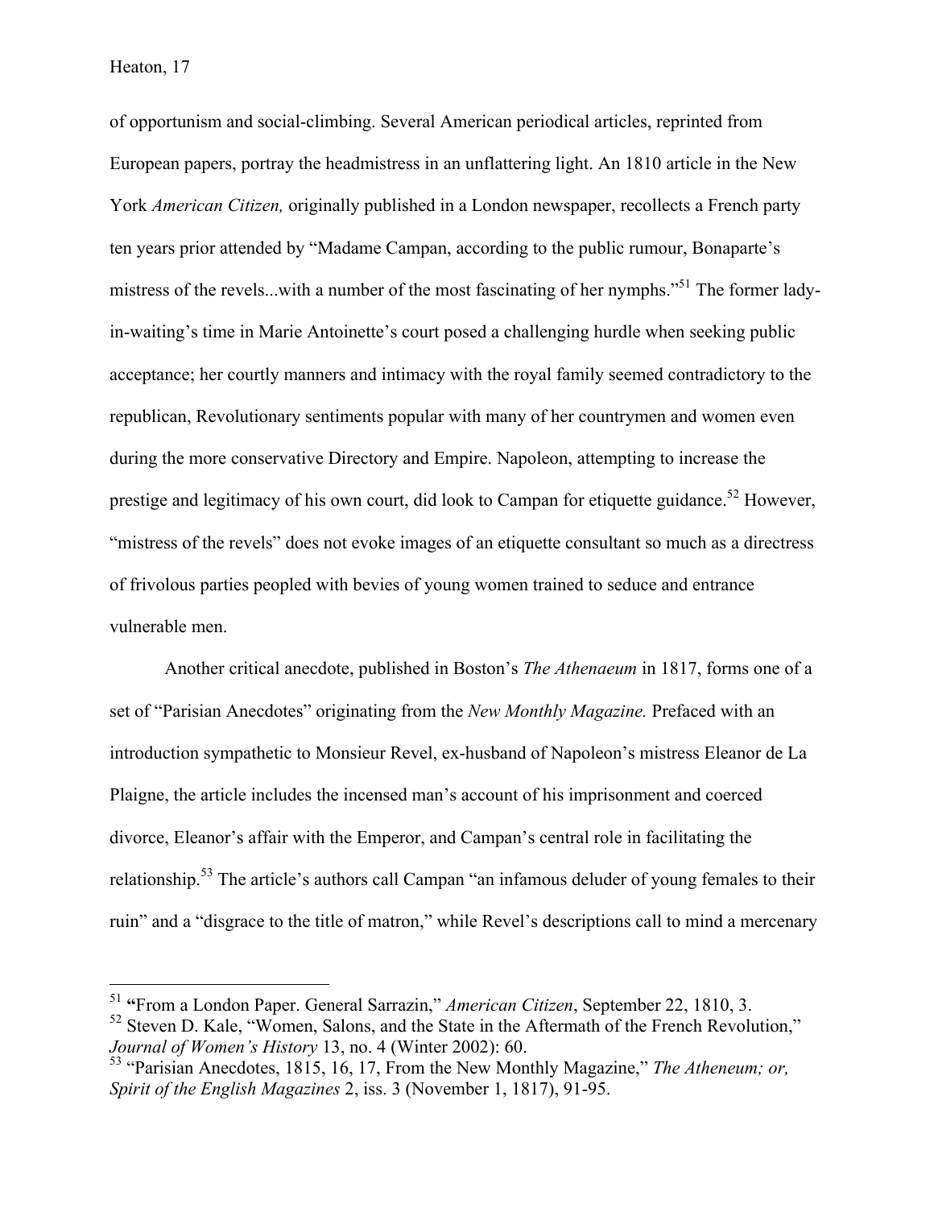of opportunism and social-climbing. Several American periodical articles, reprinted from European papers, portray the headmistress in an unflattering light. An 1810 article in the New York *American Citizen,* originally published in a London newspaper, recollects a French party ten years prior attended by "Madame Campan, according to the public rumour, Bonaparte's mistress of the revels...with a number of the most fascinating of her nymphs."[51] The former lady-in-waiting's time in Marie Antoinette's court posed a challenging hurdle when seeking public acceptance; her courtly manners and intimacy with the royal family seemed contradictory to the republican, Revolutionary sentiments popular with many of her countrymen and women even during the more conservative Directory and Empire. Napoleon, attempting to increase the prestige and legitimacy of his own court, did look to Campan for etiquette guidance.[52] However, "mistress of the revels" does not evoke images of an etiquette consultant so much as a directress of frivolous parties peopled with bevies of young women trained to seduce and entrance vulnerable men.

Another critical anecdote, published in Boston's *The Athenaeum* in 1817, forms one of a set of "Parisian Anecdotes" originating from the *New Monthly Magazine.* Prefaced with an introduction sympathetic to Monsieur Revel, ex-husband of Napoleon's mistress Eleanor de La Plaigne, the article includes the incensed man's account of his imprisonment and coerced divorce, Eleanor's affair with the Emperor, and Campan's central role in facilitating the relationship.[53] The article's authors call Campan "an infamous deluder of young females to their ruin" and a "disgrace to the title of matron," while Revel's descriptions call to mind a mercenary

---

[51] **"**From a London Paper. General Sarrazin," *American Citizen*, September 22, 1810, 3.

[52] Steven D. Kale, "Women, Salons, and the State in the Aftermath of the French Revolution," *Journal of Women's History* 13, no. 4 (Winter 2002): 60.

[53] "Parisian Anecdotes, 1815, 16, 17, From the New Monthly Magazine," *The Atheneum; or, Spirit of the English Magazines* 2, iss. 3 (November 1, 1817), 91-95.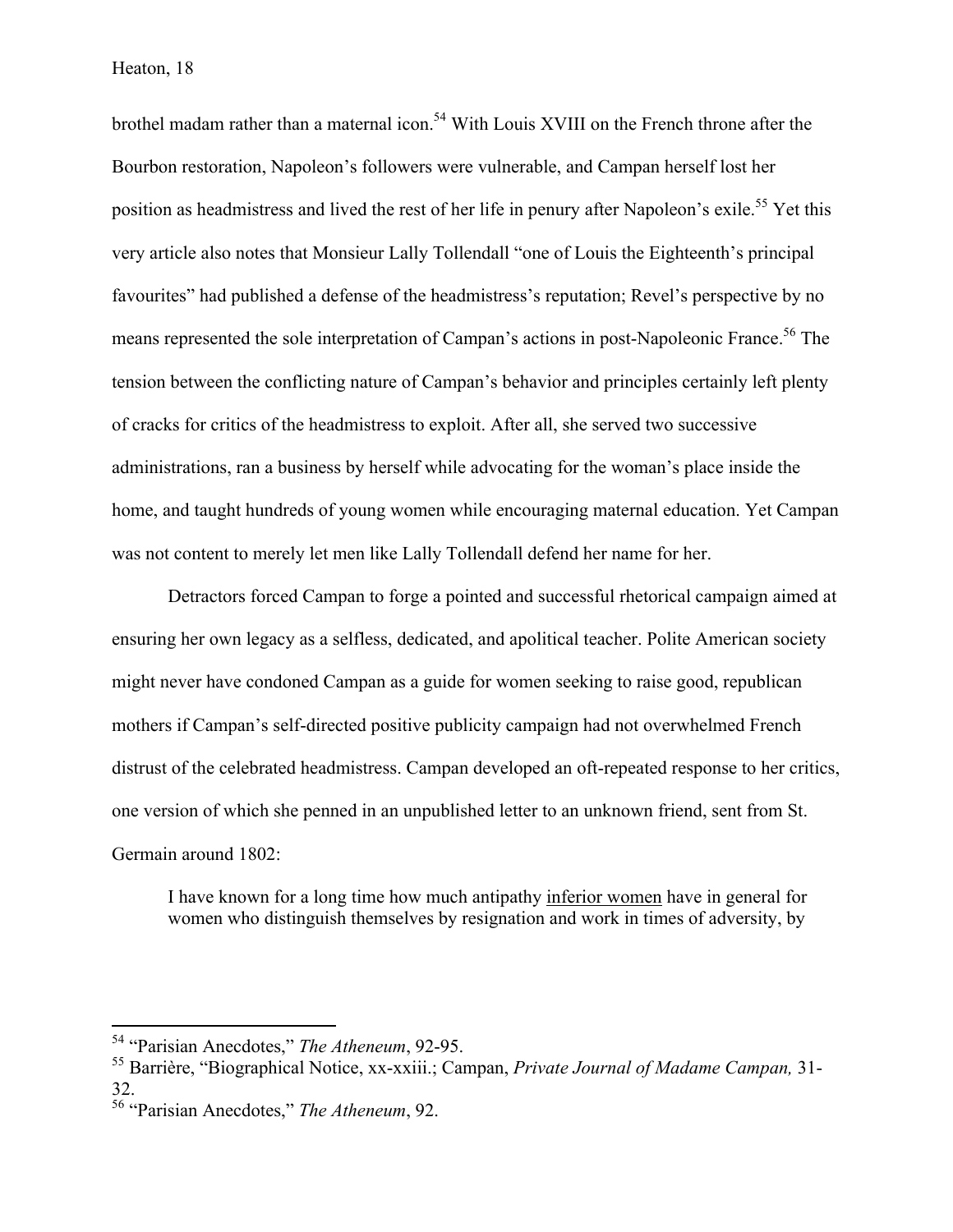brothel madam rather than a maternal icon.[54] With Louis XVIII on the French throne after the Bourbon restoration, Napoleon's followers were vulnerable, and Campan herself lost her position as headmistress and lived the rest of her life in penury after Napoleon's exile.[55] Yet this very article also notes that Monsieur Lally Tollendall "one of Louis the Eighteenth's principal favourites" had published a defense of the headmistress's reputation; Revel's perspective by no means represented the sole interpretation of Campan's actions in post-Napoleonic France.[56] The tension between the conflicting nature of Campan's behavior and principles certainly left plenty of cracks for critics of the headmistress to exploit. After all, she served two successive administrations, ran a business by herself while advocating for the woman's place inside the home, and taught hundreds of young women while encouraging maternal education. Yet Campan was not content to merely let men like Lally Tollendall defend her name for her.

Detractors forced Campan to forge a pointed and successful rhetorical campaign aimed at ensuring her own legacy as a selfless, dedicated, and apolitical teacher. Polite American society might never have condoned Campan as a guide for women seeking to raise good, republican mothers if Campan's self-directed positive publicity campaign had not overwhelmed French distrust of the celebrated headmistress. Campan developed an oft-repeated response to her critics, one version of which she penned in an unpublished letter to an unknown friend, sent from St. Germain around 1802:

> I have known for a long time how much antipathy <u>inferior women</u> have in general for women who distinguish themselves by resignation and work in times of adversity, by

---

[54] "Parisian Anecdotes," *The Atheneum*, 92-95.

[55] Barrière, "Biographical Notice, xx-xxiii.; Campan, *Private Journal of Madame Campan,* 31-32.

[56] "Parisian Anecdotes," *The Atheneum*, 92.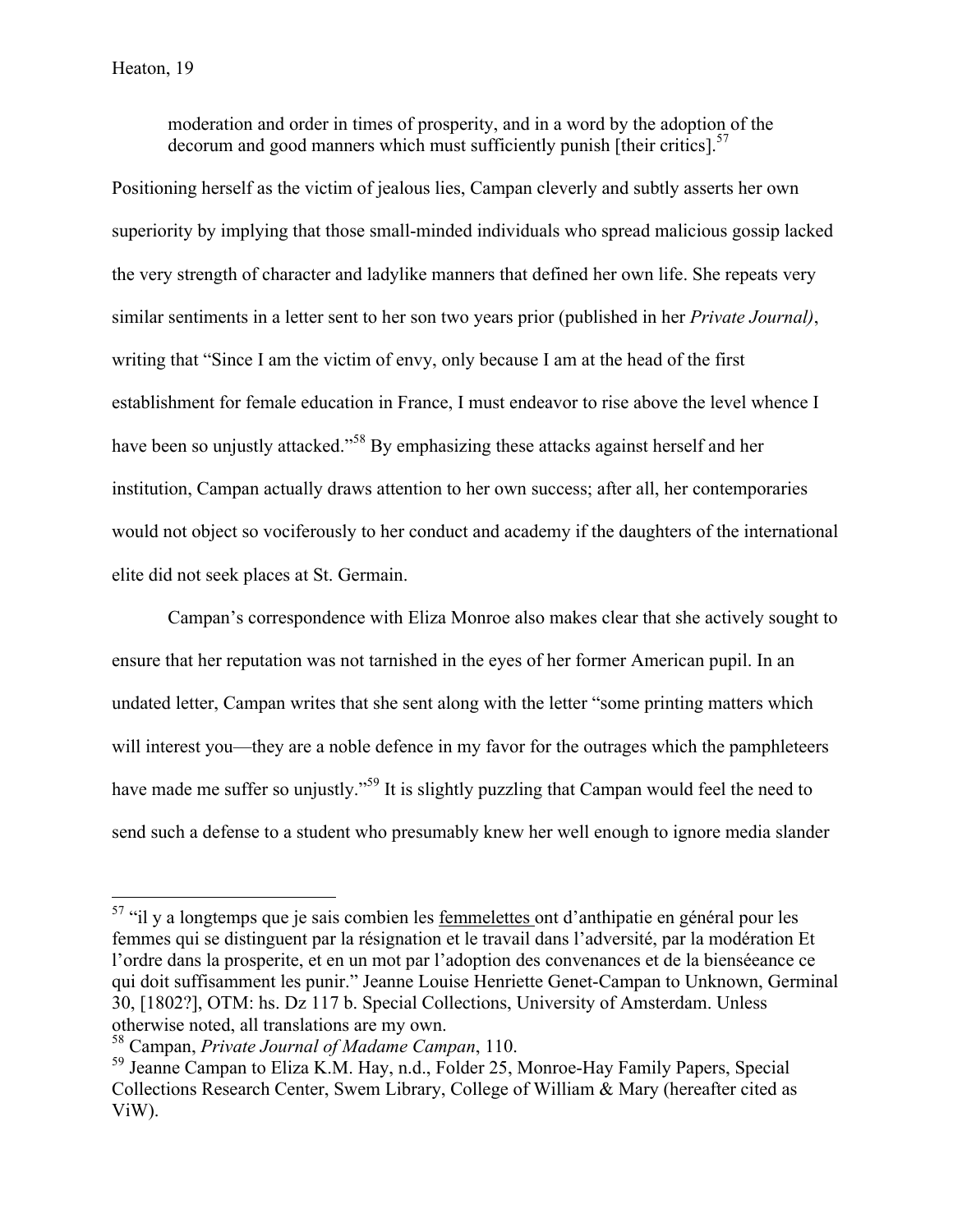> moderation and order in times of prosperity, and in a word by the adoption of the decorum and good manners which must sufficiently punish [their critics].[57]

Positioning herself as the victim of jealous lies, Campan cleverly and subtly asserts her own superiority by implying that those small-minded individuals who spread malicious gossip lacked the very strength of character and ladylike manners that defined her own life. She repeats very similar sentiments in a letter sent to her son two years prior (published in her *Private Journal)*, writing that "Since I am the victim of envy, only because I am at the head of the first establishment for female education in France, I must endeavor to rise above the level whence I have been so unjustly attacked."[58] By emphasizing these attacks against herself and her institution, Campan actually draws attention to her own success; after all, her contemporaries would not object so vociferously to her conduct and academy if the daughters of the international elite did not seek places at St. Germain.

Campan's correspondence with Eliza Monroe also makes clear that she actively sought to ensure that her reputation was not tarnished in the eyes of her former American pupil. In an undated letter, Campan writes that she sent along with the letter "some printing matters which will interest you—they are a noble defence in my favor for the outrages which the pamphleteers have made me suffer so unjustly."[59] It is slightly puzzling that Campan would feel the need to send such a defense to a student who presumably knew her well enough to ignore media slander

---

[57] "il y a longtemps que je sais combien les <u>femmelettes</u> ont d'anthipatie en général pour les femmes qui se distinguent par la résignation et le travail dans l'adversité, par la modération Et l'ordre dans la prosperite, et en un mot par l'adoption des convenances et de la bienséeance ce qui doit suffisamment les punir." Jeanne Louise Henriette Genet-Campan to Unknown, Germinal 30, [1802?], OTM: hs. Dz 117 b. Special Collections, University of Amsterdam. Unless otherwise noted, all translations are my own.

[58] Campan, *Private Journal of Madame Campan*, 110.

[59] Jeanne Campan to Eliza K.M. Hay, n.d., Folder 25, Monroe-Hay Family Papers, Special Collections Research Center, Swem Library, College of William & Mary (hereafter cited as ViW).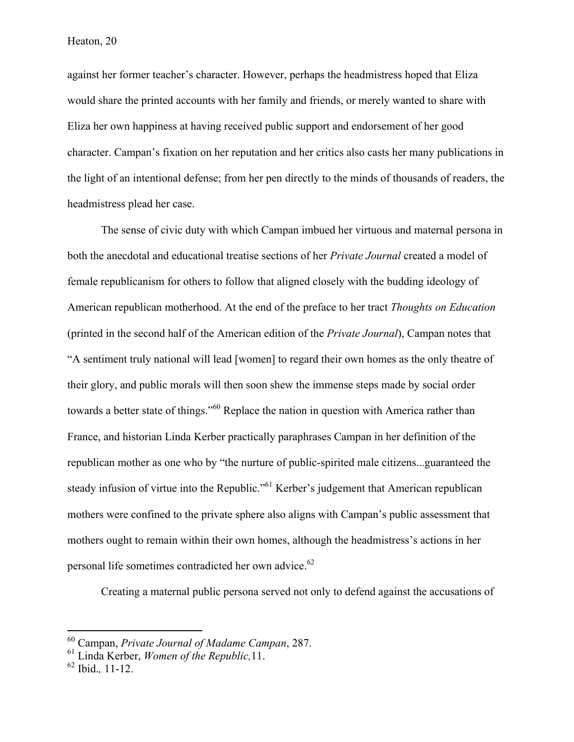against her former teacher's character. However, perhaps the headmistress hoped that Eliza would share the printed accounts with her family and friends, or merely wanted to share with Eliza her own happiness at having received public support and endorsement of her good character. Campan's fixation on her reputation and her critics also casts her many publications in the light of an intentional defense; from her pen directly to the minds of thousands of readers, the headmistress plead her case.

The sense of civic duty with which Campan imbued her virtuous and maternal persona in both the anecdotal and educational treatise sections of her *Private Journal* created a model of female republicanism for others to follow that aligned closely with the budding ideology of American republican motherhood. At the end of the preface to her tract *Thoughts on Education* (printed in the second half of the American edition of the *Private Journal*), Campan notes that "A sentiment truly national will lead [women] to regard their own homes as the only theatre of their glory, and public morals will then soon shew the immense steps made by social order towards a better state of things."[60] Replace the nation in question with America rather than France, and historian Linda Kerber practically paraphrases Campan in her definition of the republican mother as one who by "the nurture of public-spirited male citizens...guaranteed the steady infusion of virtue into the Republic."[61] Kerber's judgement that American republican mothers were confined to the private sphere also aligns with Campan's public assessment that mothers ought to remain within their own homes, although the headmistress's actions in her personal life sometimes contradicted her own advice.[62]

Creating a maternal public persona served not only to defend against the accusations of

---

[60] Campan, *Private Journal of Madame Campan*, 287.
[61] Linda Kerber, *Women of the Republic,* 11.
[62] Ibid.*,* 11-12.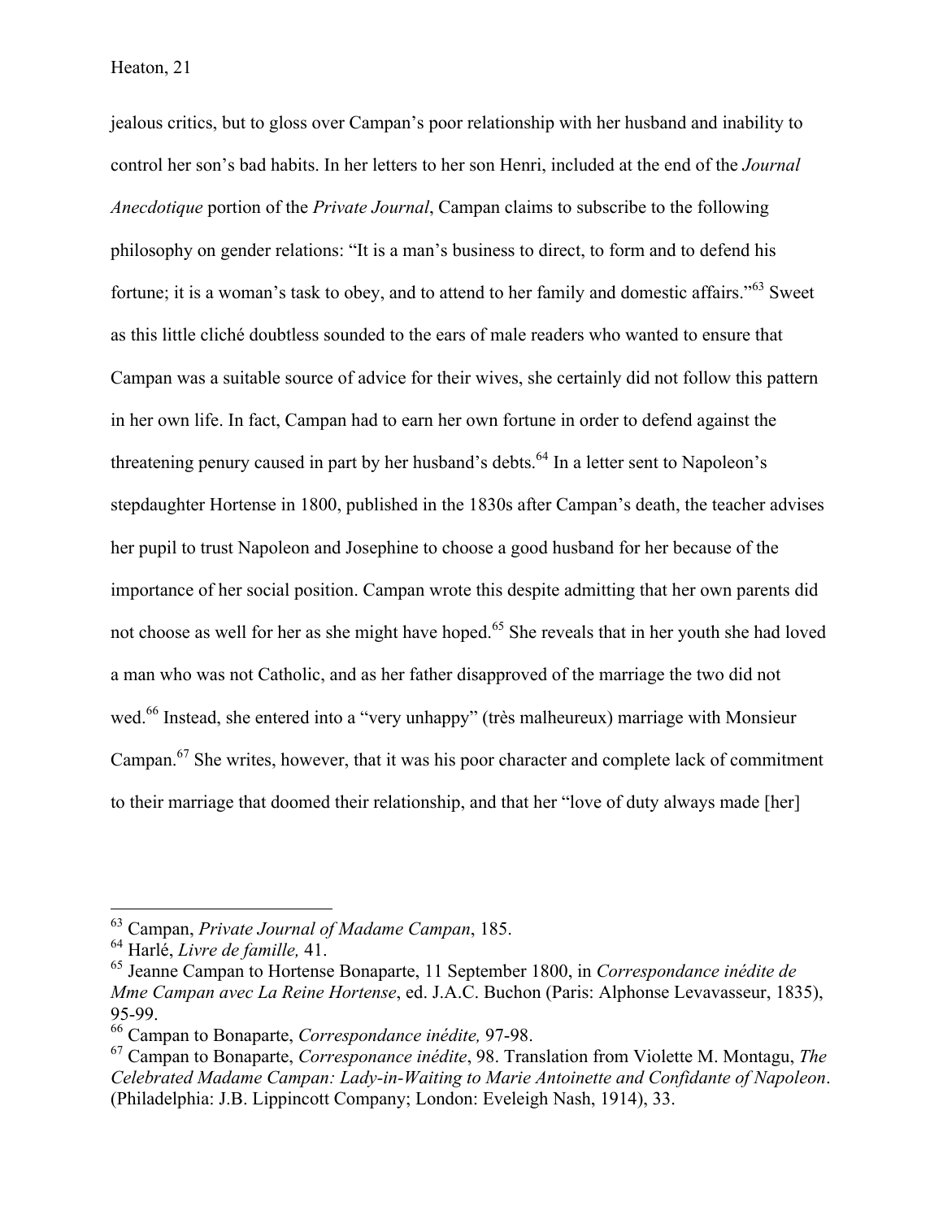jealous critics, but to gloss over Campan's poor relationship with her husband and inability to control her son's bad habits. In her letters to her son Henri, included at the end of the *Journal Anecdotique* portion of the *Private Journal*, Campan claims to subscribe to the following philosophy on gender relations: "It is a man's business to direct, to form and to defend his fortune; it is a woman's task to obey, and to attend to her family and domestic affairs."[63] Sweet as this little cliché doubtless sounded to the ears of male readers who wanted to ensure that Campan was a suitable source of advice for their wives, she certainly did not follow this pattern in her own life. In fact, Campan had to earn her own fortune in order to defend against the threatening penury caused in part by her husband's debts.[64] In a letter sent to Napoleon's stepdaughter Hortense in 1800, published in the 1830s after Campan's death, the teacher advises her pupil to trust Napoleon and Josephine to choose a good husband for her because of the importance of her social position. Campan wrote this despite admitting that her own parents did not choose as well for her as she might have hoped.[65] She reveals that in her youth she had loved a man who was not Catholic, and as her father disapproved of the marriage the two did not wed.[66] Instead, she entered into a "very unhappy" (très malheureux) marriage with Monsieur Campan.[67] She writes, however, that it was his poor character and complete lack of commitment to their marriage that doomed their relationship, and that her "love of duty always made [her]

---

[63] Campan, *Private Journal of Madame Campan*, 185.

[64] Harlé, *Livre de famille,* 41.

[65] Jeanne Campan to Hortense Bonaparte, 11 September 1800, in *Correspondance inédite de Mme Campan avec La Reine Hortense*, ed. J.A.C. Buchon (Paris: Alphonse Levavasseur, 1835), 95-99.

[66] Campan to Bonaparte, *Correspondance inédite,* 97-98.

[67] Campan to Bonaparte, *Corresponance inédite*, 98. Translation from Violette M. Montagu, *The Celebrated Madame Campan: Lady-in-Waiting to Marie Antoinette and Confidante of Napoleon*. (Philadelphia: J.B. Lippincott Company; London: Eveleigh Nash, 1914), 33.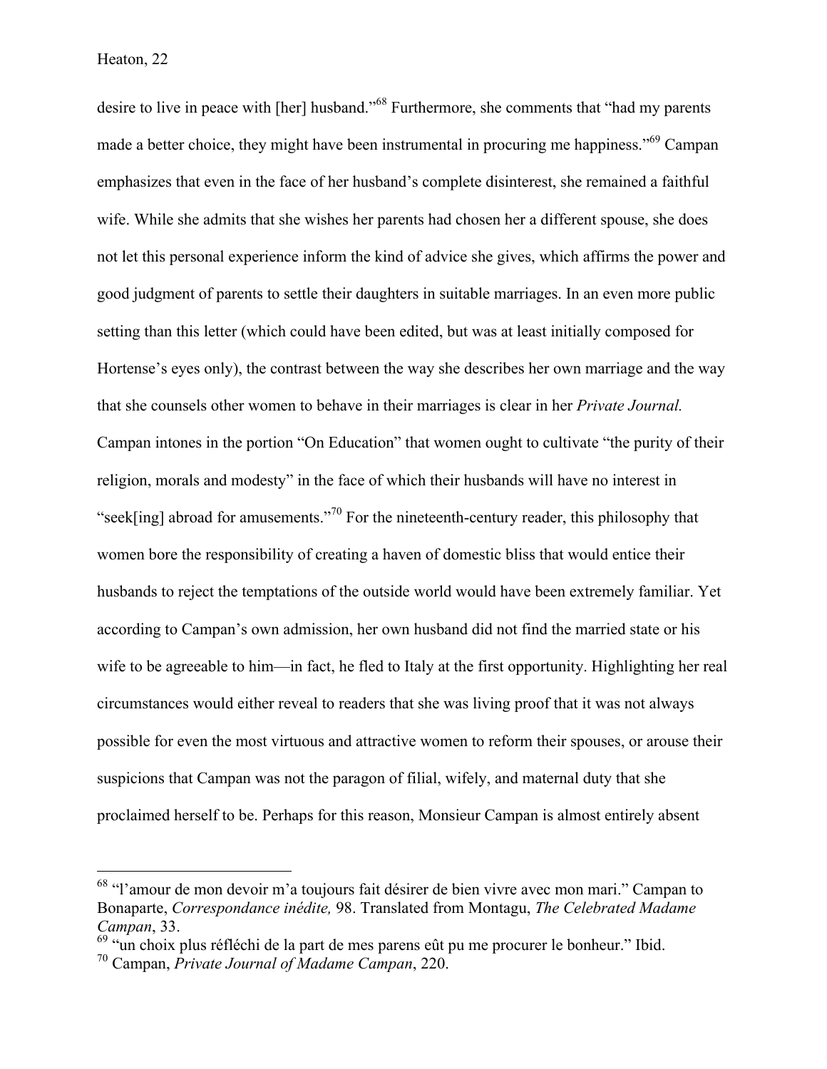desire to live in peace with [her] husband."[68] Furthermore, she comments that "had my parents made a better choice, they might have been instrumental in procuring me happiness."[69] Campan emphasizes that even in the face of her husband's complete disinterest, she remained a faithful wife. While she admits that she wishes her parents had chosen her a different spouse, she does not let this personal experience inform the kind of advice she gives, which affirms the power and good judgment of parents to settle their daughters in suitable marriages. In an even more public setting than this letter (which could have been edited, but was at least initially composed for Hortense's eyes only), the contrast between the way she describes her own marriage and the way that she counsels other women to behave in their marriages is clear in her *Private Journal.* Campan intones in the portion "On Education" that women ought to cultivate "the purity of their religion, morals and modesty" in the face of which their husbands will have no interest in "seek[ing] abroad for amusements."[70] For the nineteenth-century reader, this philosophy that women bore the responsibility of creating a haven of domestic bliss that would entice their husbands to reject the temptations of the outside world would have been extremely familiar. Yet according to Campan's own admission, her own husband did not find the married state or his wife to be agreeable to him—in fact, he fled to Italy at the first opportunity. Highlighting her real circumstances would either reveal to readers that she was living proof that it was not always possible for even the most virtuous and attractive women to reform their spouses, or arouse their suspicions that Campan was not the paragon of filial, wifely, and maternal duty that she proclaimed herself to be. Perhaps for this reason, Monsieur Campan is almost entirely absent

---

[68] "l'amour de mon devoir m'a toujours fait désirer de bien vivre avec mon mari." Campan to Bonaparte, *Correspondance inédite,* 98. Translated from Montagu, *The Celebrated Madame Campan*, 33.

[69] "un choix plus réfléchi de la part de mes parens eût pu me procurer le bonheur." Ibid.

[70] Campan, *Private Journal of Madame Campan*, 220.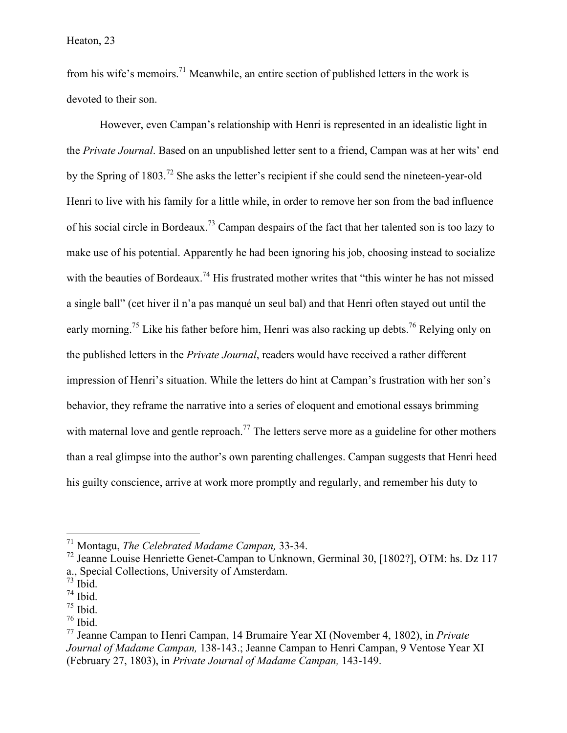from his wife's memoirs.[71] Meanwhile, an entire section of published letters in the work is devoted to their son.

However, even Campan's relationship with Henri is represented in an idealistic light in the *Private Journal*. Based on an unpublished letter sent to a friend, Campan was at her wits' end by the Spring of 1803.[72] She asks the letter's recipient if she could send the nineteen-year-old Henri to live with his family for a little while, in order to remove her son from the bad influence of his social circle in Bordeaux.[73] Campan despairs of the fact that her talented son is too lazy to make use of his potential. Apparently he had been ignoring his job, choosing instead to socialize with the beauties of Bordeaux.[74] His frustrated mother writes that "this winter he has not missed a single ball" (cet hiver il n'a pas manqué un seul bal) and that Henri often stayed out until the early morning.[75] Like his father before him, Henri was also racking up debts.[76] Relying only on the published letters in the *Private Journal*, readers would have received a rather different impression of Henri's situation. While the letters do hint at Campan's frustration with her son's behavior, they reframe the narrative into a series of eloquent and emotional essays brimming with maternal love and gentle reproach.[77] The letters serve more as a guideline for other mothers than a real glimpse into the author's own parenting challenges. Campan suggests that Henri heed his guilty conscience, arrive at work more promptly and regularly, and remember his duty to

---

[71] Montagu, *The Celebrated Madame Campan,* 33-34.

[72] Jeanne Louise Henriette Genet-Campan to Unknown, Germinal 30, [1802?], OTM: hs. Dz 117 a., Special Collections, University of Amsterdam.

[73] Ibid.

[74] Ibid.

[75] Ibid.

[76] Ibid.

[77] Jeanne Campan to Henri Campan, 14 Brumaire Year XI (November 4, 1802), in *Private Journal of Madame Campan,* 138-143.; Jeanne Campan to Henri Campan, 9 Ventose Year XI (February 27, 1803), in *Private Journal of Madame Campan,* 143-149.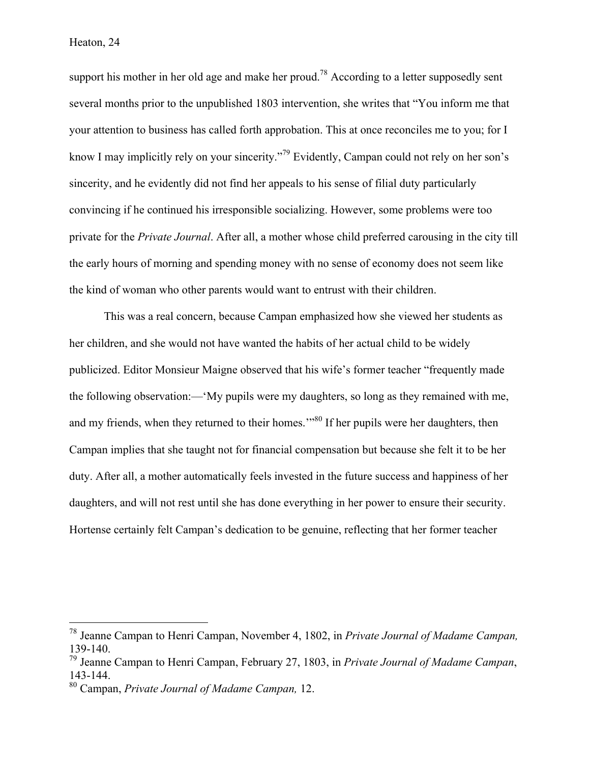support his mother in her old age and make her proud.[78] According to a letter supposedly sent several months prior to the unpublished 1803 intervention, she writes that "You inform me that your attention to business has called forth approbation. This at once reconciles me to you; for I know I may implicitly rely on your sincerity."[79] Evidently, Campan could not rely on her son's sincerity, and he evidently did not find her appeals to his sense of filial duty particularly convincing if he continued his irresponsible socializing. However, some problems were too private for the *Private Journal*. After all, a mother whose child preferred carousing in the city till the early hours of morning and spending money with no sense of economy does not seem like the kind of woman who other parents would want to entrust with their children.

This was a real concern, because Campan emphasized how she viewed her students as her children, and she would not have wanted the habits of her actual child to be widely publicized. Editor Monsieur Maigne observed that his wife's former teacher "frequently made the following observation:—'My pupils were my daughters, so long as they remained with me, and my friends, when they returned to their homes.'"[80] If her pupils were her daughters, then Campan implies that she taught not for financial compensation but because she felt it to be her duty. After all, a mother automatically feels invested in the future success and happiness of her daughters, and will not rest until she has done everything in her power to ensure their security. Hortense certainly felt Campan's dedication to be genuine, reflecting that her former teacher

---

[78] Jeanne Campan to Henri Campan, November 4, 1802, in *Private Journal of Madame Campan,* 139-140.

[79] Jeanne Campan to Henri Campan, February 27, 1803, in *Private Journal of Madame Campan*, 143-144.

[80] Campan, *Private Journal of Madame Campan,* 12.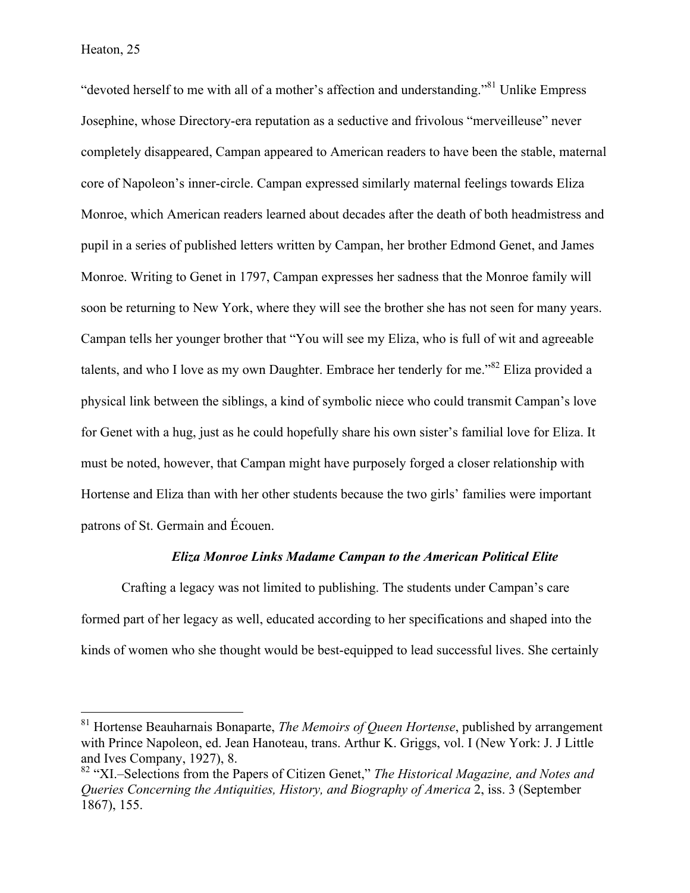"devoted herself to me with all of a mother's affection and understanding."[81] Unlike Empress Josephine, whose Directory-era reputation as a seductive and frivolous "merveilleuse" never completely disappeared, Campan appeared to American readers to have been the stable, maternal core of Napoleon's inner-circle. Campan expressed similarly maternal feelings towards Eliza Monroe, which American readers learned about decades after the death of both headmistress and pupil in a series of published letters written by Campan, her brother Edmond Genet, and James Monroe. Writing to Genet in 1797, Campan expresses her sadness that the Monroe family will soon be returning to New York, where they will see the brother she has not seen for many years. Campan tells her younger brother that "You will see my Eliza, who is full of wit and agreeable talents, and who I love as my own Daughter. Embrace her tenderly for me."[82] Eliza provided a physical link between the siblings, a kind of symbolic niece who could transmit Campan's love for Genet with a hug, just as he could hopefully share his own sister's familial love for Eliza. It must be noted, however, that Campan might have purposely forged a closer relationship with Hortense and Eliza than with her other students because the two girls' families were important patrons of St. Germain and Écouen.

### *Eliza Monroe Links Madame Campan to the American Political Elite*

Crafting a legacy was not limited to publishing. The students under Campan's care formed part of her legacy as well, educated according to her specifications and shaped into the kinds of women who she thought would be best-equipped to lead successful lives. She certainly

---

[81] Hortense Beauharnais Bonaparte, *The Memoirs of Queen Hortense*, published by arrangement with Prince Napoleon, ed. Jean Hanoteau, trans. Arthur K. Griggs, vol. I (New York: J. J Little and Ives Company, 1927), 8.

[82] "XI.–Selections from the Papers of Citizen Genet," *The Historical Magazine, and Notes and Queries Concerning the Antiquities, History, and Biography of America* 2, iss. 3 (September 1867), 155.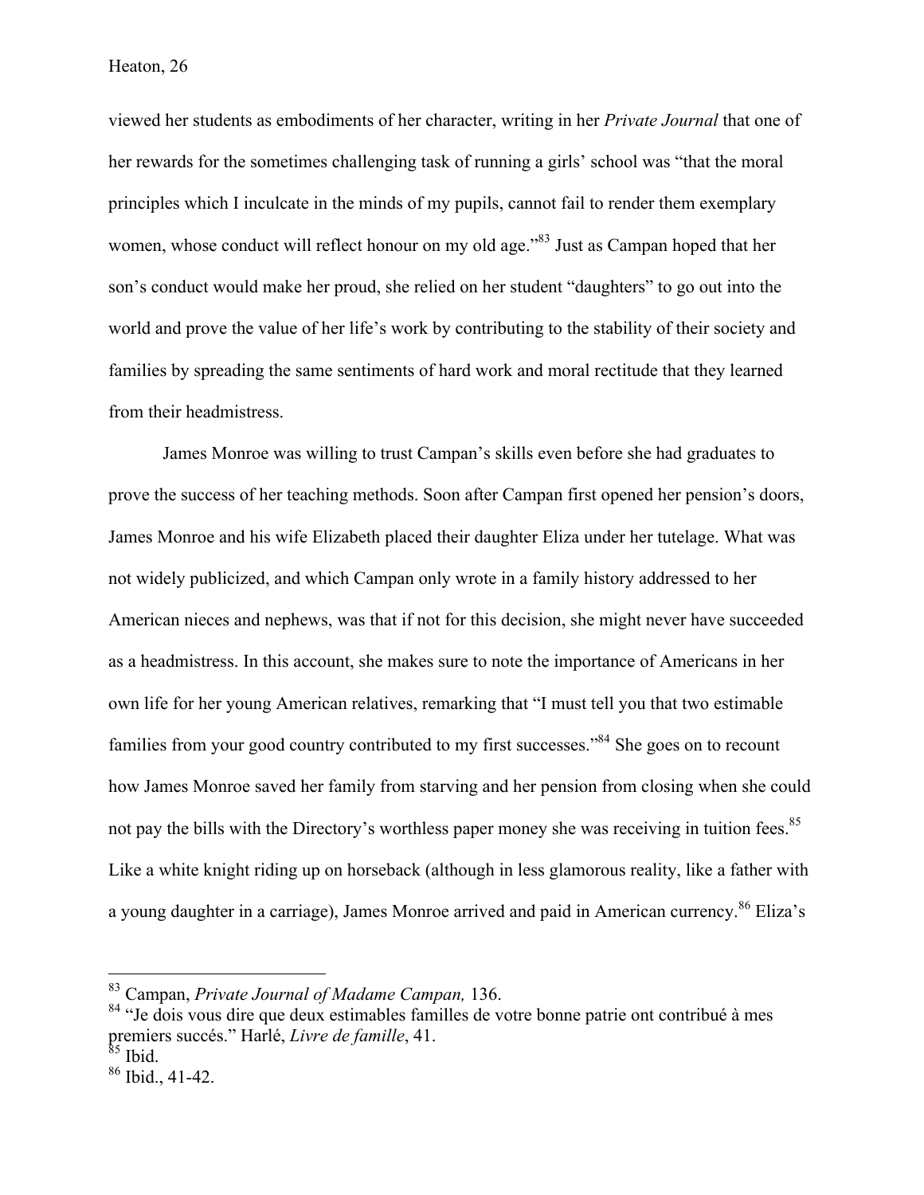viewed her students as embodiments of her character, writing in her *Private Journal* that one of her rewards for the sometimes challenging task of running a girls' school was "that the moral principles which I inculcate in the minds of my pupils, cannot fail to render them exemplary women, whose conduct will reflect honour on my old age."[83] Just as Campan hoped that her son's conduct would make her proud, she relied on her student "daughters" to go out into the world and prove the value of her life's work by contributing to the stability of their society and families by spreading the same sentiments of hard work and moral rectitude that they learned from their headmistress.

James Monroe was willing to trust Campan's skills even before she had graduates to prove the success of her teaching methods. Soon after Campan first opened her pension's doors, James Monroe and his wife Elizabeth placed their daughter Eliza under her tutelage. What was not widely publicized, and which Campan only wrote in a family history addressed to her American nieces and nephews, was that if not for this decision, she might never have succeeded as a headmistress. In this account, she makes sure to note the importance of Americans in her own life for her young American relatives, remarking that "I must tell you that two estimable families from your good country contributed to my first successes."[84] She goes on to recount how James Monroe saved her family from starving and her pension from closing when she could not pay the bills with the Directory's worthless paper money she was receiving in tuition fees.[85] Like a white knight riding up on horseback (although in less glamorous reality, like a father with a young daughter in a carriage), James Monroe arrived and paid in American currency.[86] Eliza's

---

[83] Campan, *Private Journal of Madame Campan,* 136.

[84] "Je dois vous dire que deux estimables familles de votre bonne patrie ont contribué à mes premiers succés." Harlé, *Livre de famille*, 41.

[85] Ibid.

[86] Ibid., 41-42.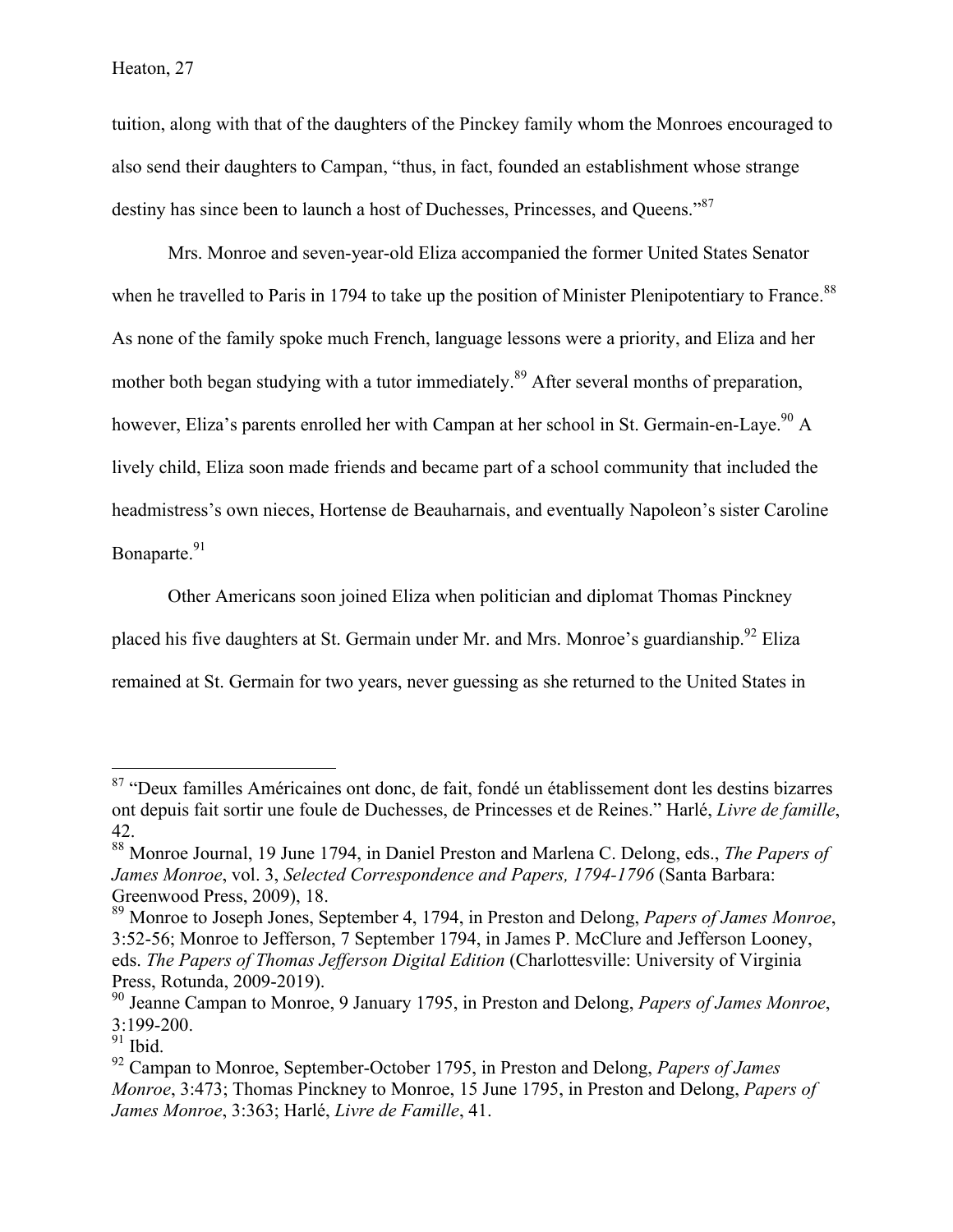tuition, along with that of the daughters of the Pinckey family whom the Monroes encouraged to also send their daughters to Campan, "thus, in fact, founded an establishment whose strange destiny has since been to launch a host of Duchesses, Princesses, and Queens."[87]

Mrs. Monroe and seven-year-old Eliza accompanied the former United States Senator when he travelled to Paris in 1794 to take up the position of Minister Plenipotentiary to France.[88] As none of the family spoke much French, language lessons were a priority, and Eliza and her mother both began studying with a tutor immediately.[89] After several months of preparation, however, Eliza's parents enrolled her with Campan at her school in St. Germain-en-Laye.[90] A lively child, Eliza soon made friends and became part of a school community that included the headmistress's own nieces, Hortense de Beauharnais, and eventually Napoleon's sister Caroline Bonaparte.[91]

Other Americans soon joined Eliza when politician and diplomat Thomas Pinckney placed his five daughters at St. Germain under Mr. and Mrs. Monroe's guardianship.[92] Eliza remained at St. Germain for two years, never guessing as she returned to the United States in

---

[87] "Deux familles Américaines ont donc, de fait, fondé un établissement dont les destins bizarres ont depuis fait sortir une foule de Duchesses, de Princesses et de Reines." Harlé, *Livre de famille*, 42.

[88] Monroe Journal, 19 June 1794, in Daniel Preston and Marlena C. Delong, eds., *The Papers of James Monroe*, vol. 3, *Selected Correspondence and Papers, 1794-1796* (Santa Barbara: Greenwood Press, 2009), 18.

[89] Monroe to Joseph Jones, September 4, 1794, in Preston and Delong, *Papers of James Monroe*, 3:52-56; Monroe to Jefferson, 7 September 1794, in James P. McClure and Jefferson Looney, eds. *The Papers of Thomas Jefferson Digital Edition* (Charlottesville: University of Virginia Press, Rotunda, 2009-2019).

[90] Jeanne Campan to Monroe, 9 January 1795, in Preston and Delong, *Papers of James Monroe*, 3:199-200.

[91] Ibid.

[92] Campan to Monroe, September-October 1795, in Preston and Delong, *Papers of James Monroe*, 3:473; Thomas Pinckney to Monroe, 15 June 1795, in Preston and Delong, *Papers of James Monroe*, 3:363; Harlé, *Livre de Famille*, 41.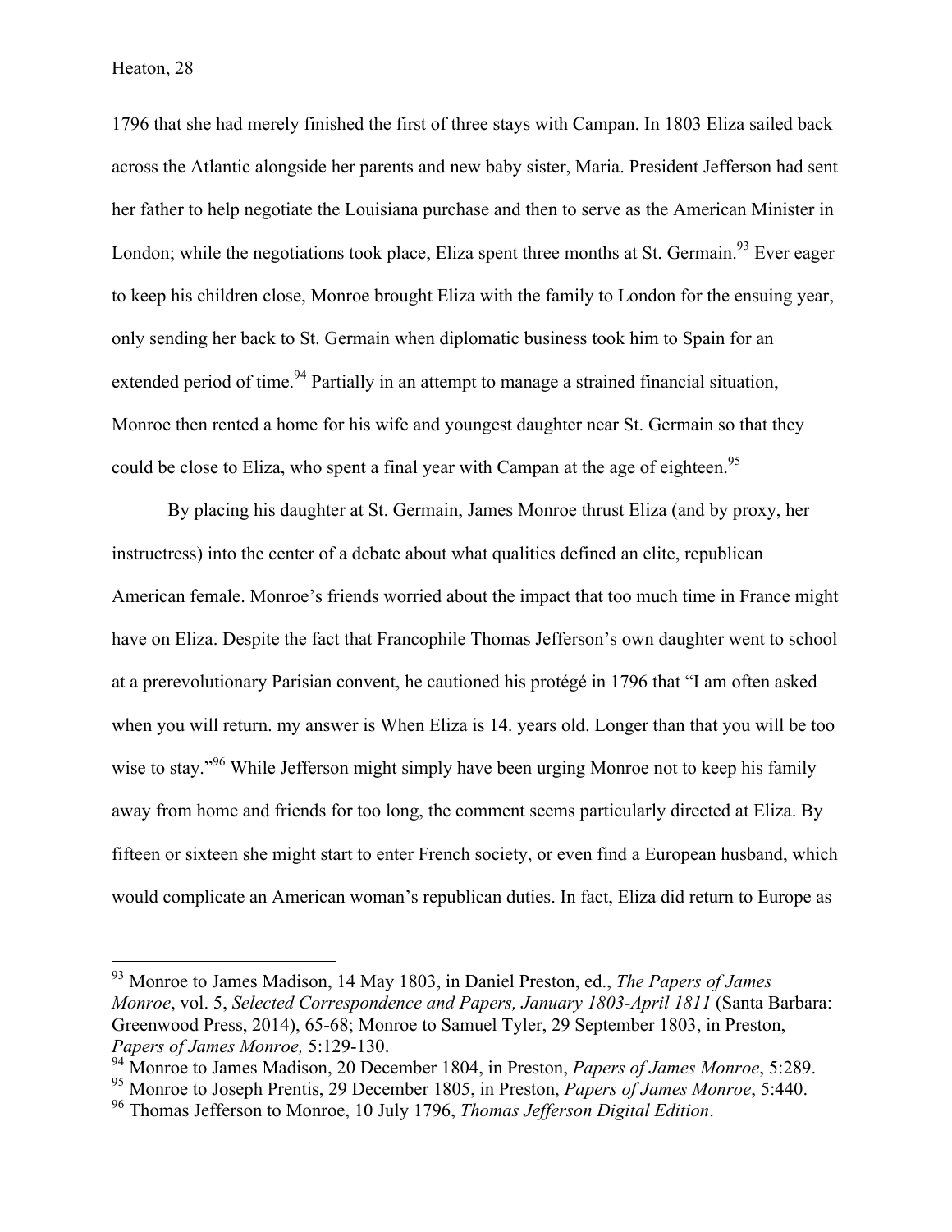1796 that she had merely finished the first of three stays with Campan. In 1803 Eliza sailed back across the Atlantic alongside her parents and new baby sister, Maria. President Jefferson had sent her father to help negotiate the Louisiana purchase and then to serve as the American Minister in London; while the negotiations took place, Eliza spent three months at St. Germain.[93] Ever eager to keep his children close, Monroe brought Eliza with the family to London for the ensuing year, only sending her back to St. Germain when diplomatic business took him to Spain for an extended period of time.[94] Partially in an attempt to manage a strained financial situation, Monroe then rented a home for his wife and youngest daughter near St. Germain so that they could be close to Eliza, who spent a final year with Campan at the age of eighteen.[95]

By placing his daughter at St. Germain, James Monroe thrust Eliza (and by proxy, her instructress) into the center of a debate about what qualities defined an elite, republican American female. Monroe's friends worried about the impact that too much time in France might have on Eliza. Despite the fact that Francophile Thomas Jefferson's own daughter went to school at a prerevolutionary Parisian convent, he cautioned his protégé in 1796 that "I am often asked when you will return. my answer is When Eliza is 14. years old. Longer than that you will be too wise to stay."[96] While Jefferson might simply have been urging Monroe not to keep his family away from home and friends for too long, the comment seems particularly directed at Eliza. By fifteen or sixteen she might start to enter French society, or even find a European husband, which would complicate an American woman's republican duties. In fact, Eliza did return to Europe as

---

[93] Monroe to James Madison, 14 May 1803, in Daniel Preston, ed., *The Papers of James Monroe*, vol. 5, *Selected Correspondence and Papers, January 1803-April 1811* (Santa Barbara: Greenwood Press, 2014), 65-68; Monroe to Samuel Tyler, 29 September 1803, in Preston, *Papers of James Monroe,* 5:129-130.

[94] Monroe to James Madison, 20 December 1804, in Preston, *Papers of James Monroe*, 5:289.

[95] Monroe to Joseph Prentis, 29 December 1805, in Preston, *Papers of James Monroe*, 5:440.

[96] Thomas Jefferson to Monroe, 10 July 1796, *Thomas Jefferson Digital Edition*.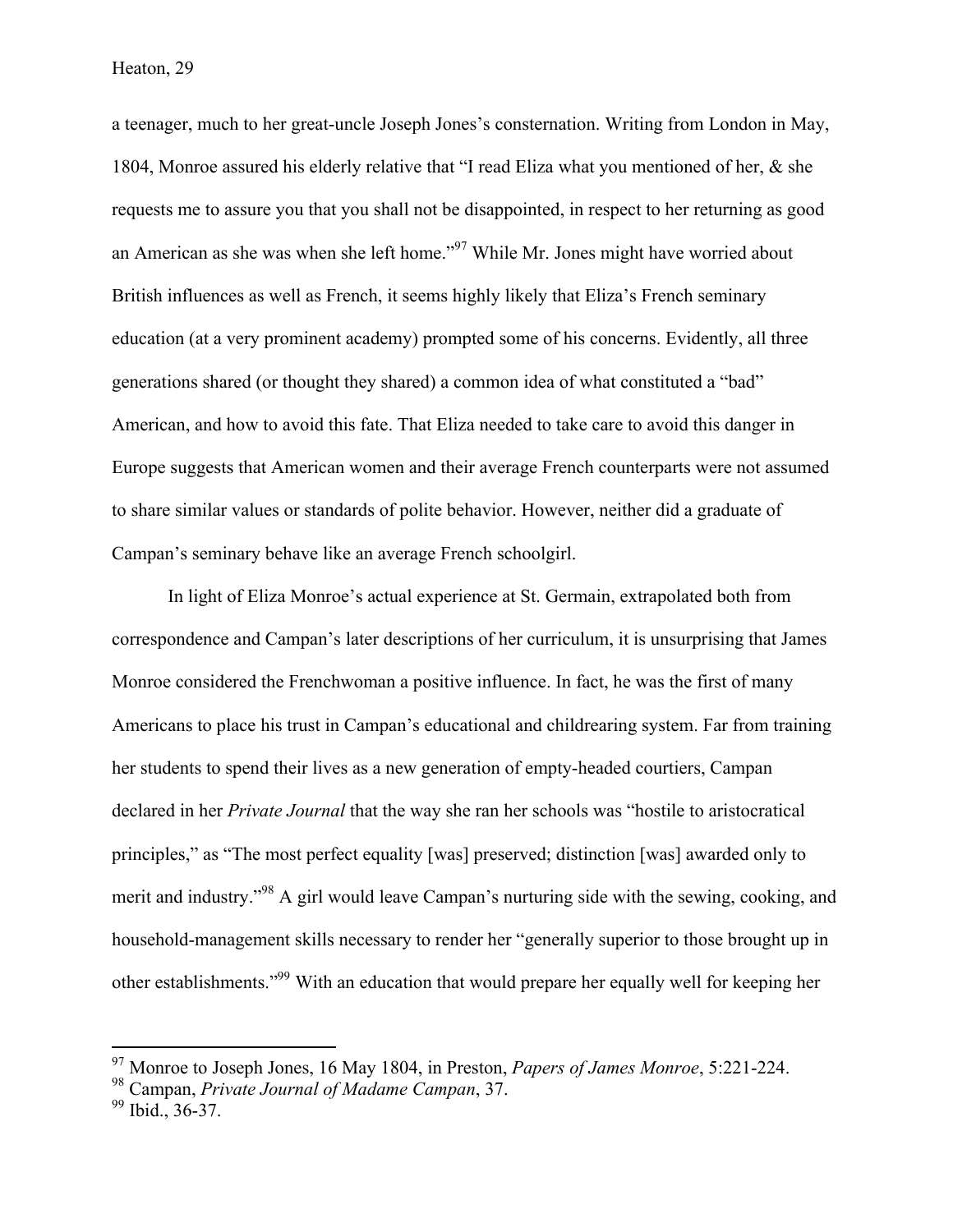a teenager, much to her great-uncle Joseph Jones's consternation. Writing from London in May, 1804, Monroe assured his elderly relative that "I read Eliza what you mentioned of her, & she requests me to assure you that you shall not be disappointed, in respect to her returning as good an American as she was when she left home."[97] While Mr. Jones might have worried about British influences as well as French, it seems highly likely that Eliza's French seminary education (at a very prominent academy) prompted some of his concerns. Evidently, all three generations shared (or thought they shared) a common idea of what constituted a "bad" American, and how to avoid this fate. That Eliza needed to take care to avoid this danger in Europe suggests that American women and their average French counterparts were not assumed to share similar values or standards of polite behavior. However, neither did a graduate of Campan's seminary behave like an average French schoolgirl.

In light of Eliza Monroe's actual experience at St. Germain, extrapolated both from correspondence and Campan's later descriptions of her curriculum, it is unsurprising that James Monroe considered the Frenchwoman a positive influence. In fact, he was the first of many Americans to place his trust in Campan's educational and childrearing system. Far from training her students to spend their lives as a new generation of empty-headed courtiers, Campan declared in her *Private Journal* that the way she ran her schools was "hostile to aristocratical principles," as "The most perfect equality [was] preserved; distinction [was] awarded only to merit and industry."[98] A girl would leave Campan's nurturing side with the sewing, cooking, and household-management skills necessary to render her "generally superior to those brought up in other establishments."[99] With an education that would prepare her equally well for keeping her

---

[97] Monroe to Joseph Jones, 16 May 1804, in Preston, *Papers of James Monroe*, 5:221-224.
[98] Campan, *Private Journal of Madame Campan*, 37.
[99] Ibid., 36-37.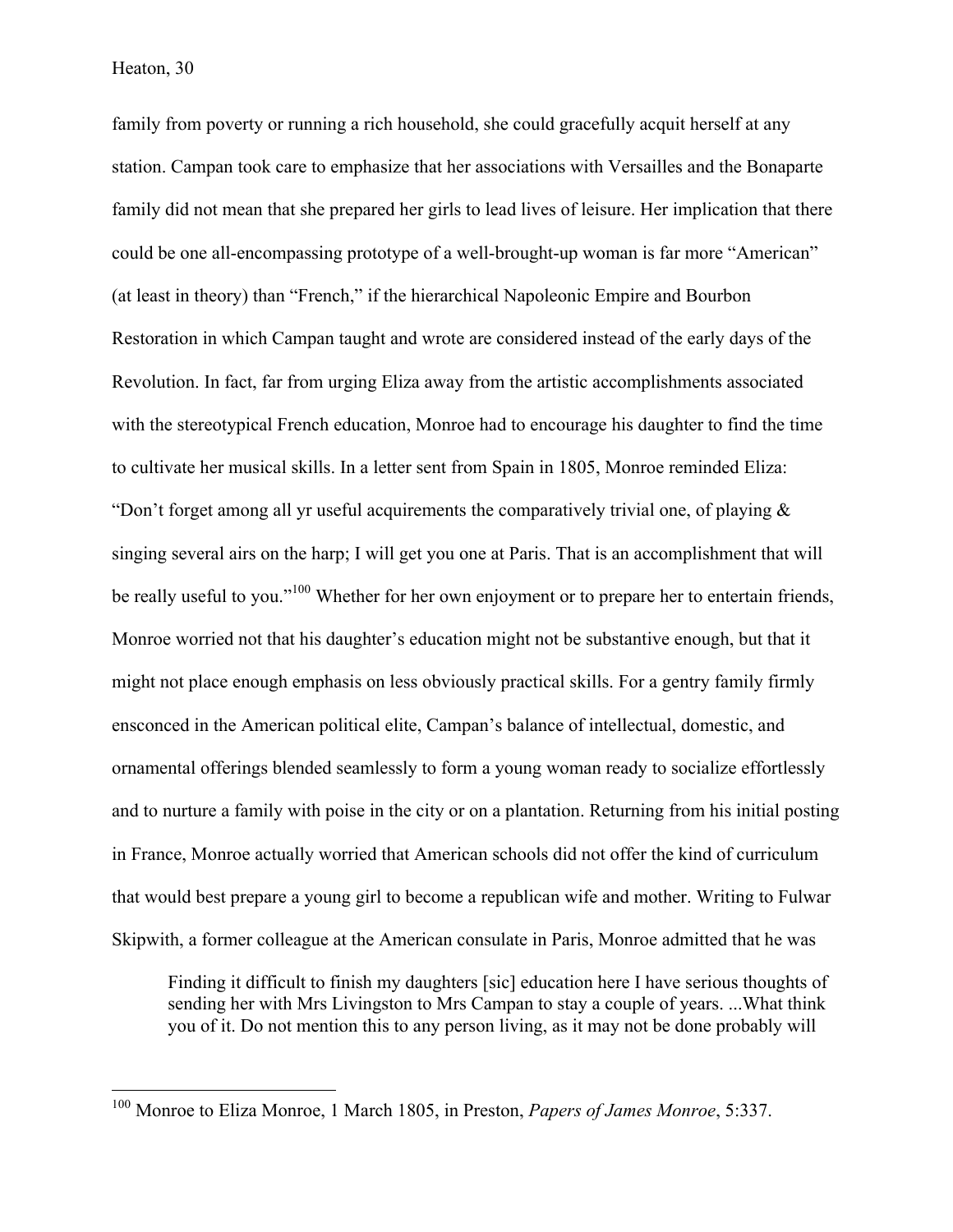family from poverty or running a rich household, she could gracefully acquit herself at any station. Campan took care to emphasize that her associations with Versailles and the Bonaparte family did not mean that she prepared her girls to lead lives of leisure. Her implication that there could be one all-encompassing prototype of a well-brought-up woman is far more "American" (at least in theory) than "French," if the hierarchical Napoleonic Empire and Bourbon Restoration in which Campan taught and wrote are considered instead of the early days of the Revolution. In fact, far from urging Eliza away from the artistic accomplishments associated with the stereotypical French education, Monroe had to encourage his daughter to find the time to cultivate her musical skills. In a letter sent from Spain in 1805, Monroe reminded Eliza: "Don't forget among all yr useful acquirements the comparatively trivial one, of playing & singing several airs on the harp; I will get you one at Paris. That is an accomplishment that will be really useful to you."[100] Whether for her own enjoyment or to prepare her to entertain friends, Monroe worried not that his daughter's education might not be substantive enough, but that it might not place enough emphasis on less obviously practical skills. For a gentry family firmly ensconced in the American political elite, Campan's balance of intellectual, domestic, and ornamental offerings blended seamlessly to form a young woman ready to socialize effortlessly and to nurture a family with poise in the city or on a plantation. Returning from his initial posting in France, Monroe actually worried that American schools did not offer the kind of curriculum that would best prepare a young girl to become a republican wife and mother. Writing to Fulwar Skipwith, a former colleague at the American consulate in Paris, Monroe admitted that he was

> Finding it difficult to finish my daughters [sic] education here I have serious thoughts of sending her with Mrs Livingston to Mrs Campan to stay a couple of years. ...What think you of it. Do not mention this to any person living, as it may not be done probably will

---

[100] Monroe to Eliza Monroe, 1 March 1805, in Preston, *Papers of James Monroe*, 5:337.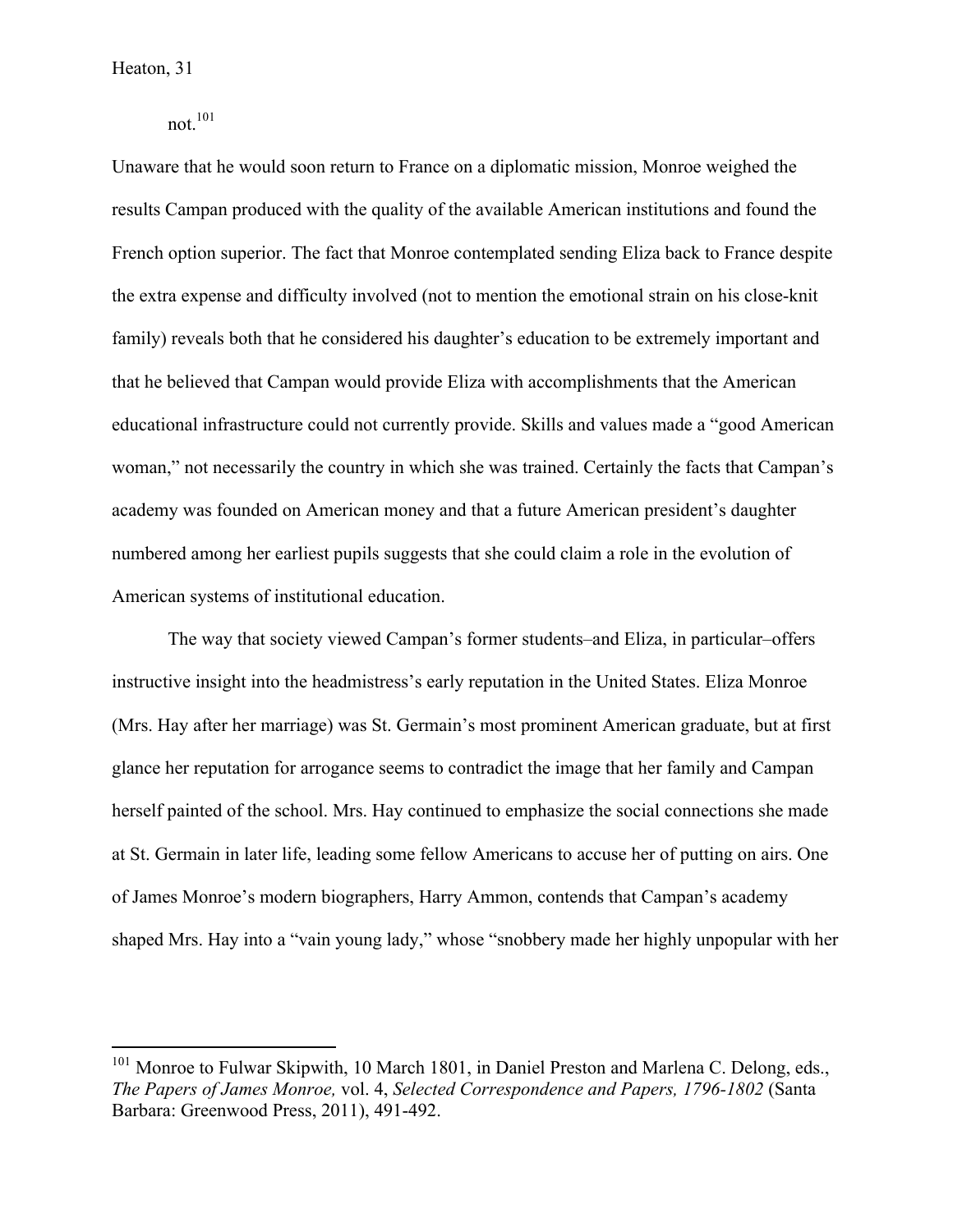not.[101]

Unaware that he would soon return to France on a diplomatic mission, Monroe weighed the results Campan produced with the quality of the available American institutions and found the French option superior. The fact that Monroe contemplated sending Eliza back to France despite the extra expense and difficulty involved (not to mention the emotional strain on his close-knit family) reveals both that he considered his daughter's education to be extremely important and that he believed that Campan would provide Eliza with accomplishments that the American educational infrastructure could not currently provide. Skills and values made a "good American woman," not necessarily the country in which she was trained. Certainly the facts that Campan's academy was founded on American money and that a future American president's daughter numbered among her earliest pupils suggests that she could claim a role in the evolution of American systems of institutional education.

The way that society viewed Campan's former students–and Eliza, in particular–offers instructive insight into the headmistress's early reputation in the United States. Eliza Monroe (Mrs. Hay after her marriage) was St. Germain's most prominent American graduate, but at first glance her reputation for arrogance seems to contradict the image that her family and Campan herself painted of the school. Mrs. Hay continued to emphasize the social connections she made at St. Germain in later life, leading some fellow Americans to accuse her of putting on airs. One of James Monroe's modern biographers, Harry Ammon, contends that Campan's academy shaped Mrs. Hay into a "vain young lady," whose "snobbery made her highly unpopular with her

---

[101] Monroe to Fulwar Skipwith, 10 March 1801, in Daniel Preston and Marlena C. Delong, eds., *The Papers of James Monroe,* vol. 4, *Selected Correspondence and Papers, 1796-1802* (Santa Barbara: Greenwood Press, 2011), 491-492.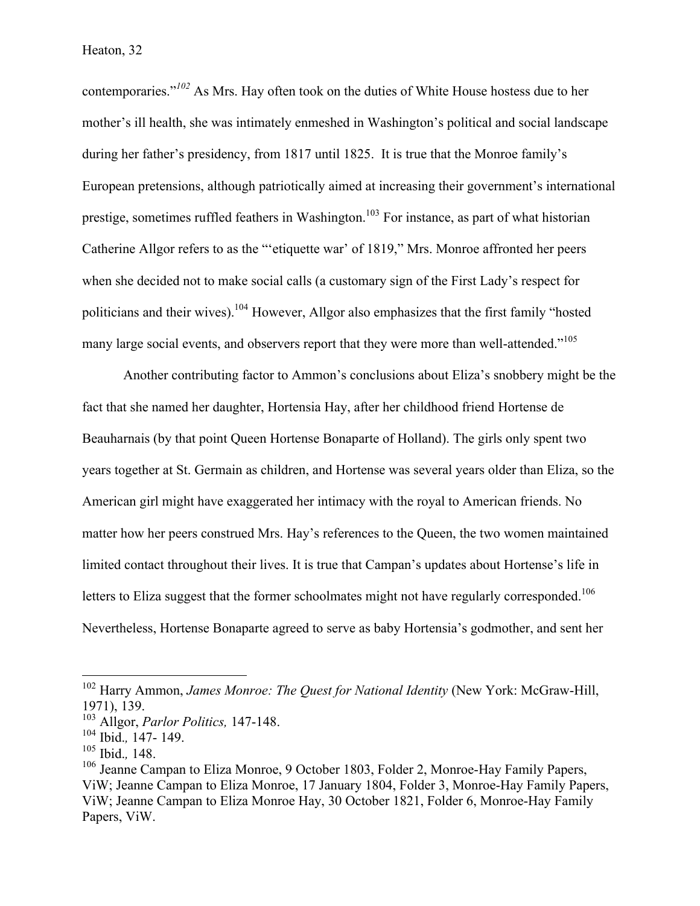contemporaries."[102] As Mrs. Hay often took on the duties of White House hostess due to her mother's ill health, she was intimately enmeshed in Washington's political and social landscape during her father's presidency, from 1817 until 1825. It is true that the Monroe family's European pretensions, although patriotically aimed at increasing their government's international prestige, sometimes ruffled feathers in Washington.[103] For instance, as part of what historian Catherine Allgor refers to as the "'etiquette war' of 1819," Mrs. Monroe affronted her peers when she decided not to make social calls (a customary sign of the First Lady's respect for politicians and their wives).[104] However, Allgor also emphasizes that the first family "hosted many large social events, and observers report that they were more than well-attended."[105]

Another contributing factor to Ammon's conclusions about Eliza's snobbery might be the fact that she named her daughter, Hortensia Hay, after her childhood friend Hortense de Beauharnais (by that point Queen Hortense Bonaparte of Holland). The girls only spent two years together at St. Germain as children, and Hortense was several years older than Eliza, so the American girl might have exaggerated her intimacy with the royal to American friends. No matter how her peers construed Mrs. Hay's references to the Queen, the two women maintained limited contact throughout their lives. It is true that Campan's updates about Hortense's life in letters to Eliza suggest that the former schoolmates might not have regularly corresponded.[106] Nevertheless, Hortense Bonaparte agreed to serve as baby Hortensia's godmother, and sent her

---

[102] Harry Ammon, *James Monroe: The Quest for National Identity* (New York: McGraw-Hill, 1971), 139.

[103] Allgor, *Parlor Politics,* 147-148.

[104] Ibid.*,* 147- 149.

[105] Ibid.*,* 148.

[106] Jeanne Campan to Eliza Monroe, 9 October 1803, Folder 2, Monroe-Hay Family Papers, ViW; Jeanne Campan to Eliza Monroe, 17 January 1804, Folder 3, Monroe-Hay Family Papers, ViW; Jeanne Campan to Eliza Monroe Hay, 30 October 1821, Folder 6, Monroe-Hay Family Papers, ViW.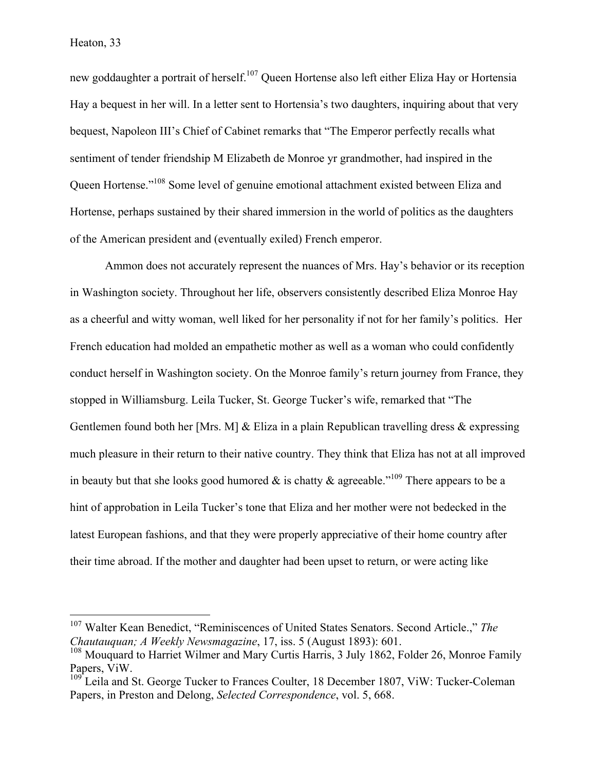new goddaughter a portrait of herself.[107] Queen Hortense also left either Eliza Hay or Hortensia Hay a bequest in her will. In a letter sent to Hortensia's two daughters, inquiring about that very bequest, Napoleon III's Chief of Cabinet remarks that "The Emperor perfectly recalls what sentiment of tender friendship M Elizabeth de Monroe yr grandmother, had inspired in the Queen Hortense."[108] Some level of genuine emotional attachment existed between Eliza and Hortense, perhaps sustained by their shared immersion in the world of politics as the daughters of the American president and (eventually exiled) French emperor.

Ammon does not accurately represent the nuances of Mrs. Hay's behavior or its reception in Washington society. Throughout her life, observers consistently described Eliza Monroe Hay as a cheerful and witty woman, well liked for her personality if not for her family's politics. Her French education had molded an empathetic mother as well as a woman who could confidently conduct herself in Washington society. On the Monroe family's return journey from France, they stopped in Williamsburg. Leila Tucker, St. George Tucker's wife, remarked that "The Gentlemen found both her [Mrs. M] & Eliza in a plain Republican travelling dress & expressing much pleasure in their return to their native country. They think that Eliza has not at all improved in beauty but that she looks good humored & is chatty & agreeable."[109] There appears to be a hint of approbation in Leila Tucker's tone that Eliza and her mother were not bedecked in the latest European fashions, and that they were properly appreciative of their home country after their time abroad. If the mother and daughter had been upset to return, or were acting like

---

[107] Walter Kean Benedict, "Reminiscences of United States Senators. Second Article.," *The Chautauquan; A Weekly Newsmagazine*, 17, iss. 5 (August 1893): 601.

[108] Mouquard to Harriet Wilmer and Mary Curtis Harris, 3 July 1862, Folder 26, Monroe Family Papers, ViW.

[109] Leila and St. George Tucker to Frances Coulter, 18 December 1807, ViW: Tucker-Coleman Papers, in Preston and Delong, *Selected Correspondence*, vol. 5, 668.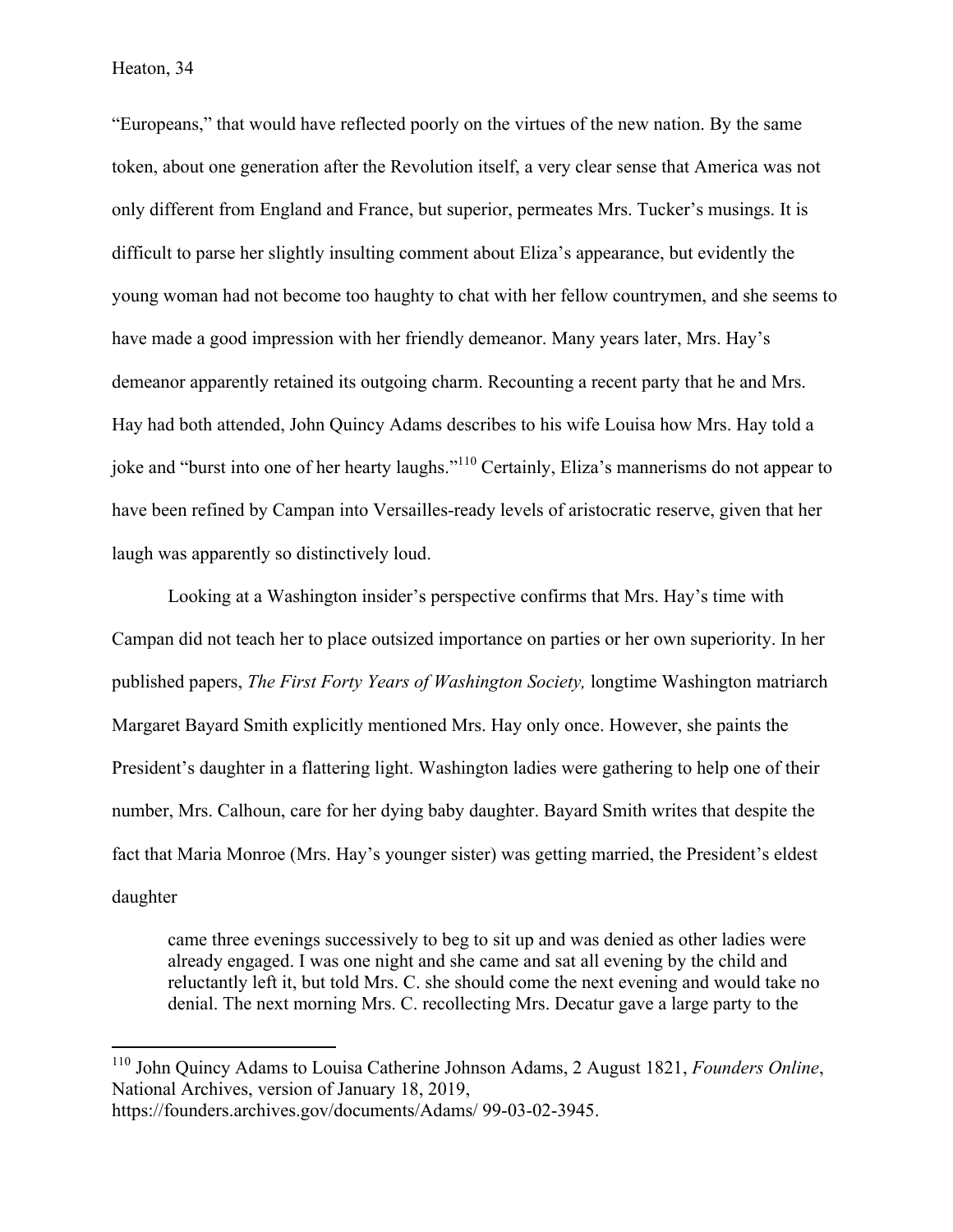"Europeans," that would have reflected poorly on the virtues of the new nation. By the same token, about one generation after the Revolution itself, a very clear sense that America was not only different from England and France, but superior, permeates Mrs. Tucker's musings. It is difficult to parse her slightly insulting comment about Eliza's appearance, but evidently the young woman had not become too haughty to chat with her fellow countrymen, and she seems to have made a good impression with her friendly demeanor. Many years later, Mrs. Hay's demeanor apparently retained its outgoing charm. Recounting a recent party that he and Mrs. Hay had both attended, John Quincy Adams describes to his wife Louisa how Mrs. Hay told a joke and "burst into one of her hearty laughs."[110] Certainly, Eliza's mannerisms do not appear to have been refined by Campan into Versailles-ready levels of aristocratic reserve, given that her laugh was apparently so distinctively loud.

Looking at a Washington insider's perspective confirms that Mrs. Hay's time with Campan did not teach her to place outsized importance on parties or her own superiority. In her published papers, *The First Forty Years of Washington Society,* longtime Washington matriarch Margaret Bayard Smith explicitly mentioned Mrs. Hay only once. However, she paints the President's daughter in a flattering light. Washington ladies were gathering to help one of their number, Mrs. Calhoun, care for her dying baby daughter. Bayard Smith writes that despite the fact that Maria Monroe (Mrs. Hay's younger sister) was getting married, the President's eldest daughter

> came three evenings successively to beg to sit up and was denied as other ladies were already engaged. I was one night and she came and sat all evening by the child and reluctantly left it, but told Mrs. C. she should come the next evening and would take no denial. The next morning Mrs. C. recollecting Mrs. Decatur gave a large party to the

[110] John Quincy Adams to Louisa Catherine Johnson Adams, 2 August 1821, *Founders Online*, National Archives, version of January 18, 2019, https://founders.archives.gov/documents/Adams/ 99-03-02-3945.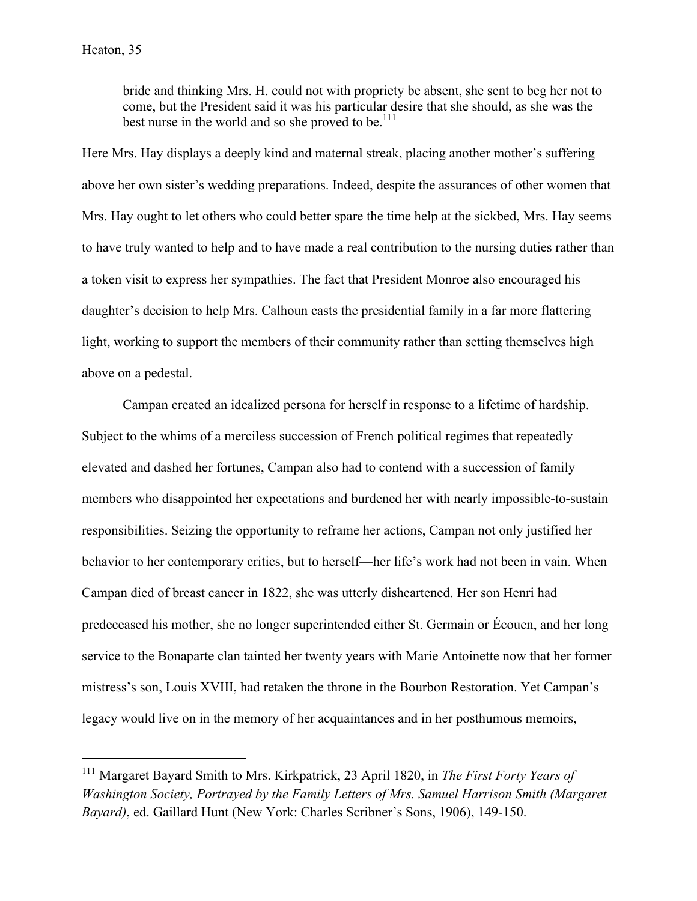> bride and thinking Mrs. H. could not with propriety be absent, she sent to beg her not to come, but the President said it was his particular desire that she should, as she was the best nurse in the world and so she proved to be.[111]

Here Mrs. Hay displays a deeply kind and maternal streak, placing another mother's suffering above her own sister's wedding preparations. Indeed, despite the assurances of other women that Mrs. Hay ought to let others who could better spare the time help at the sickbed, Mrs. Hay seems to have truly wanted to help and to have made a real contribution to the nursing duties rather than a token visit to express her sympathies. The fact that President Monroe also encouraged his daughter's decision to help Mrs. Calhoun casts the presidential family in a far more flattering light, working to support the members of their community rather than setting themselves high above on a pedestal.

Campan created an idealized persona for herself in response to a lifetime of hardship. Subject to the whims of a merciless succession of French political regimes that repeatedly elevated and dashed her fortunes, Campan also had to contend with a succession of family members who disappointed her expectations and burdened her with nearly impossible-to-sustain responsibilities. Seizing the opportunity to reframe her actions, Campan not only justified her behavior to her contemporary critics, but to herself—her life's work had not been in vain. When Campan died of breast cancer in 1822, she was utterly disheartened. Her son Henri had predeceased his mother, she no longer superintended either St. Germain or Écouen, and her long service to the Bonaparte clan tainted her twenty years with Marie Antoinette now that her former mistress's son, Louis XVIII, had retaken the throne in the Bourbon Restoration. Yet Campan's legacy would live on in the memory of her acquaintances and in her posthumous memoirs,

---

[111] Margaret Bayard Smith to Mrs. Kirkpatrick, 23 April 1820, in *The First Forty Years of Washington Society, Portrayed by the Family Letters of Mrs. Samuel Harrison Smith (Margaret Bayard)*, ed. Gaillard Hunt (New York: Charles Scribner's Sons, 1906), 149-150.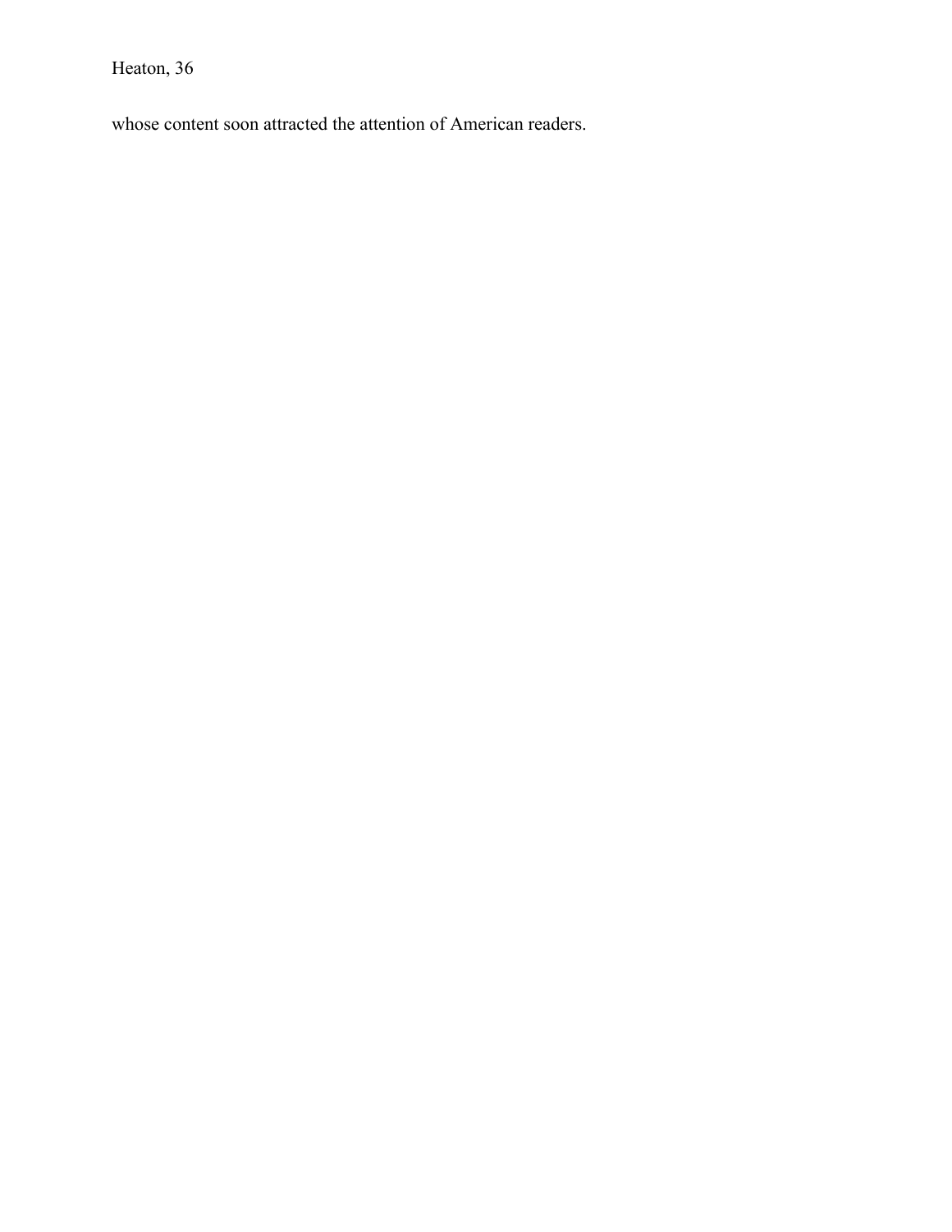whose content soon attracted the attention of American readers.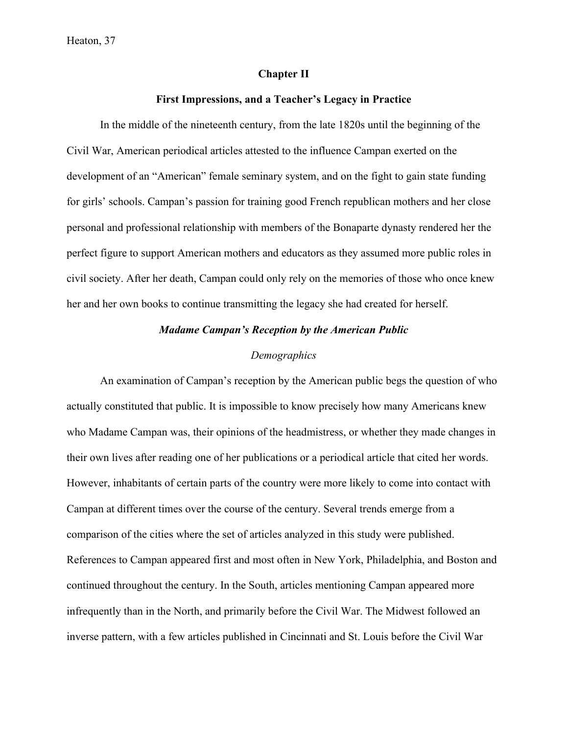## Chapter II

### First Impressions, and a Teacher's Legacy in Practice

In the middle of the nineteenth century, from the late 1820s until the beginning of the Civil War, American periodical articles attested to the influence Campan exerted on the development of an "American" female seminary system, and on the fight to gain state funding for girls' schools. Campan's passion for training good French republican mothers and her close personal and professional relationship with members of the Bonaparte dynasty rendered her the perfect figure to support American mothers and educators as they assumed more public roles in civil society. After her death, Campan could only rely on the memories of those who once knew her and her own books to continue transmitting the legacy she had created for herself.

### *Madame Campan's Reception by the American Public*

#### *Demographics*

An examination of Campan's reception by the American public begs the question of who actually constituted that public. It is impossible to know precisely how many Americans knew who Madame Campan was, their opinions of the headmistress, or whether they made changes in their own lives after reading one of her publications or a periodical article that cited her words. However, inhabitants of certain parts of the country were more likely to come into contact with Campan at different times over the course of the century. Several trends emerge from a comparison of the cities where the set of articles analyzed in this study were published. References to Campan appeared first and most often in New York, Philadelphia, and Boston and continued throughout the century. In the South, articles mentioning Campan appeared more infrequently than in the North, and primarily before the Civil War. The Midwest followed an inverse pattern, with a few articles published in Cincinnati and St. Louis before the Civil War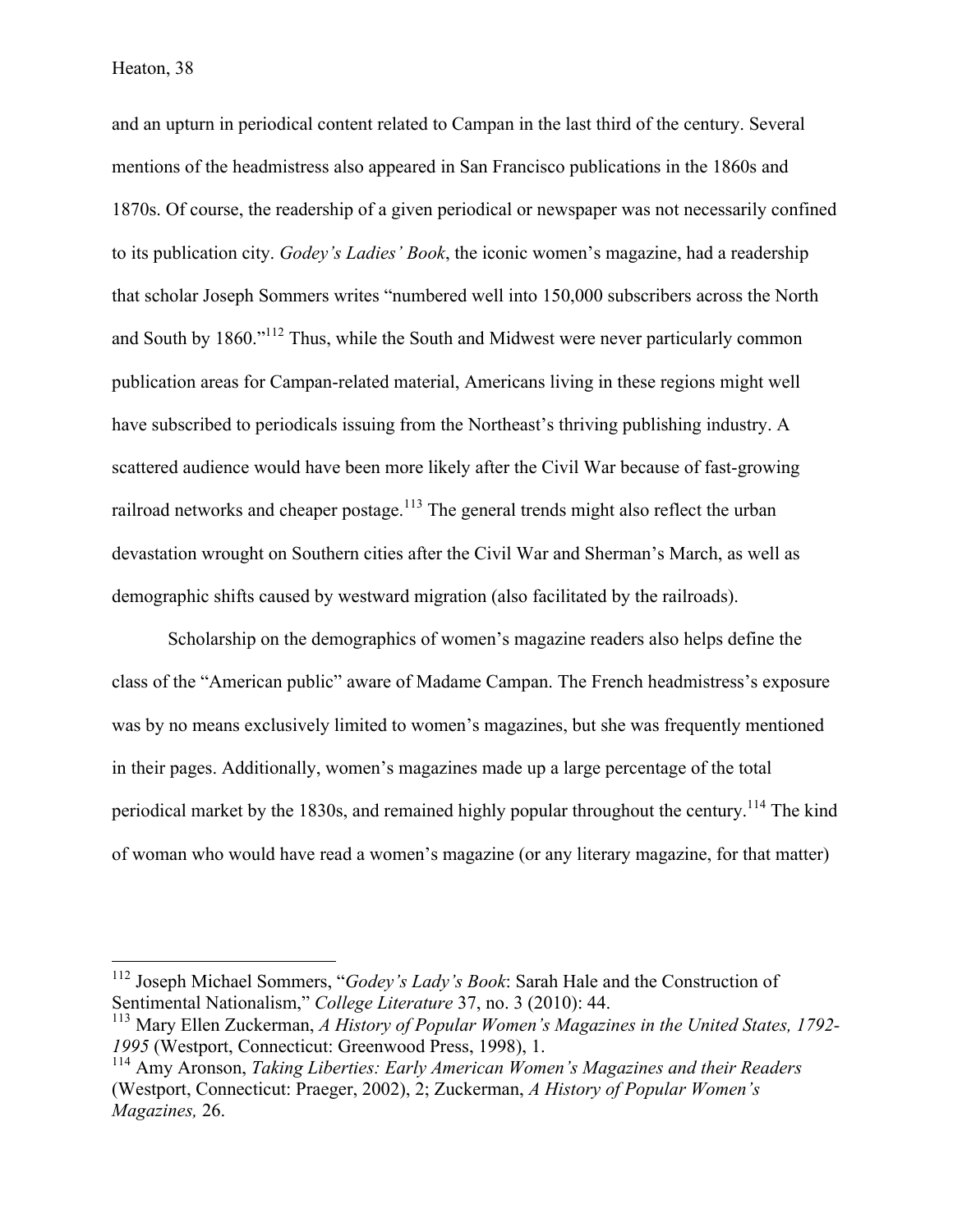and an upturn in periodical content related to Campan in the last third of the century. Several mentions of the headmistress also appeared in San Francisco publications in the 1860s and 1870s. Of course, the readership of a given periodical or newspaper was not necessarily confined to its publication city. *Godey's Ladies' Book*, the iconic women's magazine, had a readership that scholar Joseph Sommers writes "numbered well into 150,000 subscribers across the North and South by 1860."[112] Thus, while the South and Midwest were never particularly common publication areas for Campan-related material, Americans living in these regions might well have subscribed to periodicals issuing from the Northeast's thriving publishing industry. A scattered audience would have been more likely after the Civil War because of fast-growing railroad networks and cheaper postage.[113] The general trends might also reflect the urban devastation wrought on Southern cities after the Civil War and Sherman's March, as well as demographic shifts caused by westward migration (also facilitated by the railroads).

Scholarship on the demographics of women's magazine readers also helps define the class of the "American public" aware of Madame Campan. The French headmistress's exposure was by no means exclusively limited to women's magazines, but she was frequently mentioned in their pages. Additionally, women's magazines made up a large percentage of the total periodical market by the 1830s, and remained highly popular throughout the century.[114] The kind of woman who would have read a women's magazine (or any literary magazine, for that matter)

---

[112] Joseph Michael Sommers, "*Godey's Lady's Book*: Sarah Hale and the Construction of Sentimental Nationalism," *College Literature* 37, no. 3 (2010): 44.

[113] Mary Ellen Zuckerman, *A History of Popular Women's Magazines in the United States, 1792-1995* (Westport, Connecticut: Greenwood Press, 1998), 1.

[114] Amy Aronson, *Taking Liberties: Early American Women's Magazines and their Readers* (Westport, Connecticut: Praeger, 2002), 2; Zuckerman, *A History of Popular Women's Magazines,* 26.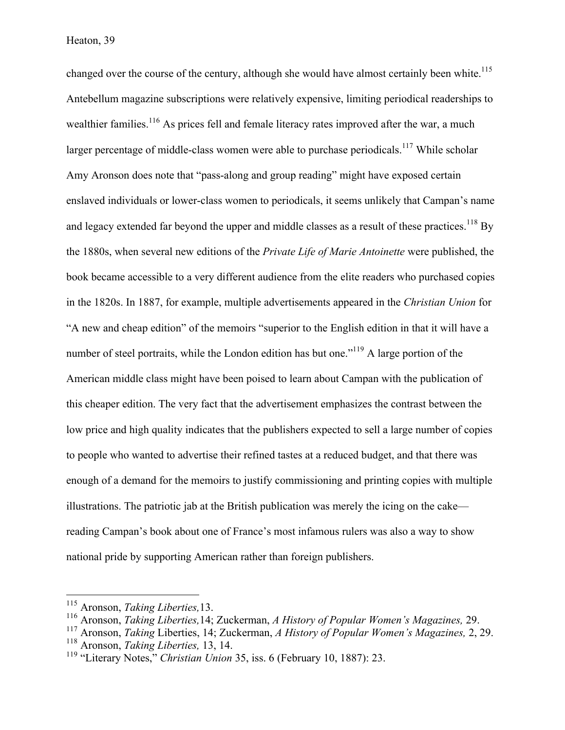changed over the course of the century, although she would have almost certainly been white.[115] Antebellum magazine subscriptions were relatively expensive, limiting periodical readerships to wealthier families.[116] As prices fell and female literacy rates improved after the war, a much larger percentage of middle-class women were able to purchase periodicals.[117] While scholar Amy Aronson does note that "pass-along and group reading" might have exposed certain enslaved individuals or lower-class women to periodicals, it seems unlikely that Campan's name and legacy extended far beyond the upper and middle classes as a result of these practices.[118] By the 1880s, when several new editions of the *Private Life of Marie Antoinette* were published, the book became accessible to a very different audience from the elite readers who purchased copies in the 1820s. In 1887, for example, multiple advertisements appeared in the *Christian Union* for "A new and cheap edition" of the memoirs "superior to the English edition in that it will have a number of steel portraits, while the London edition has but one."[119] A large portion of the American middle class might have been poised to learn about Campan with the publication of this cheaper edition. The very fact that the advertisement emphasizes the contrast between the low price and high quality indicates that the publishers expected to sell a large number of copies to people who wanted to advertise their refined tastes at a reduced budget, and that there was enough of a demand for the memoirs to justify commissioning and printing copies with multiple illustrations. The patriotic jab at the British publication was merely the icing on the cake—reading Campan's book about one of France's most infamous rulers was also a way to show national pride by supporting American rather than foreign publishers.

---

[115] Aronson, *Taking Liberties,*13.

[116] Aronson, *Taking Liberties,*14; Zuckerman, *A History of Popular Women's Magazines,* 29.

[117] Aronson, *Taking* Liberties, 14; Zuckerman, *A History of Popular Women's Magazines,* 2, 29.

[118] Aronson, *Taking Liberties,* 13, 14.

[119] "Literary Notes," *Christian Union* 35, iss. 6 (February 10, 1887): 23.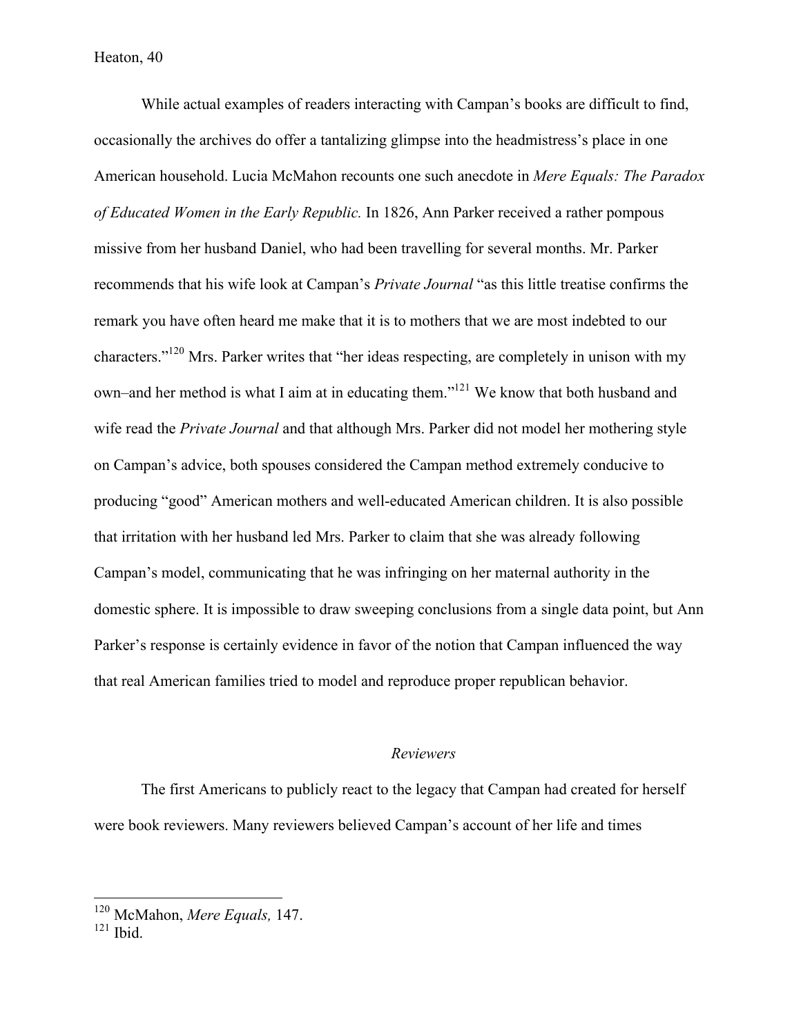While actual examples of readers interacting with Campan's books are difficult to find, occasionally the archives do offer a tantalizing glimpse into the headmistress's place in one American household. Lucia McMahon recounts one such anecdote in *Mere Equals: The Paradox of Educated Women in the Early Republic.* In 1826, Ann Parker received a rather pompous missive from her husband Daniel, who had been travelling for several months. Mr. Parker recommends that his wife look at Campan's *Private Journal* "as this little treatise confirms the remark you have often heard me make that it is to mothers that we are most indebted to our characters."[120] Mrs. Parker writes that "her ideas respecting, are completely in unison with my own–and her method is what I aim at in educating them."[121] We know that both husband and wife read the *Private Journal* and that although Mrs. Parker did not model her mothering style on Campan's advice, both spouses considered the Campan method extremely conducive to producing "good" American mothers and well-educated American children. It is also possible that irritation with her husband led Mrs. Parker to claim that she was already following Campan's model, communicating that he was infringing on her maternal authority in the domestic sphere. It is impossible to draw sweeping conclusions from a single data point, but Ann Parker's response is certainly evidence in favor of the notion that Campan influenced the way that real American families tried to model and reproduce proper republican behavior.

### *Reviewers*

The first Americans to publicly react to the legacy that Campan had created for herself were book reviewers. Many reviewers believed Campan's account of her life and times

---

[120] McMahon, *Mere Equals,* 147.
[121] Ibid.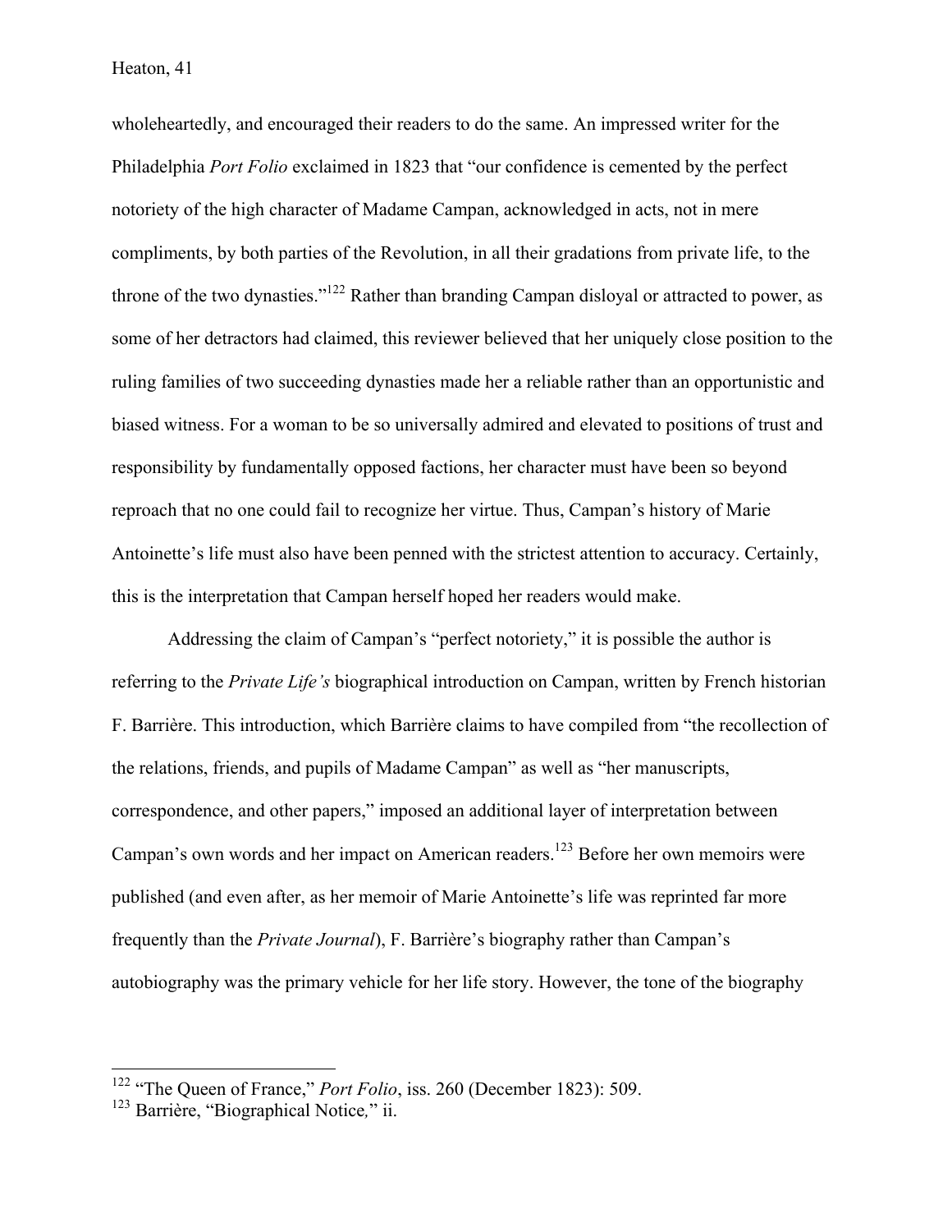wholeheartedly, and encouraged their readers to do the same. An impressed writer for the Philadelphia *Port Folio* exclaimed in 1823 that "our confidence is cemented by the perfect notoriety of the high character of Madame Campan, acknowledged in acts, not in mere compliments, by both parties of the Revolution, in all their gradations from private life, to the throne of the two dynasties."[122] Rather than branding Campan disloyal or attracted to power, as some of her detractors had claimed, this reviewer believed that her uniquely close position to the ruling families of two succeeding dynasties made her a reliable rather than an opportunistic and biased witness. For a woman to be so universally admired and elevated to positions of trust and responsibility by fundamentally opposed factions, her character must have been so beyond reproach that no one could fail to recognize her virtue. Thus, Campan's history of Marie Antoinette's life must also have been penned with the strictest attention to accuracy. Certainly, this is the interpretation that Campan herself hoped her readers would make.

Addressing the claim of Campan's "perfect notoriety," it is possible the author is referring to the *Private Life's* biographical introduction on Campan, written by French historian F. Barrière. This introduction, which Barrière claims to have compiled from "the recollection of the relations, friends, and pupils of Madame Campan" as well as "her manuscripts, correspondence, and other papers," imposed an additional layer of interpretation between Campan's own words and her impact on American readers.[123] Before her own memoirs were published (and even after, as her memoir of Marie Antoinette's life was reprinted far more frequently than the *Private Journal*), F. Barrière's biography rather than Campan's autobiography was the primary vehicle for her life story. However, the tone of the biography

---

[122] "The Queen of France," *Port Folio*, iss. 260 (December 1823): 509.

[123] Barrière, "Biographical Notice," ii.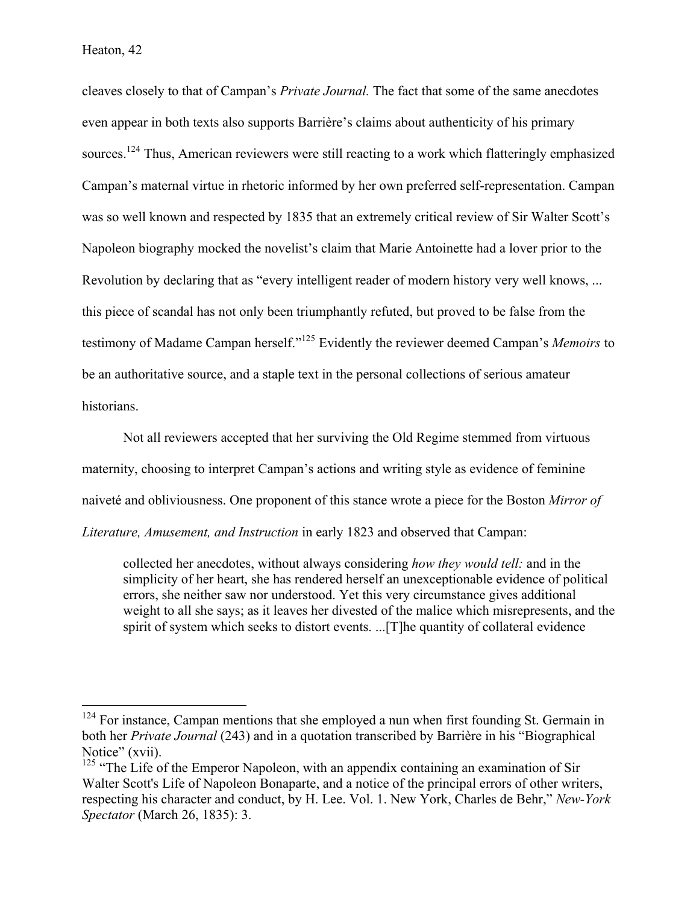cleaves closely to that of Campan's *Private Journal.* The fact that some of the same anecdotes even appear in both texts also supports Barrière's claims about authenticity of his primary sources.[124] Thus, American reviewers were still reacting to a work which flatteringly emphasized Campan's maternal virtue in rhetoric informed by her own preferred self-representation. Campan was so well known and respected by 1835 that an extremely critical review of Sir Walter Scott's Napoleon biography mocked the novelist's claim that Marie Antoinette had a lover prior to the Revolution by declaring that as "every intelligent reader of modern history very well knows, ... this piece of scandal has not only been triumphantly refuted, but proved to be false from the testimony of Madame Campan herself."[125] Evidently the reviewer deemed Campan's *Memoirs* to be an authoritative source, and a staple text in the personal collections of serious amateur historians.

Not all reviewers accepted that her surviving the Old Regime stemmed from virtuous maternity, choosing to interpret Campan's actions and writing style as evidence of feminine naiveté and obliviousness. One proponent of this stance wrote a piece for the Boston *Mirror of Literature, Amusement, and Instruction* in early 1823 and observed that Campan:

> collected her anecdotes, without always considering *how they would tell:* and in the simplicity of her heart, she has rendered herself an unexceptionable evidence of political errors, she neither saw nor understood. Yet this very circumstance gives additional weight to all she says; as it leaves her divested of the malice which misrepresents, and the spirit of system which seeks to distort events. ...[T]he quantity of collateral evidence

---

[124] For instance, Campan mentions that she employed a nun when first founding St. Germain in both her *Private Journal* (243) and in a quotation transcribed by Barrière in his "Biographical Notice" (xvii).

[125] "The Life of the Emperor Napoleon, with an appendix containing an examination of Sir Walter Scott's Life of Napoleon Bonaparte, and a notice of the principal errors of other writers, respecting his character and conduct, by H. Lee. Vol. 1. New York, Charles de Behr," *New-York Spectator* (March 26, 1835): 3.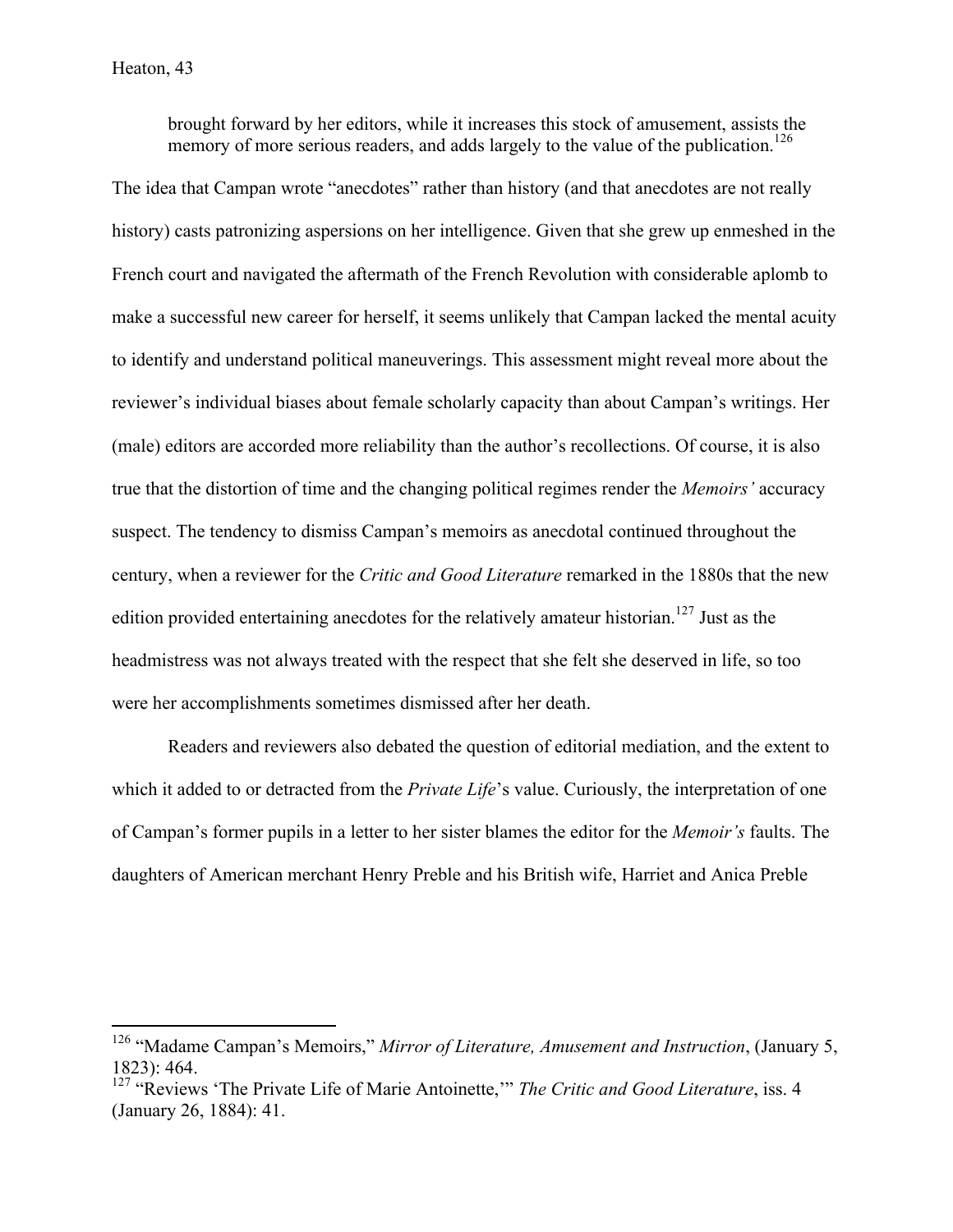> brought forward by her editors, while it increases this stock of amusement, assists the memory of more serious readers, and adds largely to the value of the publication.[126]

The idea that Campan wrote "anecdotes" rather than history (and that anecdotes are not really history) casts patronizing aspersions on her intelligence. Given that she grew up enmeshed in the French court and navigated the aftermath of the French Revolution with considerable aplomb to make a successful new career for herself, it seems unlikely that Campan lacked the mental acuity to identify and understand political maneuverings. This assessment might reveal more about the reviewer's individual biases about female scholarly capacity than about Campan's writings. Her (male) editors are accorded more reliability than the author's recollections. Of course, it is also true that the distortion of time and the changing political regimes render the *Memoirs'* accuracy suspect. The tendency to dismiss Campan's memoirs as anecdotal continued throughout the century, when a reviewer for the *Critic and Good Literature* remarked in the 1880s that the new edition provided entertaining anecdotes for the relatively amateur historian.[127] Just as the headmistress was not always treated with the respect that she felt she deserved in life, so too were her accomplishments sometimes dismissed after her death.

Readers and reviewers also debated the question of editorial mediation, and the extent to which it added to or detracted from the *Private Life*'s value. Curiously, the interpretation of one of Campan's former pupils in a letter to her sister blames the editor for the *Memoir's* faults. The daughters of American merchant Henry Preble and his British wife, Harriet and Anica Preble

---

[126] "Madame Campan's Memoirs," *Mirror of Literature, Amusement and Instruction*, (January 5, 1823): 464.

[127] "Reviews 'The Private Life of Marie Antoinette,'" *The Critic and Good Literature*, iss. 4 (January 26, 1884): 41.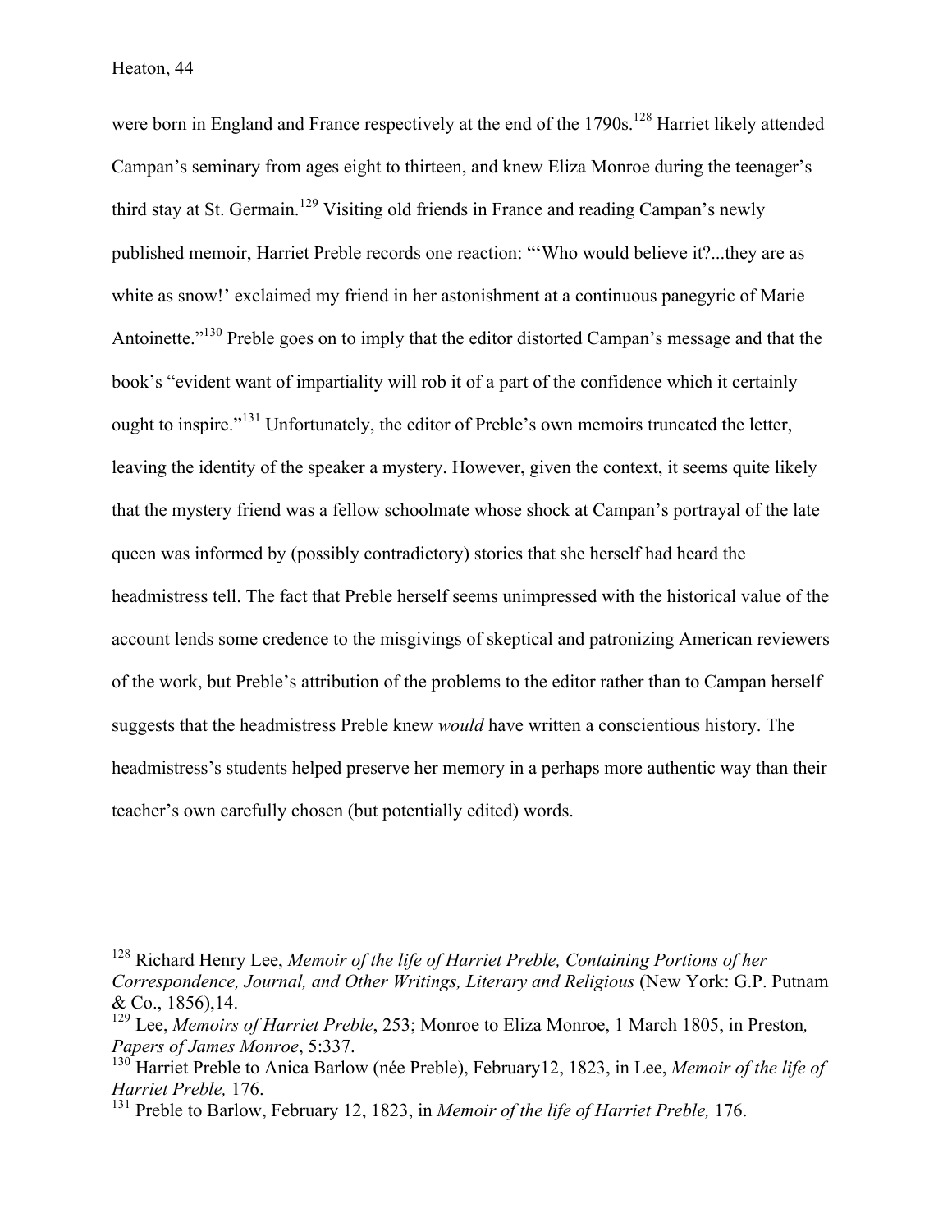were born in England and France respectively at the end of the 1790s.[128] Harriet likely attended Campan's seminary from ages eight to thirteen, and knew Eliza Monroe during the teenager's third stay at St. Germain.[129] Visiting old friends in France and reading Campan's newly published memoir, Harriet Preble records one reaction: "'Who would believe it?...they are as white as snow!' exclaimed my friend in her astonishment at a continuous panegyric of Marie Antoinette."[130] Preble goes on to imply that the editor distorted Campan's message and that the book's "evident want of impartiality will rob it of a part of the confidence which it certainly ought to inspire."[131] Unfortunately, the editor of Preble's own memoirs truncated the letter, leaving the identity of the speaker a mystery. However, given the context, it seems quite likely that the mystery friend was a fellow schoolmate whose shock at Campan's portrayal of the late queen was informed by (possibly contradictory) stories that she herself had heard the headmistress tell. The fact that Preble herself seems unimpressed with the historical value of the account lends some credence to the misgivings of skeptical and patronizing American reviewers of the work, but Preble's attribution of the problems to the editor rather than to Campan herself suggests that the headmistress Preble knew *would* have written a conscientious history. The headmistress's students helped preserve her memory in a perhaps more authentic way than their teacher's own carefully chosen (but potentially edited) words.

---

[128] Richard Henry Lee, *Memoir of the life of Harriet Preble, Containing Portions of her Correspondence, Journal, and Other Writings, Literary and Religious* (New York: G.P. Putnam & Co., 1856),14.

[129] Lee, *Memoirs of Harriet Preble*, 253; Monroe to Eliza Monroe, 1 March 1805, in Preston*, Papers of James Monroe*, 5:337.

[130] Harriet Preble to Anica Barlow (née Preble), February12, 1823, in Lee, *Memoir of the life of Harriet Preble,* 176.

[131] Preble to Barlow, February 12, 1823, in *Memoir of the life of Harriet Preble,* 176.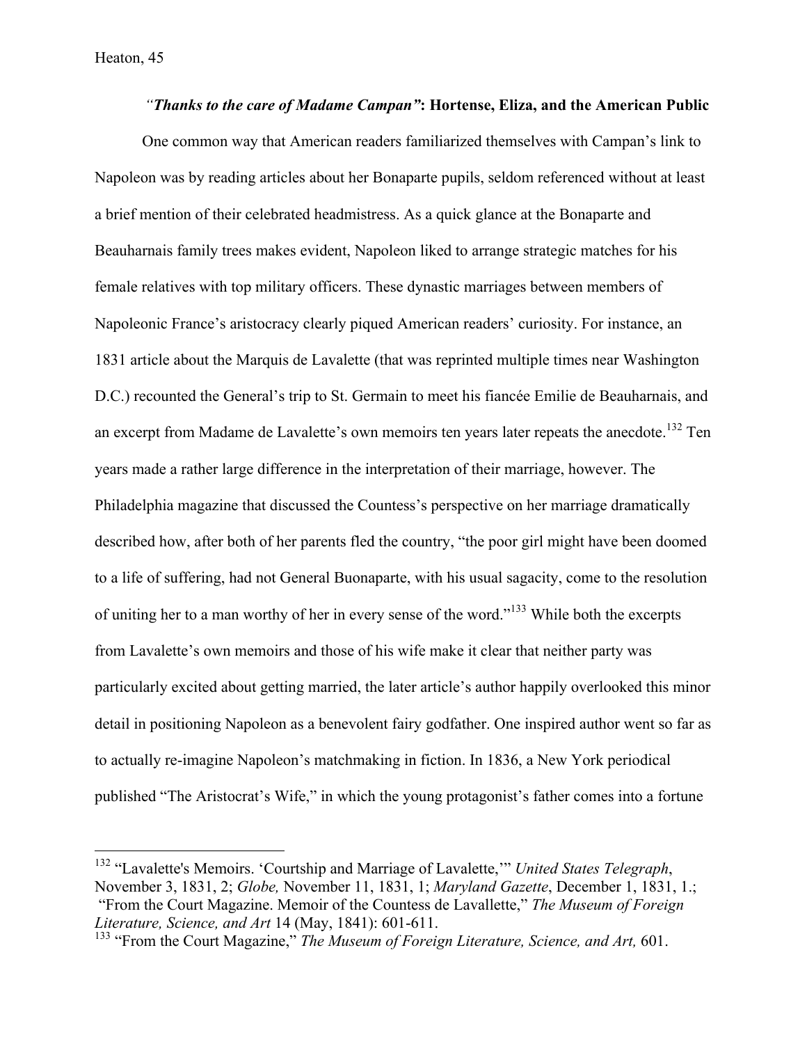### *"Thanks to the care of Madame Campan"*: Hortense, Eliza, and the American Public

One common way that American readers familiarized themselves with Campan's link to Napoleon was by reading articles about her Bonaparte pupils, seldom referenced without at least a brief mention of their celebrated headmistress. As a quick glance at the Bonaparte and Beauharnais family trees makes evident, Napoleon liked to arrange strategic matches for his female relatives with top military officers. These dynastic marriages between members of Napoleonic France's aristocracy clearly piqued American readers' curiosity. For instance, an 1831 article about the Marquis de Lavalette (that was reprinted multiple times near Washington D.C.) recounted the General's trip to St. Germain to meet his fiancée Emilie de Beauharnais, and an excerpt from Madame de Lavalette's own memoirs ten years later repeats the anecdote.[132] Ten years made a rather large difference in the interpretation of their marriage, however. The Philadelphia magazine that discussed the Countess's perspective on her marriage dramatically described how, after both of her parents fled the country, "the poor girl might have been doomed to a life of suffering, had not General Buonaparte, with his usual sagacity, come to the resolution of uniting her to a man worthy of her in every sense of the word."[133] While both the excerpts from Lavalette's own memoirs and those of his wife make it clear that neither party was particularly excited about getting married, the later article's author happily overlooked this minor detail in positioning Napoleon as a benevolent fairy godfather. One inspired author went so far as to actually re-imagine Napoleon's matchmaking in fiction. In 1836, a New York periodical published "The Aristocrat's Wife," in which the young protagonist's father comes into a fortune

---

[132] "Lavalette's Memoirs. 'Courtship and Marriage of Lavalette,'" *United States Telegraph*, November 3, 1831, 2; *Globe,* November 11, 1831, 1; *Maryland Gazette*, December 1, 1831, 1.; "From the Court Magazine. Memoir of the Countess de Lavallette," *The Museum of Foreign Literature, Science, and Art* 14 (May, 1841): 601-611.

[133] "From the Court Magazine," *The Museum of Foreign Literature, Science, and Art,* 601.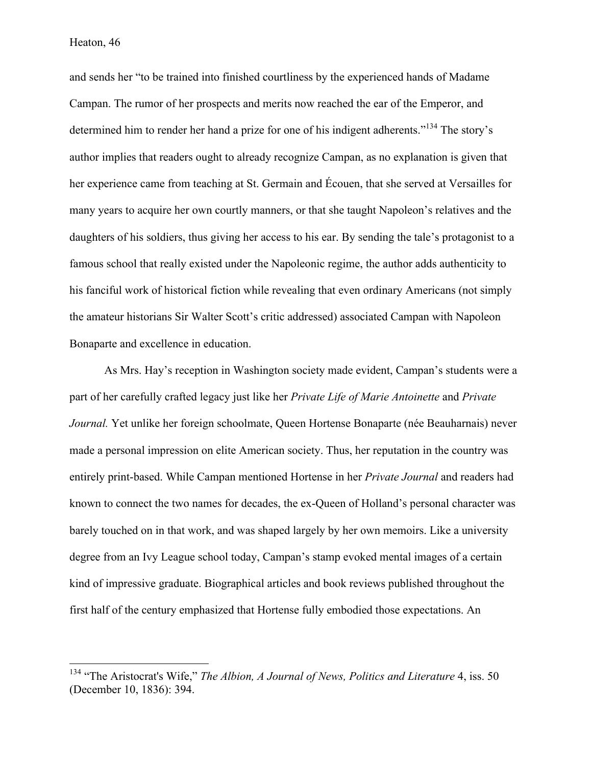and sends her "to be trained into finished courtliness by the experienced hands of Madame Campan. The rumor of her prospects and merits now reached the ear of the Emperor, and determined him to render her hand a prize for one of his indigent adherents."[134] The story's author implies that readers ought to already recognize Campan, as no explanation is given that her experience came from teaching at St. Germain and Écouen, that she served at Versailles for many years to acquire her own courtly manners, or that she taught Napoleon's relatives and the daughters of his soldiers, thus giving her access to his ear. By sending the tale's protagonist to a famous school that really existed under the Napoleonic regime, the author adds authenticity to his fanciful work of historical fiction while revealing that even ordinary Americans (not simply the amateur historians Sir Walter Scott's critic addressed) associated Campan with Napoleon Bonaparte and excellence in education.

As Mrs. Hay's reception in Washington society made evident, Campan's students were a part of her carefully crafted legacy just like her *Private Life of Marie Antoinette* and *Private Journal.* Yet unlike her foreign schoolmate, Queen Hortense Bonaparte (née Beauharnais) never made a personal impression on elite American society. Thus, her reputation in the country was entirely print-based. While Campan mentioned Hortense in her *Private Journal* and readers had known to connect the two names for decades, the ex-Queen of Holland's personal character was barely touched on in that work, and was shaped largely by her own memoirs. Like a university degree from an Ivy League school today, Campan's stamp evoked mental images of a certain kind of impressive graduate. Biographical articles and book reviews published throughout the first half of the century emphasized that Hortense fully embodied those expectations. An

[134] "The Aristocrat's Wife," *The Albion, A Journal of News, Politics and Literature* 4, iss. 50 (December 10, 1836): 394.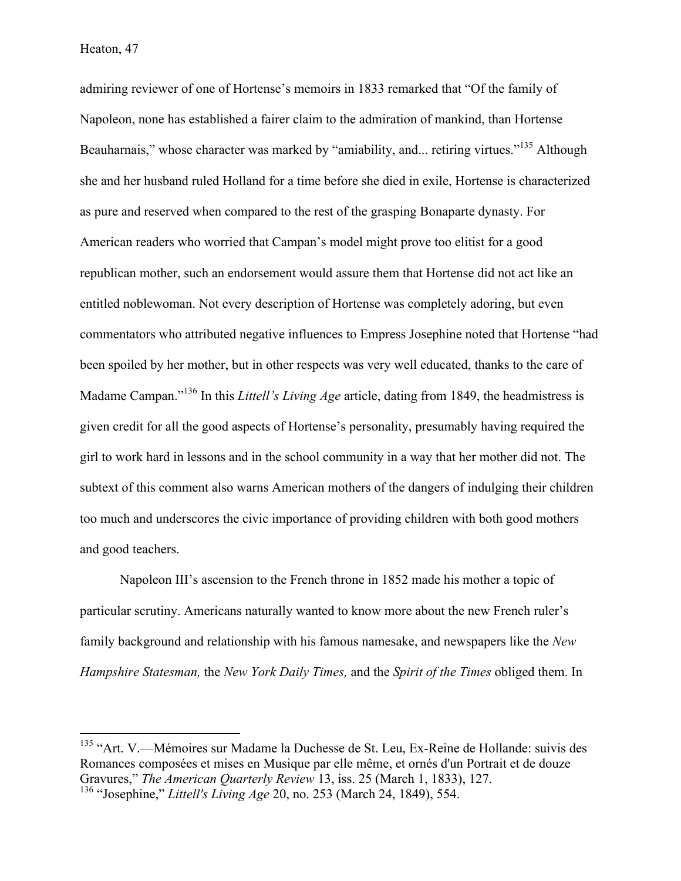admiring reviewer of one of Hortense's memoirs in 1833 remarked that "Of the family of Napoleon, none has established a fairer claim to the admiration of mankind, than Hortense Beauharnais," whose character was marked by "amiability, and... retiring virtues."[135] Although she and her husband ruled Holland for a time before she died in exile, Hortense is characterized as pure and reserved when compared to the rest of the grasping Bonaparte dynasty. For American readers who worried that Campan's model might prove too elitist for a good republican mother, such an endorsement would assure them that Hortense did not act like an entitled noblewoman. Not every description of Hortense was completely adoring, but even commentators who attributed negative influences to Empress Josephine noted that Hortense "had been spoiled by her mother, but in other respects was very well educated, thanks to the care of Madame Campan."[136] In this *Littell's Living Age* article, dating from 1849, the headmistress is given credit for all the good aspects of Hortense's personality, presumably having required the girl to work hard in lessons and in the school community in a way that her mother did not. The subtext of this comment also warns American mothers of the dangers of indulging their children too much and underscores the civic importance of providing children with both good mothers and good teachers.

Napoleon III's ascension to the French throne in 1852 made his mother a topic of particular scrutiny. Americans naturally wanted to know more about the new French ruler's family background and relationship with his famous namesake, and newspapers like the *New Hampshire Statesman,* the *New York Daily Times,* and the *Spirit of the Times* obliged them. In

---

[135] "Art. V.—Mémoires sur Madame la Duchesse de St. Leu, Ex-Reine de Hollande: suivis des Romances composées et mises en Musique par elle même, et ornés d'un Portrait et de douze Gravures," *The American Quarterly Review* 13, iss. 25 (March 1, 1833), 127.

[136] "Josephine," *Littell's Living Age* 20, no. 253 (March 24, 1849), 554.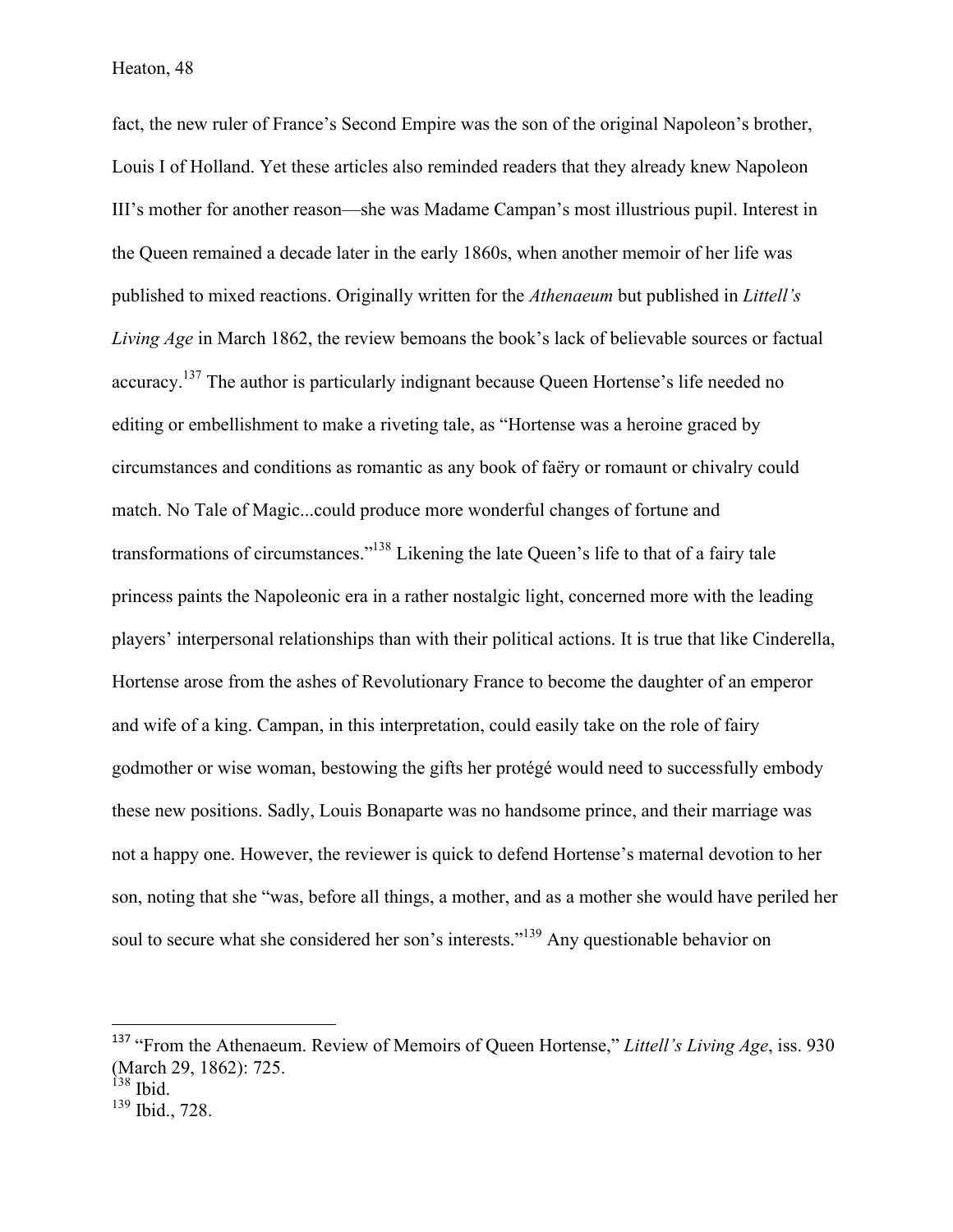fact, the new ruler of France's Second Empire was the son of the original Napoleon's brother, Louis I of Holland. Yet these articles also reminded readers that they already knew Napoleon III's mother for another reason—she was Madame Campan's most illustrious pupil. Interest in the Queen remained a decade later in the early 1860s, when another memoir of her life was published to mixed reactions. Originally written for the *Athenaeum* but published in *Littell's Living Age* in March 1862, the review bemoans the book's lack of believable sources or factual accuracy.[137] The author is particularly indignant because Queen Hortense's life needed no editing or embellishment to make a riveting tale, as "Hortense was a heroine graced by circumstances and conditions as romantic as any book of faëry or romaunt or chivalry could match. No Tale of Magic...could produce more wonderful changes of fortune and transformations of circumstances."[138] Likening the late Queen's life to that of a fairy tale princess paints the Napoleonic era in a rather nostalgic light, concerned more with the leading players' interpersonal relationships than with their political actions. It is true that like Cinderella, Hortense arose from the ashes of Revolutionary France to become the daughter of an emperor and wife of a king. Campan, in this interpretation, could easily take on the role of fairy godmother or wise woman, bestowing the gifts her protégé would need to successfully embody these new positions. Sadly, Louis Bonaparte was no handsome prince, and their marriage was not a happy one. However, the reviewer is quick to defend Hortense's maternal devotion to her son, noting that she "was, before all things, a mother, and as a mother she would have periled her soul to secure what she considered her son's interests."[139] Any questionable behavior on

---

[137] "From the Athenaeum. Review of Memoirs of Queen Hortense," *Littell's Living Age*, iss. 930 (March 29, 1862): 725.

[138] Ibid.

[139] Ibid., 728.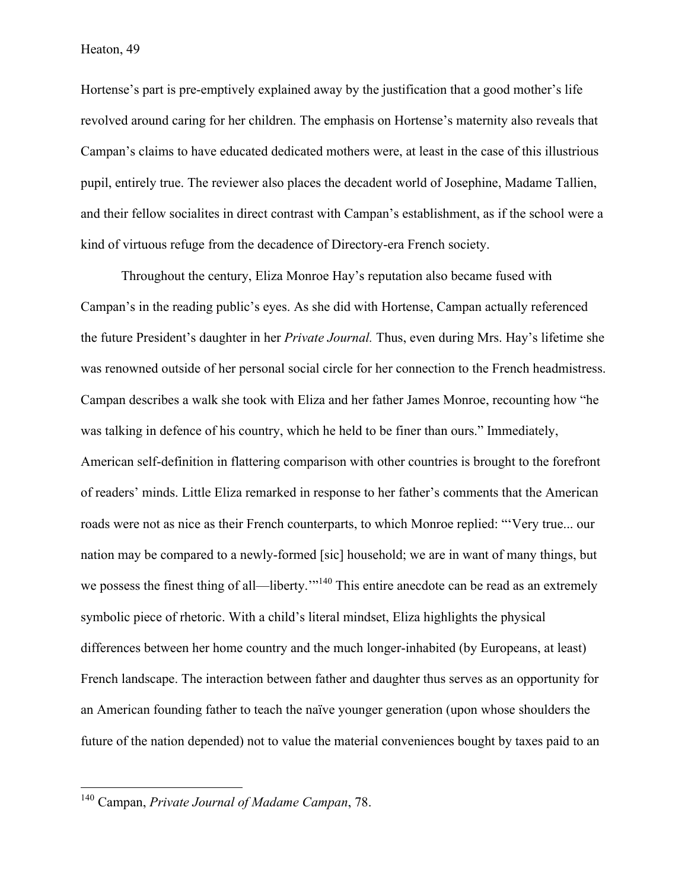Hortense's part is pre-emptively explained away by the justification that a good mother's life revolved around caring for her children. The emphasis on Hortense's maternity also reveals that Campan's claims to have educated dedicated mothers were, at least in the case of this illustrious pupil, entirely true. The reviewer also places the decadent world of Josephine, Madame Tallien, and their fellow socialites in direct contrast with Campan's establishment, as if the school were a kind of virtuous refuge from the decadence of Directory-era French society.

Throughout the century, Eliza Monroe Hay's reputation also became fused with Campan's in the reading public's eyes. As she did with Hortense, Campan actually referenced the future President's daughter in her *Private Journal.* Thus, even during Mrs. Hay's lifetime she was renowned outside of her personal social circle for her connection to the French headmistress. Campan describes a walk she took with Eliza and her father James Monroe, recounting how "he was talking in defence of his country, which he held to be finer than ours." Immediately, American self-definition in flattering comparison with other countries is brought to the forefront of readers' minds. Little Eliza remarked in response to her father's comments that the American roads were not as nice as their French counterparts, to which Monroe replied: "'Very true... our nation may be compared to a newly-formed [sic] household; we are in want of many things, but we possess the finest thing of all—liberty.'"[140] This entire anecdote can be read as an extremely symbolic piece of rhetoric. With a child's literal mindset, Eliza highlights the physical differences between her home country and the much longer-inhabited (by Europeans, at least) French landscape. The interaction between father and daughter thus serves as an opportunity for an American founding father to teach the naïve younger generation (upon whose shoulders the future of the nation depended) not to value the material conveniences bought by taxes paid to an

[140] Campan, *Private Journal of Madame Campan*, 78.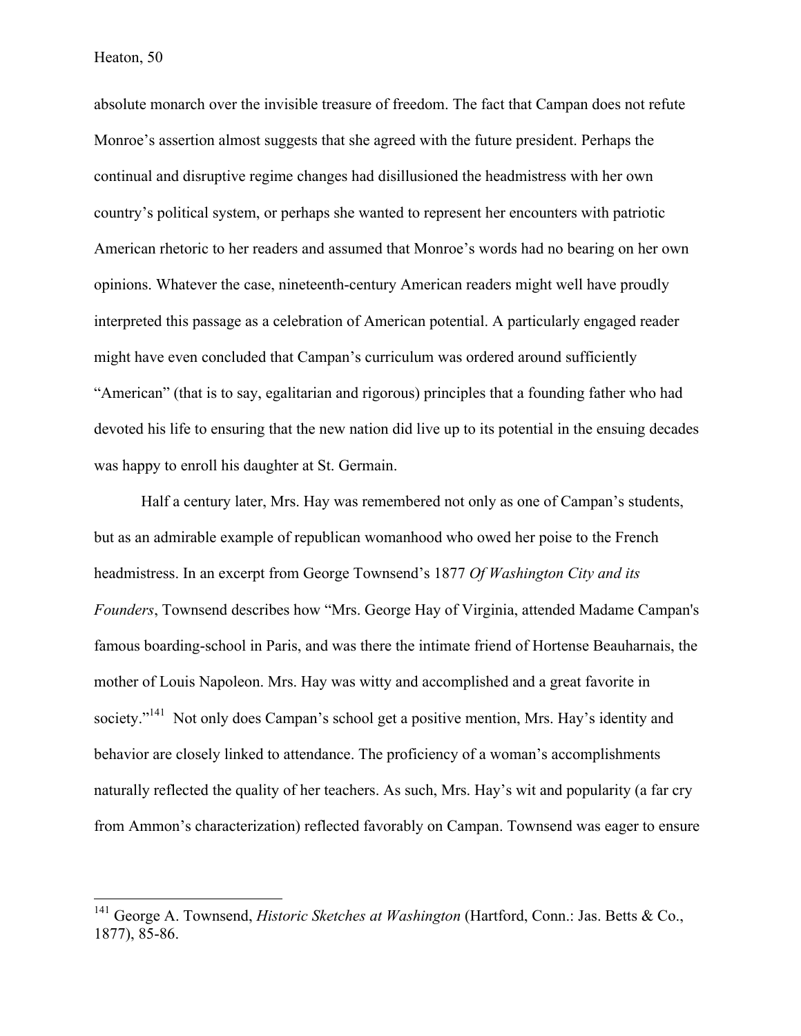absolute monarch over the invisible treasure of freedom. The fact that Campan does not refute Monroe's assertion almost suggests that she agreed with the future president. Perhaps the continual and disruptive regime changes had disillusioned the headmistress with her own country's political system, or perhaps she wanted to represent her encounters with patriotic American rhetoric to her readers and assumed that Monroe's words had no bearing on her own opinions. Whatever the case, nineteenth-century American readers might well have proudly interpreted this passage as a celebration of American potential. A particularly engaged reader might have even concluded that Campan's curriculum was ordered around sufficiently "American" (that is to say, egalitarian and rigorous) principles that a founding father who had devoted his life to ensuring that the new nation did live up to its potential in the ensuing decades was happy to enroll his daughter at St. Germain.

Half a century later, Mrs. Hay was remembered not only as one of Campan's students, but as an admirable example of republican womanhood who owed her poise to the French headmistress. In an excerpt from George Townsend's 1877 *Of Washington City and its Founders*, Townsend describes how "Mrs. George Hay of Virginia, attended Madame Campan's famous boarding-school in Paris, and was there the intimate friend of Hortense Beauharnais, the mother of Louis Napoleon. Mrs. Hay was witty and accomplished and a great favorite in society."[141] Not only does Campan's school get a positive mention, Mrs. Hay's identity and behavior are closely linked to attendance. The proficiency of a woman's accomplishments naturally reflected the quality of her teachers. As such, Mrs. Hay's wit and popularity (a far cry from Ammon's characterization) reflected favorably on Campan. Townsend was eager to ensure

---

[141] George A. Townsend, *Historic Sketches at Washington* (Hartford, Conn.: Jas. Betts & Co., 1877), 85-86.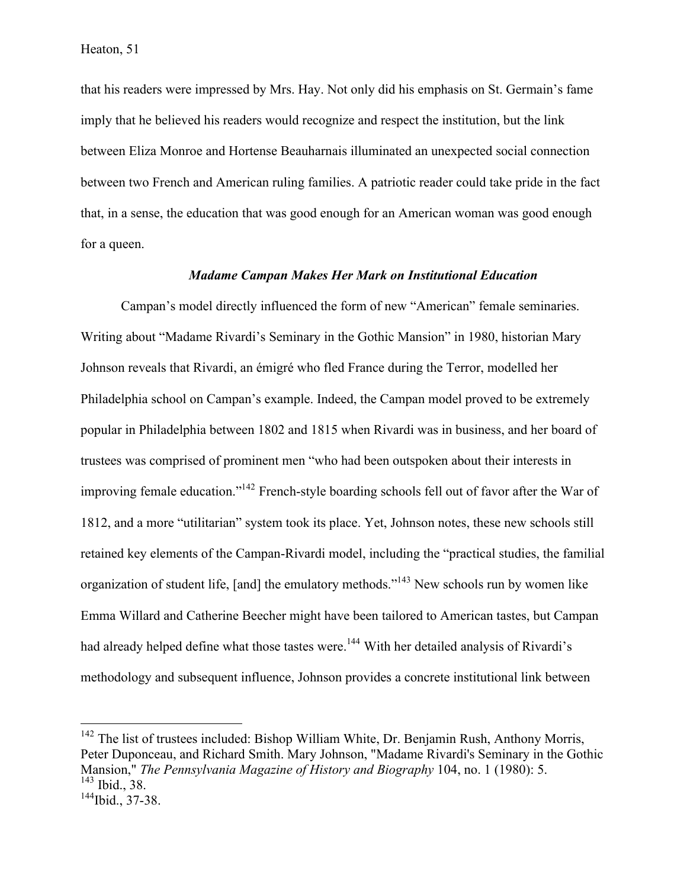that his readers were impressed by Mrs. Hay. Not only did his emphasis on St. Germain's fame imply that he believed his readers would recognize and respect the institution, but the link between Eliza Monroe and Hortense Beauharnais illuminated an unexpected social connection between two French and American ruling families. A patriotic reader could take pride in the fact that, in a sense, the education that was good enough for an American woman was good enough for a queen.

### *Madame Campan Makes Her Mark on Institutional Education*

Campan's model directly influenced the form of new "American" female seminaries. Writing about "Madame Rivardi's Seminary in the Gothic Mansion" in 1980, historian Mary Johnson reveals that Rivardi, an émigré who fled France during the Terror, modelled her Philadelphia school on Campan's example. Indeed, the Campan model proved to be extremely popular in Philadelphia between 1802 and 1815 when Rivardi was in business, and her board of trustees was comprised of prominent men "who had been outspoken about their interests in improving female education."[142] French-style boarding schools fell out of favor after the War of 1812, and a more "utilitarian" system took its place. Yet, Johnson notes, these new schools still retained key elements of the Campan-Rivardi model, including the "practical studies, the familial organization of student life, [and] the emulatory methods."[143] New schools run by women like Emma Willard and Catherine Beecher might have been tailored to American tastes, but Campan had already helped define what those tastes were.[144] With her detailed analysis of Rivardi's methodology and subsequent influence, Johnson provides a concrete institutional link between

---

[142] The list of trustees included: Bishop William White, Dr. Benjamin Rush, Anthony Morris, Peter Duponceau, and Richard Smith. Mary Johnson, "Madame Rivardi's Seminary in the Gothic Mansion," *The Pennsylvania Magazine of History and Biography* 104, no. 1 (1980): 5.

[143] Ibid., 38.

[144] Ibid., 37-38.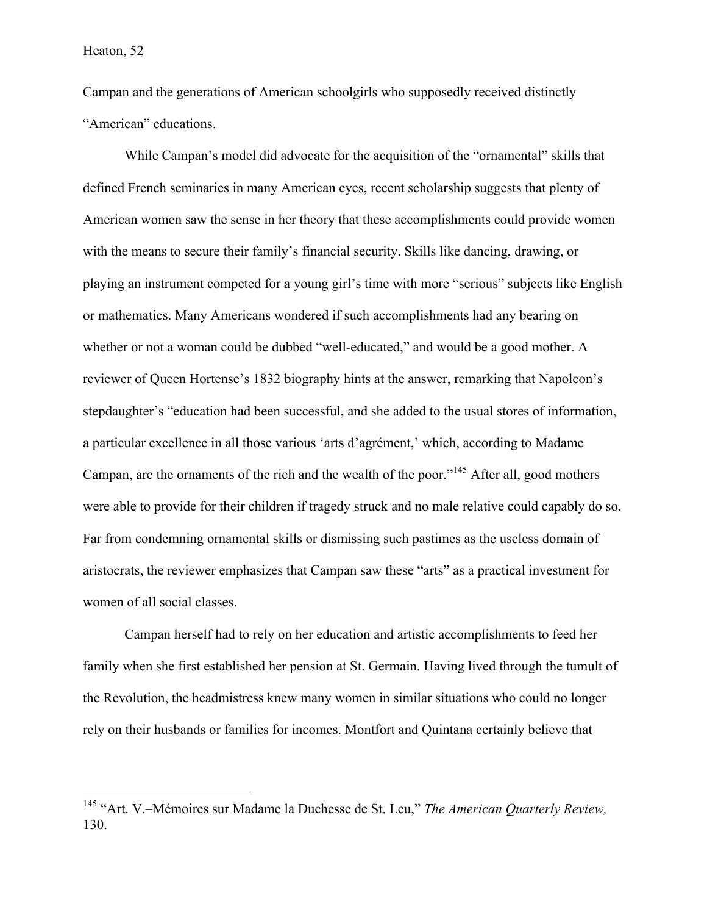Campan and the generations of American schoolgirls who supposedly received distinctly "American" educations.

While Campan's model did advocate for the acquisition of the "ornamental" skills that defined French seminaries in many American eyes, recent scholarship suggests that plenty of American women saw the sense in her theory that these accomplishments could provide women with the means to secure their family's financial security. Skills like dancing, drawing, or playing an instrument competed for a young girl's time with more "serious" subjects like English or mathematics. Many Americans wondered if such accomplishments had any bearing on whether or not a woman could be dubbed "well-educated," and would be a good mother. A reviewer of Queen Hortense's 1832 biography hints at the answer, remarking that Napoleon's stepdaughter's "education had been successful, and she added to the usual stores of information, a particular excellence in all those various 'arts d'agrément,' which, according to Madame Campan, are the ornaments of the rich and the wealth of the poor."[145] After all, good mothers were able to provide for their children if tragedy struck and no male relative could capably do so. Far from condemning ornamental skills or dismissing such pastimes as the useless domain of aristocrats, the reviewer emphasizes that Campan saw these "arts" as a practical investment for women of all social classes.

Campan herself had to rely on her education and artistic accomplishments to feed her family when she first established her pension at St. Germain. Having lived through the tumult of the Revolution, the headmistress knew many women in similar situations who could no longer rely on their husbands or families for incomes. Montfort and Quintana certainly believe that

---

[145] "Art. V.–Mémoires sur Madame la Duchesse de St. Leu," *The American Quarterly Review,* 130.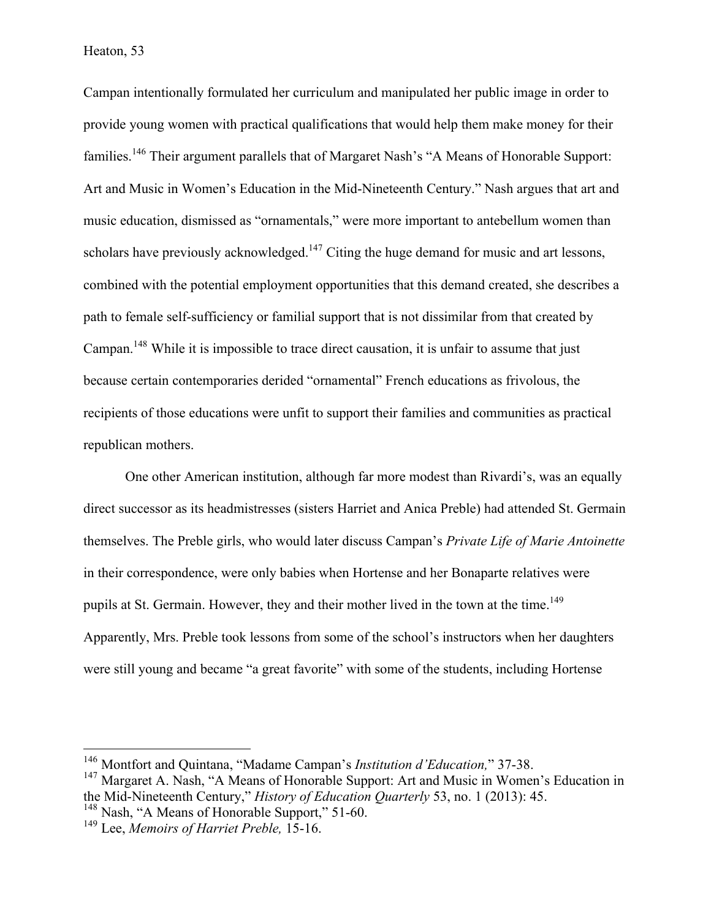Campan intentionally formulated her curriculum and manipulated her public image in order to provide young women with practical qualifications that would help them make money for their families.[146] Their argument parallels that of Margaret Nash's "A Means of Honorable Support: Art and Music in Women's Education in the Mid-Nineteenth Century." Nash argues that art and music education, dismissed as "ornamentals," were more important to antebellum women than scholars have previously acknowledged.[147] Citing the huge demand for music and art lessons, combined with the potential employment opportunities that this demand created, she describes a path to female self-sufficiency or familial support that is not dissimilar from that created by Campan.[148] While it is impossible to trace direct causation, it is unfair to assume that just because certain contemporaries derided "ornamental" French educations as frivolous, the recipients of those educations were unfit to support their families and communities as practical republican mothers.

One other American institution, although far more modest than Rivardi's, was an equally direct successor as its headmistresses (sisters Harriet and Anica Preble) had attended St. Germain themselves. The Preble girls, who would later discuss Campan's *Private Life of Marie Antoinette* in their correspondence, were only babies when Hortense and her Bonaparte relatives were pupils at St. Germain. However, they and their mother lived in the town at the time.[149] Apparently, Mrs. Preble took lessons from some of the school's instructors when her daughters were still young and became "a great favorite" with some of the students, including Hortense

---

[146] Montfort and Quintana, "Madame Campan's *Institution d'Education,*" 37-38.
[147] Margaret A. Nash, "A Means of Honorable Support: Art and Music in Women's Education in the Mid-Nineteenth Century," *History of Education Quarterly* 53, no. 1 (2013): 45.
[148] Nash, "A Means of Honorable Support," 51-60.
[149] Lee, *Memoirs of Harriet Preble,* 15-16.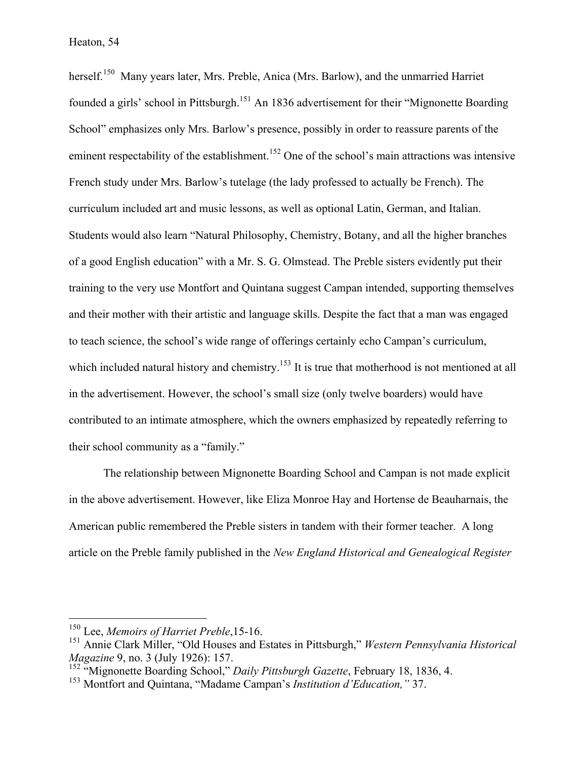herself.[150] Many years later, Mrs. Preble, Anica (Mrs. Barlow), and the unmarried Harriet founded a girls' school in Pittsburgh.[151] An 1836 advertisement for their "Mignonette Boarding School" emphasizes only Mrs. Barlow's presence, possibly in order to reassure parents of the eminent respectability of the establishment.[152] One of the school's main attractions was intensive French study under Mrs. Barlow's tutelage (the lady professed to actually be French). The curriculum included art and music lessons, as well as optional Latin, German, and Italian. Students would also learn "Natural Philosophy, Chemistry, Botany, and all the higher branches of a good English education" with a Mr. S. G. Olmstead. The Preble sisters evidently put their training to the very use Montfort and Quintana suggest Campan intended, supporting themselves and their mother with their artistic and language skills. Despite the fact that a man was engaged to teach science, the school's wide range of offerings certainly echo Campan's curriculum, which included natural history and chemistry.[153] It is true that motherhood is not mentioned at all in the advertisement. However, the school's small size (only twelve boarders) would have contributed to an intimate atmosphere, which the owners emphasized by repeatedly referring to their school community as a "family."

The relationship between Mignonette Boarding School and Campan is not made explicit in the above advertisement. However, like Eliza Monroe Hay and Hortense de Beauharnais, the American public remembered the Preble sisters in tandem with their former teacher. A long article on the Preble family published in the *New England Historical and Genealogical Register*

---

[150] Lee, *Memoirs of Harriet Preble*,15-16.

[151] Annie Clark Miller, "Old Houses and Estates in Pittsburgh," *Western Pennsylvania Historical Magazine* 9, no. 3 (July 1926): 157.

[152] "Mignonette Boarding School," *Daily Pittsburgh Gazette*, February 18, 1836, 4.

[153] Montfort and Quintana, "Madame Campan's *Institution d'Education,"* 37.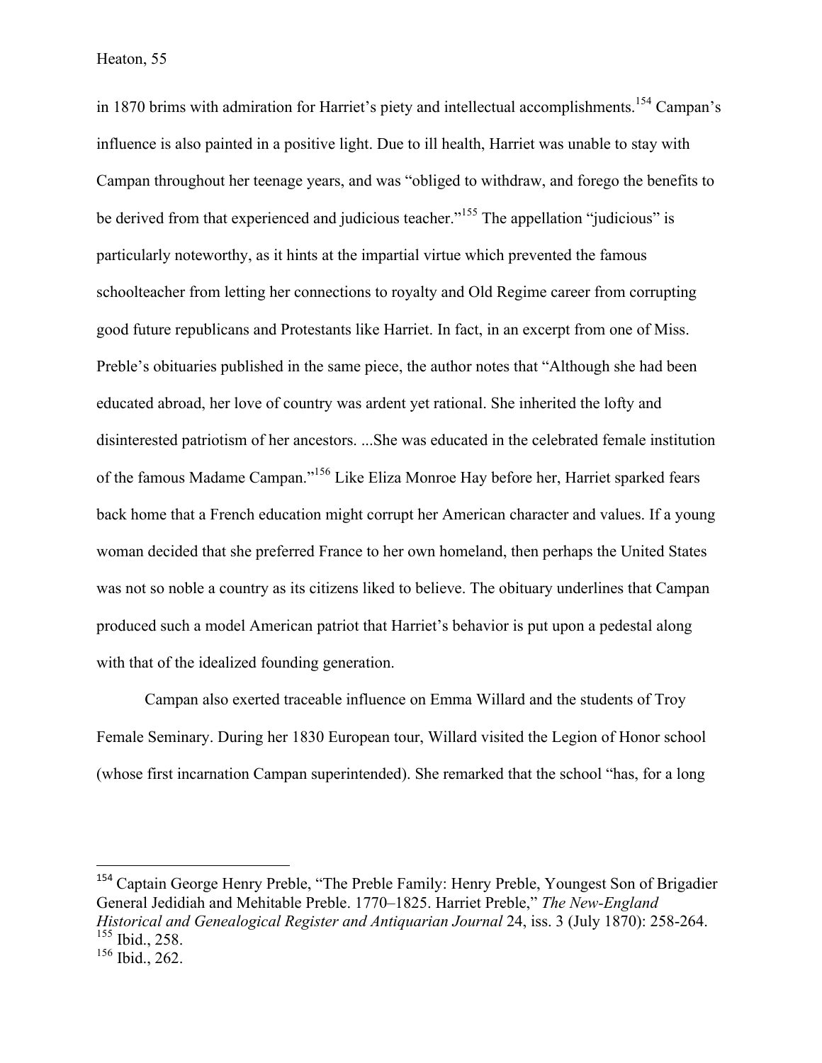in 1870 brims with admiration for Harriet's piety and intellectual accomplishments.[154] Campan's influence is also painted in a positive light. Due to ill health, Harriet was unable to stay with Campan throughout her teenage years, and was "obliged to withdraw, and forego the benefits to be derived from that experienced and judicious teacher."[155] The appellation "judicious" is particularly noteworthy, as it hints at the impartial virtue which prevented the famous schoolteacher from letting her connections to royalty and Old Regime career from corrupting good future republicans and Protestants like Harriet. In fact, in an excerpt from one of Miss. Preble's obituaries published in the same piece, the author notes that "Although she had been educated abroad, her love of country was ardent yet rational. She inherited the lofty and disinterested patriotism of her ancestors. ...She was educated in the celebrated female institution of the famous Madame Campan."[156] Like Eliza Monroe Hay before her, Harriet sparked fears back home that a French education might corrupt her American character and values. If a young woman decided that she preferred France to her own homeland, then perhaps the United States was not so noble a country as its citizens liked to believe. The obituary underlines that Campan produced such a model American patriot that Harriet's behavior is put upon a pedestal along with that of the idealized founding generation.

Campan also exerted traceable influence on Emma Willard and the students of Troy Female Seminary. During her 1830 European tour, Willard visited the Legion of Honor school (whose first incarnation Campan superintended). She remarked that the school "has, for a long

---

[154] Captain George Henry Preble, "The Preble Family: Henry Preble, Youngest Son of Brigadier General Jedidiah and Mehitable Preble. 1770–1825. Harriet Preble," *The New-England Historical and Genealogical Register and Antiquarian Journal* 24, iss. 3 (July 1870): 258-264.

[155] Ibid., 258.

[156] Ibid., 262.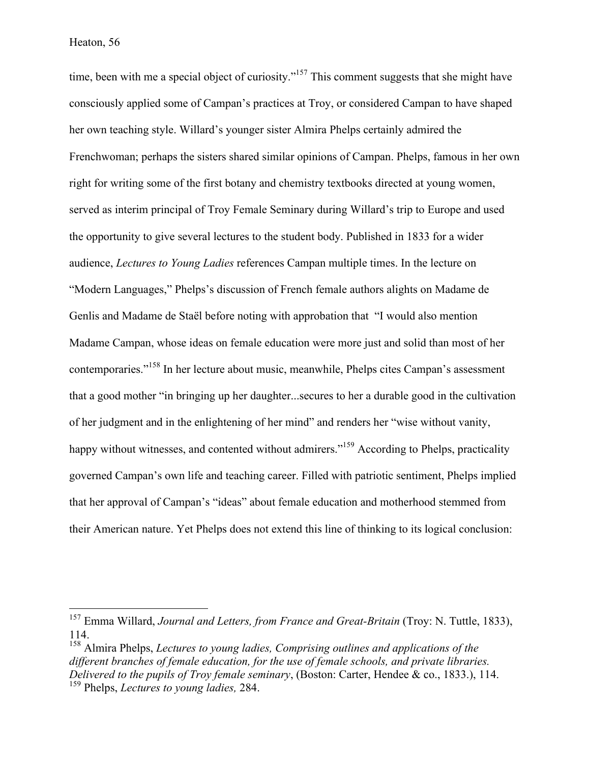time, been with me a special object of curiosity."[157] This comment suggests that she might have consciously applied some of Campan's practices at Troy, or considered Campan to have shaped her own teaching style. Willard's younger sister Almira Phelps certainly admired the Frenchwoman; perhaps the sisters shared similar opinions of Campan. Phelps, famous in her own right for writing some of the first botany and chemistry textbooks directed at young women, served as interim principal of Troy Female Seminary during Willard's trip to Europe and used the opportunity to give several lectures to the student body. Published in 1833 for a wider audience, *Lectures to Young Ladies* references Campan multiple times. In the lecture on "Modern Languages," Phelps's discussion of French female authors alights on Madame de Genlis and Madame de Staël before noting with approbation that "I would also mention Madame Campan, whose ideas on female education were more just and solid than most of her contemporaries."[158] In her lecture about music, meanwhile, Phelps cites Campan's assessment that a good mother "in bringing up her daughter...secures to her a durable good in the cultivation of her judgment and in the enlightening of her mind" and renders her "wise without vanity, happy without witnesses, and contented without admirers."[159] According to Phelps, practicality governed Campan's own life and teaching career. Filled with patriotic sentiment, Phelps implied that her approval of Campan's "ideas" about female education and motherhood stemmed from their American nature. Yet Phelps does not extend this line of thinking to its logical conclusion:

---

[157] Emma Willard, *Journal and Letters, from France and Great-Britain* (Troy: N. Tuttle, 1833), 114.

[158] Almira Phelps, *Lectures to young ladies, Comprising outlines and applications of the different branches of female education, for the use of female schools, and private libraries. Delivered to the pupils of Troy female seminary*, (Boston: Carter, Hendee & co., 1833.), 114.

[159] Phelps, *Lectures to young ladies,* 284.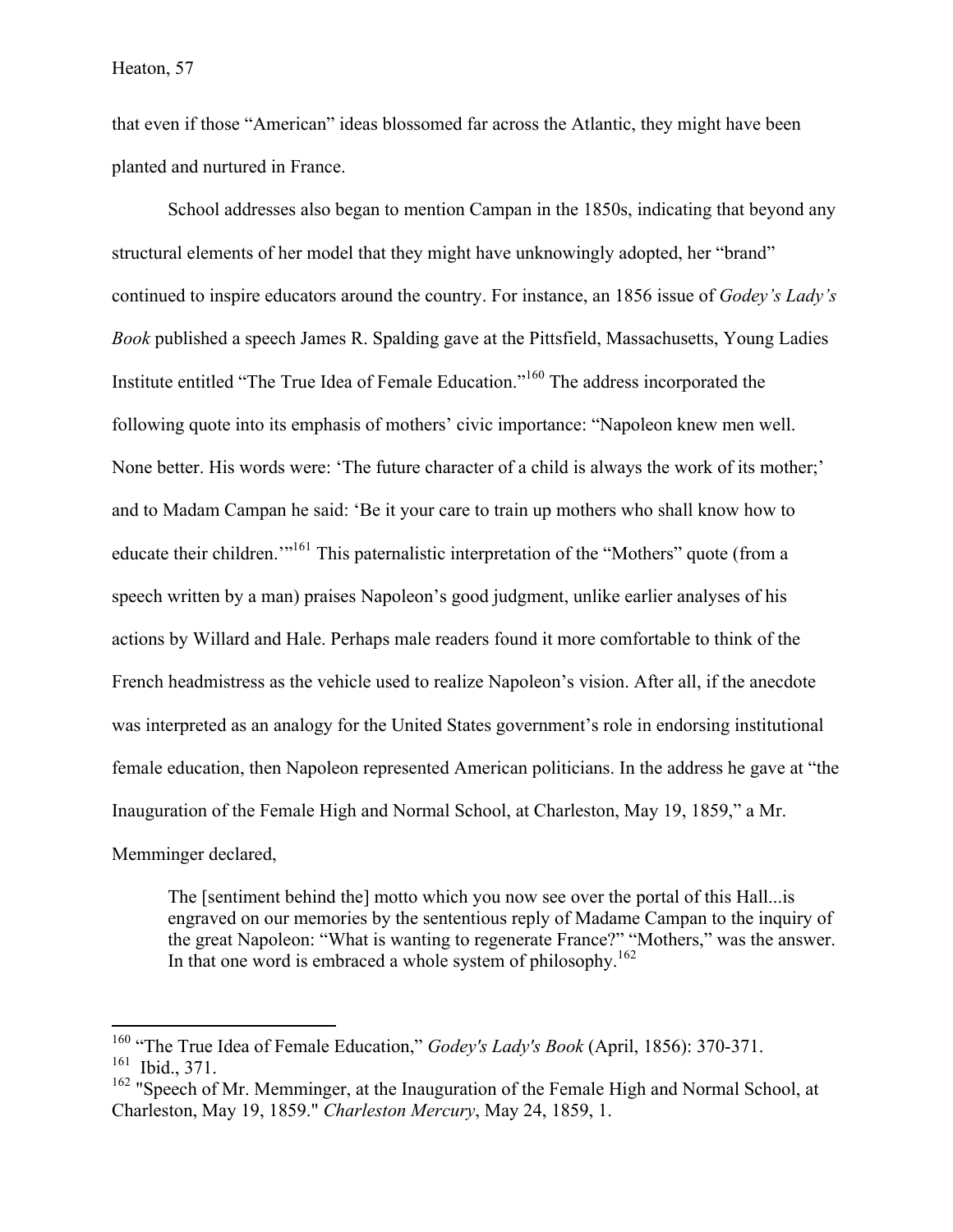that even if those "American" ideas blossomed far across the Atlantic, they might have been planted and nurtured in France.

School addresses also began to mention Campan in the 1850s, indicating that beyond any structural elements of her model that they might have unknowingly adopted, her "brand" continued to inspire educators around the country. For instance, an 1856 issue of *Godey's Lady's Book* published a speech James R. Spalding gave at the Pittsfield, Massachusetts, Young Ladies Institute entitled "The True Idea of Female Education."[160] The address incorporated the following quote into its emphasis of mothers' civic importance: "Napoleon knew men well. None better. His words were: 'The future character of a child is always the work of its mother;' and to Madam Campan he said: 'Be it your care to train up mothers who shall know how to educate their children.'"[161] This paternalistic interpretation of the "Mothers" quote (from a speech written by a man) praises Napoleon's good judgment, unlike earlier analyses of his actions by Willard and Hale. Perhaps male readers found it more comfortable to think of the French headmistress as the vehicle used to realize Napoleon's vision. After all, if the anecdote was interpreted as an analogy for the United States government's role in endorsing institutional female education, then Napoleon represented American politicians. In the address he gave at "the Inauguration of the Female High and Normal School, at Charleston, May 19, 1859," a Mr. Memminger declared,

> The [sentiment behind the] motto which you now see over the portal of this Hall...is engraved on our memories by the sententious reply of Madame Campan to the inquiry of the great Napoleon: "What is wanting to regenerate France?" "Mothers," was the answer. In that one word is embraced a whole system of philosophy.[162]

---

[160] "The True Idea of Female Education," *Godey's Lady's Book* (April, 1856): 370-371.

[161] Ibid., 371.

[162] "Speech of Mr. Memminger, at the Inauguration of the Female High and Normal School, at Charleston, May 19, 1859." *Charleston Mercury*, May 24, 1859, 1.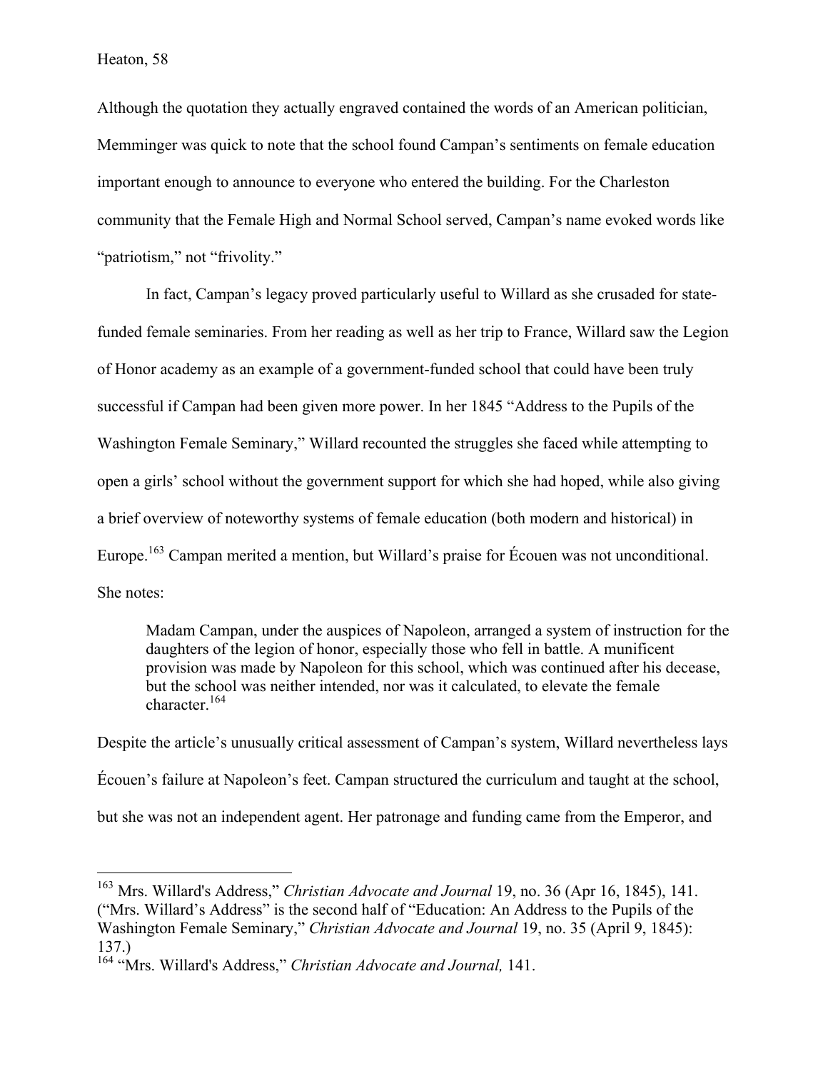Although the quotation they actually engraved contained the words of an American politician, Memminger was quick to note that the school found Campan's sentiments on female education important enough to announce to everyone who entered the building. For the Charleston community that the Female High and Normal School served, Campan's name evoked words like "patriotism," not "frivolity."

In fact, Campan's legacy proved particularly useful to Willard as she crusaded for state-funded female seminaries. From her reading as well as her trip to France, Willard saw the Legion of Honor academy as an example of a government-funded school that could have been truly successful if Campan had been given more power. In her 1845 "Address to the Pupils of the Washington Female Seminary," Willard recounted the struggles she faced while attempting to open a girls' school without the government support for which she had hoped, while also giving a brief overview of noteworthy systems of female education (both modern and historical) in Europe.[163] Campan merited a mention, but Willard's praise for Écouen was not unconditional. She notes:

> Madam Campan, under the auspices of Napoleon, arranged a system of instruction for the daughters of the legion of honor, especially those who fell in battle. A munificent provision was made by Napoleon for this school, which was continued after his decease, but the school was neither intended, nor was it calculated, to elevate the female character.[164]

Despite the article's unusually critical assessment of Campan's system, Willard nevertheless lays Écouen's failure at Napoleon's feet. Campan structured the curriculum and taught at the school, but she was not an independent agent. Her patronage and funding came from the Emperor, and

---

[163] Mrs. Willard's Address," *Christian Advocate and Journal* 19, no. 36 (Apr 16, 1845), 141. ("Mrs. Willard's Address" is the second half of "Education: An Address to the Pupils of the Washington Female Seminary," *Christian Advocate and Journal* 19, no. 35 (April 9, 1845): 137.)

[164] "Mrs. Willard's Address," *Christian Advocate and Journal,* 141.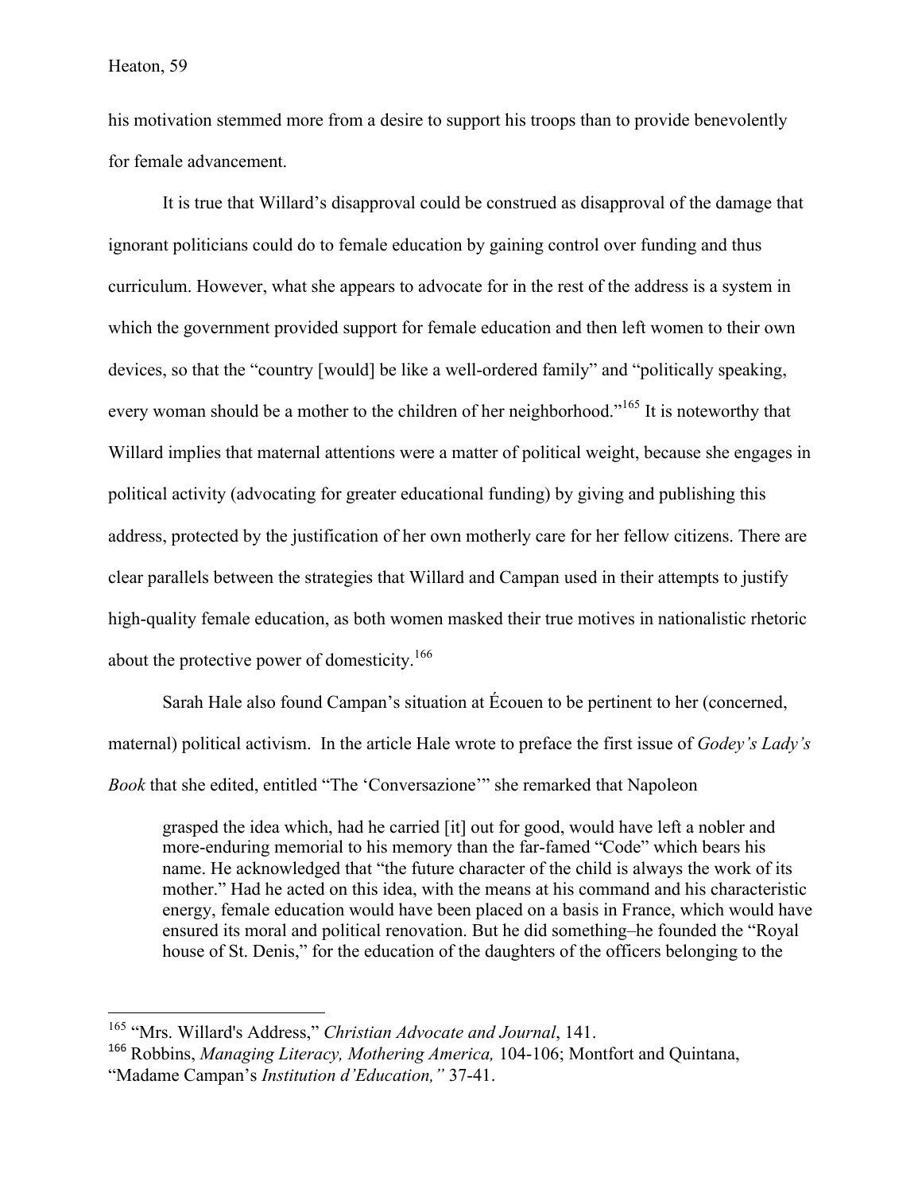his motivation stemmed more from a desire to support his troops than to provide benevolently for female advancement.

It is true that Willard's disapproval could be construed as disapproval of the damage that ignorant politicians could do to female education by gaining control over funding and thus curriculum. However, what she appears to advocate for in the rest of the address is a system in which the government provided support for female education and then left women to their own devices, so that the "country [would] be like a well-ordered family" and "politically speaking, every woman should be a mother to the children of her neighborhood."[165] It is noteworthy that Willard implies that maternal attentions were a matter of political weight, because she engages in political activity (advocating for greater educational funding) by giving and publishing this address, protected by the justification of her own motherly care for her fellow citizens. There are clear parallels between the strategies that Willard and Campan used in their attempts to justify high-quality female education, as both women masked their true motives in nationalistic rhetoric about the protective power of domesticity.[166]

Sarah Hale also found Campan's situation at Écouen to be pertinent to her (concerned, maternal) political activism. In the article Hale wrote to preface the first issue of *Godey's Lady's Book* that she edited, entitled "The 'Conversazione'" she remarked that Napoleon

> grasped the idea which, had he carried [it] out for good, would have left a nobler and more-enduring memorial to his memory than the far-famed "Code" which bears his name. He acknowledged that "the future character of the child is always the work of its mother." Had he acted on this idea, with the means at his command and his characteristic energy, female education would have been placed on a basis in France, which would have ensured its moral and political renovation. But he did something–he founded the "Royal house of St. Denis," for the education of the daughters of the officers belonging to the

---

[165] "Mrs. Willard's Address," *Christian Advocate and Journal*, 141.

[166] Robbins, *Managing Literacy, Mothering America,* 104-106; Montfort and Quintana, "Madame Campan's *Institution d'Education,"* 37-41.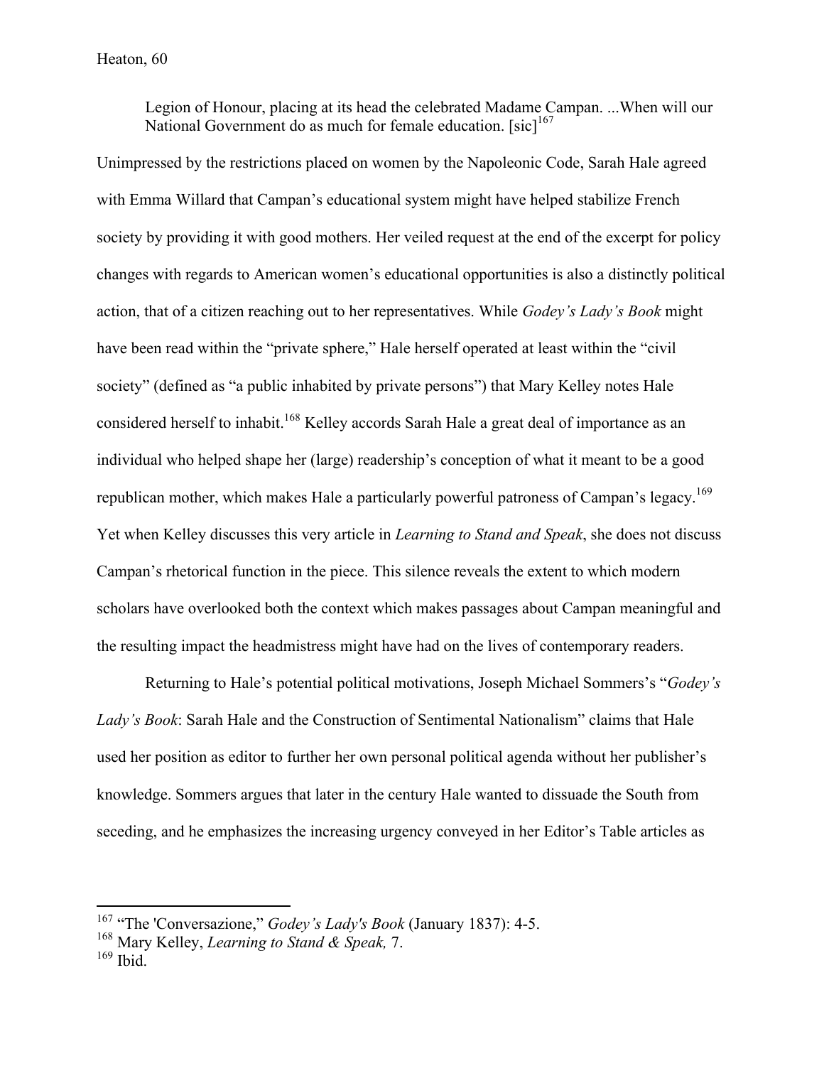> Legion of Honour, placing at its head the celebrated Madame Campan. ...When will our National Government do as much for female education. [sic][167]

Unimpressed by the restrictions placed on women by the Napoleonic Code, Sarah Hale agreed with Emma Willard that Campan's educational system might have helped stabilize French society by providing it with good mothers. Her veiled request at the end of the excerpt for policy changes with regards to American women's educational opportunities is also a distinctly political action, that of a citizen reaching out to her representatives. While *Godey's Lady's Book* might have been read within the "private sphere," Hale herself operated at least within the "civil society" (defined as "a public inhabited by private persons") that Mary Kelley notes Hale considered herself to inhabit.[168] Kelley accords Sarah Hale a great deal of importance as an individual who helped shape her (large) readership's conception of what it meant to be a good republican mother, which makes Hale a particularly powerful patroness of Campan's legacy.[169] Yet when Kelley discusses this very article in *Learning to Stand and Speak*, she does not discuss Campan's rhetorical function in the piece. This silence reveals the extent to which modern scholars have overlooked both the context which makes passages about Campan meaningful and the resulting impact the headmistress might have had on the lives of contemporary readers.

Returning to Hale's potential political motivations, Joseph Michael Sommers's "*Godey's Lady's Book*: Sarah Hale and the Construction of Sentimental Nationalism" claims that Hale used her position as editor to further her own personal political agenda without her publisher's knowledge. Sommers argues that later in the century Hale wanted to dissuade the South from seceding, and he emphasizes the increasing urgency conveyed in her Editor's Table articles as

---

[167] "The 'Conversazione," *Godey's Lady's Book* (January 1837): 4-5.

[168] Mary Kelley, *Learning to Stand & Speak,* 7.

[169] Ibid.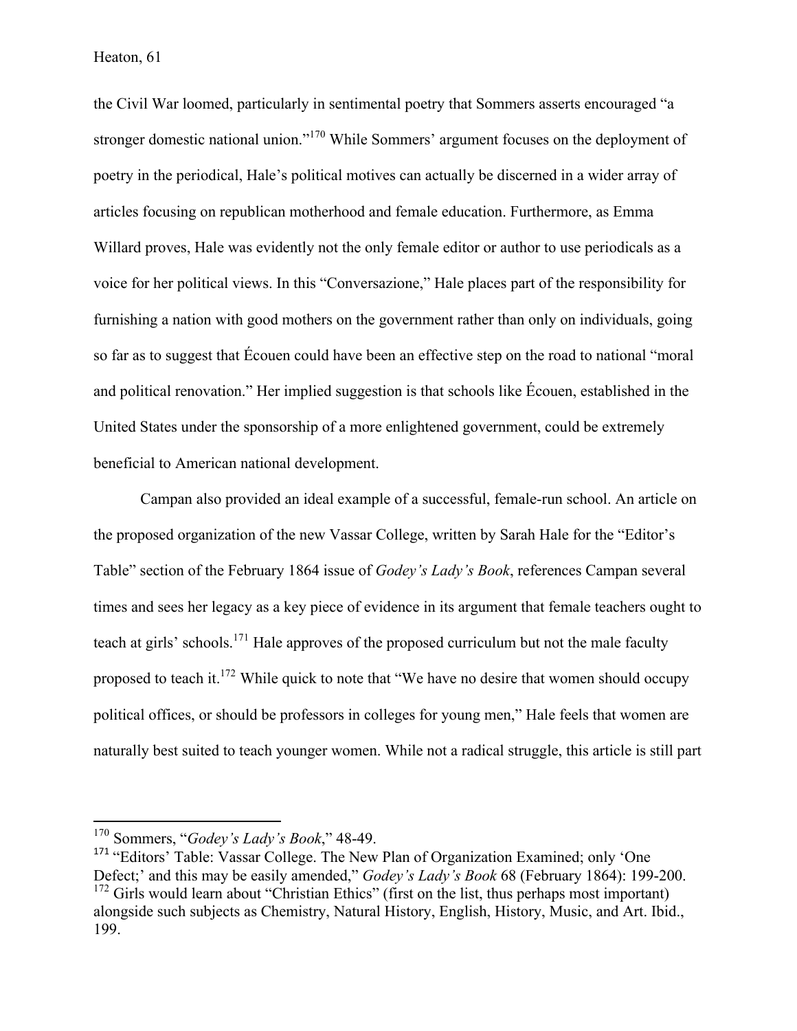the Civil War loomed, particularly in sentimental poetry that Sommers asserts encouraged "a stronger domestic national union."[170] While Sommers' argument focuses on the deployment of poetry in the periodical, Hale's political motives can actually be discerned in a wider array of articles focusing on republican motherhood and female education. Furthermore, as Emma Willard proves, Hale was evidently not the only female editor or author to use periodicals as a voice for her political views. In this "Conversazione," Hale places part of the responsibility for furnishing a nation with good mothers on the government rather than only on individuals, going so far as to suggest that Écouen could have been an effective step on the road to national "moral and political renovation." Her implied suggestion is that schools like Écouen, established in the United States under the sponsorship of a more enlightened government, could be extremely beneficial to American national development.

Campan also provided an ideal example of a successful, female-run school. An article on the proposed organization of the new Vassar College, written by Sarah Hale for the "Editor's Table" section of the February 1864 issue of *Godey's Lady's Book*, references Campan several times and sees her legacy as a key piece of evidence in its argument that female teachers ought to teach at girls' schools.[171] Hale approves of the proposed curriculum but not the male faculty proposed to teach it.[172] While quick to note that "We have no desire that women should occupy political offices, or should be professors in colleges for young men," Hale feels that women are naturally best suited to teach younger women. While not a radical struggle, this article is still part

---

[170] Sommers, "*Godey's Lady's Book*," 48-49.

[171] "Editors' Table: Vassar College. The New Plan of Organization Examined; only 'One Defect;' and this may be easily amended," *Godey's Lady's Book* 68 (February 1864): 199-200.

[172] Girls would learn about "Christian Ethics" (first on the list, thus perhaps most important) alongside such subjects as Chemistry, Natural History, English, History, Music, and Art. Ibid., 199.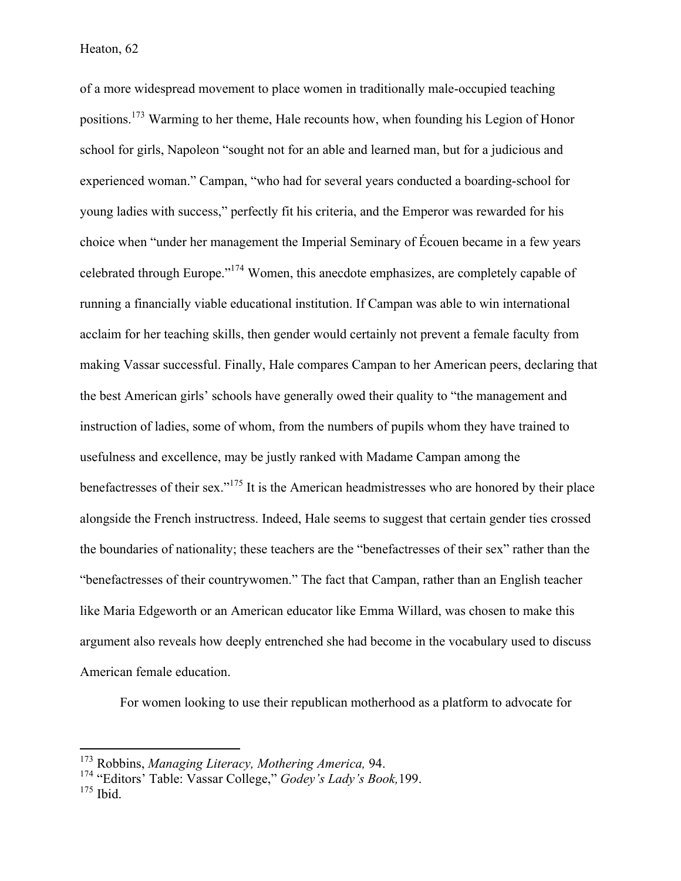of a more widespread movement to place women in traditionally male-occupied teaching positions.[173] Warming to her theme, Hale recounts how, when founding his Legion of Honor school for girls, Napoleon "sought not for an able and learned man, but for a judicious and experienced woman." Campan, "who had for several years conducted a boarding-school for young ladies with success," perfectly fit his criteria, and the Emperor was rewarded for his choice when "under her management the Imperial Seminary of Écouen became in a few years celebrated through Europe."[174] Women, this anecdote emphasizes, are completely capable of running a financially viable educational institution. If Campan was able to win international acclaim for her teaching skills, then gender would certainly not prevent a female faculty from making Vassar successful. Finally, Hale compares Campan to her American peers, declaring that the best American girls' schools have generally owed their quality to "the management and instruction of ladies, some of whom, from the numbers of pupils whom they have trained to usefulness and excellence, may be justly ranked with Madame Campan among the benefactresses of their sex."[175] It is the American headmistresses who are honored by their place alongside the French instructress. Indeed, Hale seems to suggest that certain gender ties crossed the boundaries of nationality; these teachers are the "benefactresses of their sex" rather than the "benefactresses of their countrywomen." The fact that Campan, rather than an English teacher like Maria Edgeworth or an American educator like Emma Willard, was chosen to make this argument also reveals how deeply entrenched she had become in the vocabulary used to discuss American female education.

For women looking to use their republican motherhood as a platform to advocate for

---

[173] Robbins, *Managing Literacy, Mothering America,* 94.

[174] "Editors' Table: Vassar College," *Godey's Lady's Book,*199.

[175] Ibid.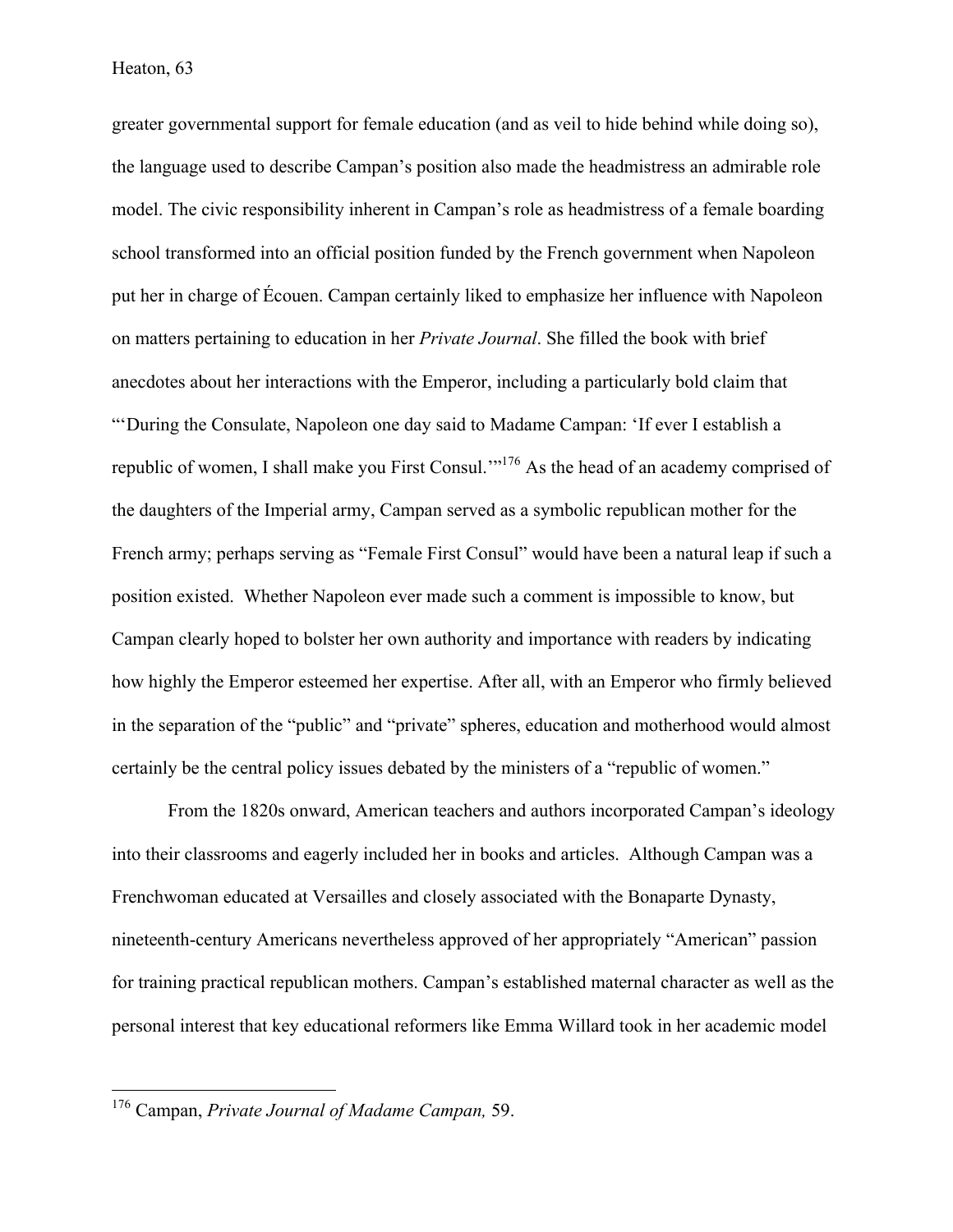greater governmental support for female education (and as veil to hide behind while doing so), the language used to describe Campan's position also made the headmistress an admirable role model. The civic responsibility inherent in Campan's role as headmistress of a female boarding school transformed into an official position funded by the French government when Napoleon put her in charge of Écouen. Campan certainly liked to emphasize her influence with Napoleon on matters pertaining to education in her *Private Journal*. She filled the book with brief anecdotes about her interactions with the Emperor, including a particularly bold claim that "'During the Consulate, Napoleon one day said to Madame Campan: 'If ever I establish a republic of women, I shall make you First Consul.'"[176] As the head of an academy comprised of the daughters of the Imperial army, Campan served as a symbolic republican mother for the French army; perhaps serving as "Female First Consul" would have been a natural leap if such a position existed. Whether Napoleon ever made such a comment is impossible to know, but Campan clearly hoped to bolster her own authority and importance with readers by indicating how highly the Emperor esteemed her expertise. After all, with an Emperor who firmly believed in the separation of the "public" and "private" spheres, education and motherhood would almost certainly be the central policy issues debated by the ministers of a "republic of women."

From the 1820s onward, American teachers and authors incorporated Campan's ideology into their classrooms and eagerly included her in books and articles. Although Campan was a Frenchwoman educated at Versailles and closely associated with the Bonaparte Dynasty, nineteenth-century Americans nevertheless approved of her appropriately "American" passion for training practical republican mothers. Campan's established maternal character as well as the personal interest that key educational reformers like Emma Willard took in her academic model

[176] Campan, *Private Journal of Madame Campan,* 59.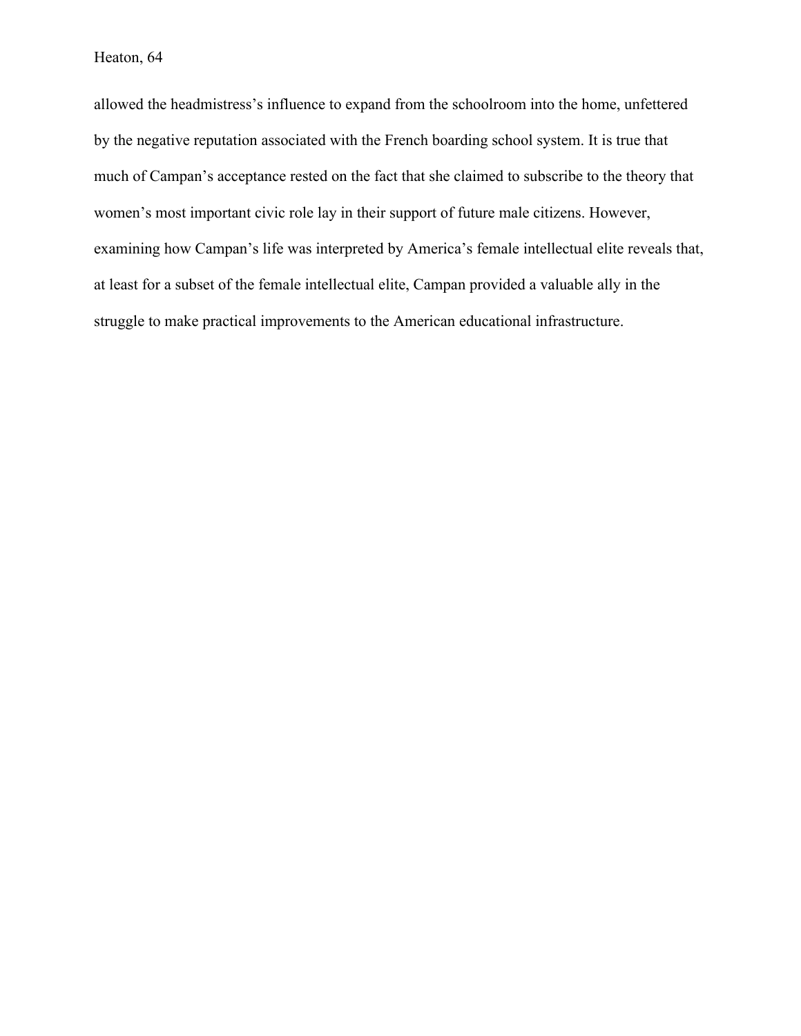allowed the headmistress's influence to expand from the schoolroom into the home, unfettered by the negative reputation associated with the French boarding school system. It is true that much of Campan's acceptance rested on the fact that she claimed to subscribe to the theory that women's most important civic role lay in their support of future male citizens. However, examining how Campan's life was interpreted by America's female intellectual elite reveals that, at least for a subset of the female intellectual elite, Campan provided a valuable ally in the struggle to make practical improvements to the American educational infrastructure.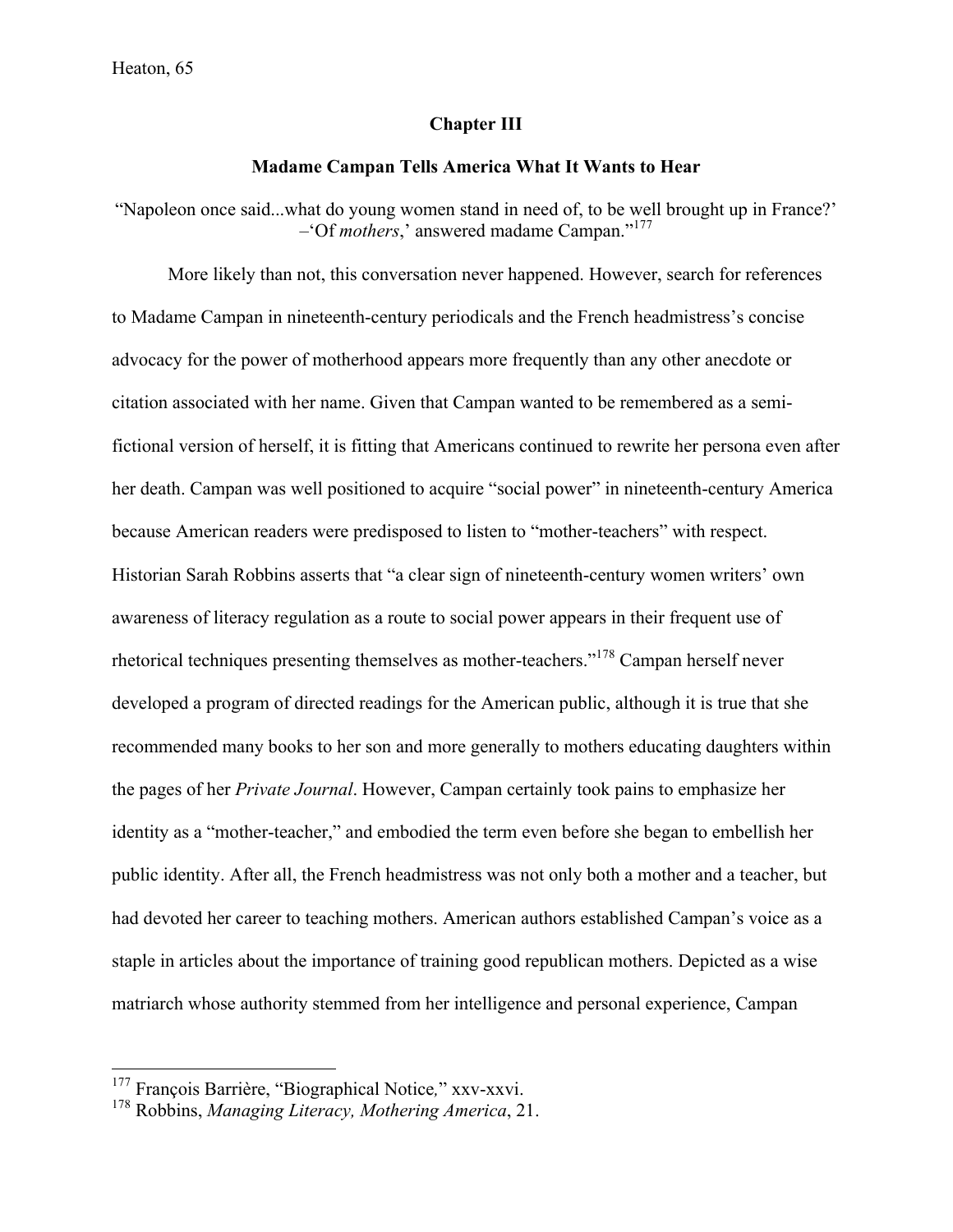## Chapter III

### Madame Campan Tells America What It Wants to Hear

"Napoleon once said...what do young women stand in need of, to be well brought up in France?' –'Of *mothers*,' answered madame Campan."[177]

More likely than not, this conversation never happened. However, search for references to Madame Campan in nineteenth-century periodicals and the French headmistress's concise advocacy for the power of motherhood appears more frequently than any other anecdote or citation associated with her name. Given that Campan wanted to be remembered as a semi-fictional version of herself, it is fitting that Americans continued to rewrite her persona even after her death. Campan was well positioned to acquire "social power" in nineteenth-century America because American readers were predisposed to listen to "mother-teachers" with respect. Historian Sarah Robbins asserts that "a clear sign of nineteenth-century women writers' own awareness of literacy regulation as a route to social power appears in their frequent use of rhetorical techniques presenting themselves as mother-teachers."[178] Campan herself never developed a program of directed readings for the American public, although it is true that she recommended many books to her son and more generally to mothers educating daughters within the pages of her *Private Journal*. However, Campan certainly took pains to emphasize her identity as a "mother-teacher," and embodied the term even before she began to embellish her public identity. After all, the French headmistress was not only both a mother and a teacher, but had devoted her career to teaching mothers. American authors established Campan's voice as a staple in articles about the importance of training good republican mothers. Depicted as a wise matriarch whose authority stemmed from her intelligence and personal experience, Campan

---

[177] François Barrière, "Biographical Notice," xxv-xxvi.

[178] Robbins, *Managing Literacy, Mothering America*, 21.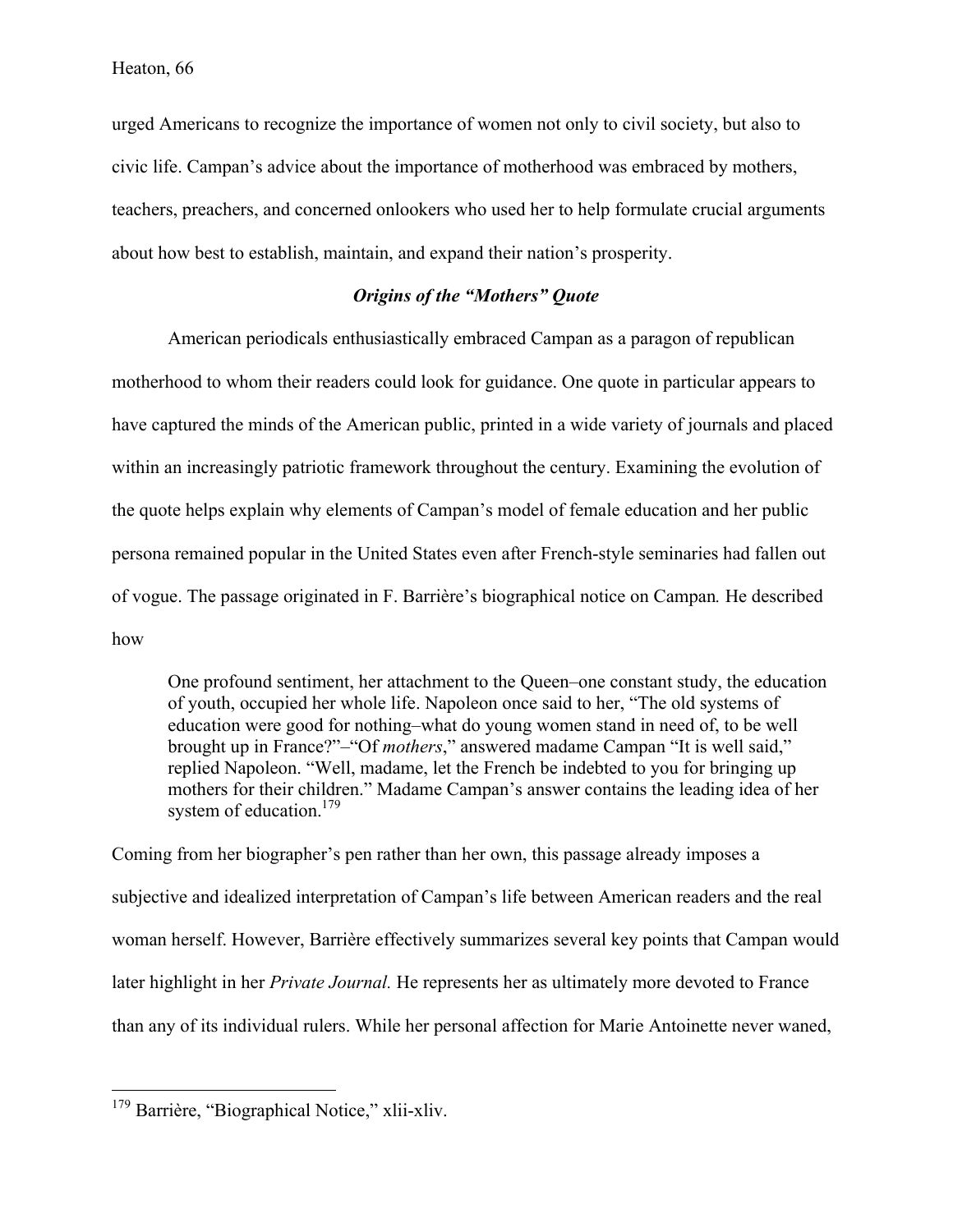urged Americans to recognize the importance of women not only to civil society, but also to civic life. Campan's advice about the importance of motherhood was embraced by mothers, teachers, preachers, and concerned onlookers who used her to help formulate crucial arguments about how best to establish, maintain, and expand their nation's prosperity.

### ***Origins of the "Mothers" Quote***

American periodicals enthusiastically embraced Campan as a paragon of republican motherhood to whom their readers could look for guidance. One quote in particular appears to have captured the minds of the American public, printed in a wide variety of journals and placed within an increasingly patriotic framework throughout the century. Examining the evolution of the quote helps explain why elements of Campan's model of female education and her public persona remained popular in the United States even after French-style seminaries had fallen out of vogue. The passage originated in F. Barrière's biographical notice on Campan. He described how

> One profound sentiment, her attachment to the Queen–one constant study, the education of youth, occupied her whole life. Napoleon once said to her, "The old systems of education were good for nothing–what do young women stand in need of, to be well brought up in France?"–"Of *mothers*," answered madame Campan "It is well said," replied Napoleon. "Well, madame, let the French be indebted to you for bringing up mothers for their children." Madame Campan's answer contains the leading idea of her system of education.[179]

Coming from her biographer's pen rather than her own, this passage already imposes a subjective and idealized interpretation of Campan's life between American readers and the real woman herself. However, Barrière effectively summarizes several key points that Campan would later highlight in her *Private Journal.* He represents her as ultimately more devoted to France than any of its individual rulers. While her personal affection for Marie Antoinette never waned,

---

[179] Barrière, "Biographical Notice," xlii-xliv.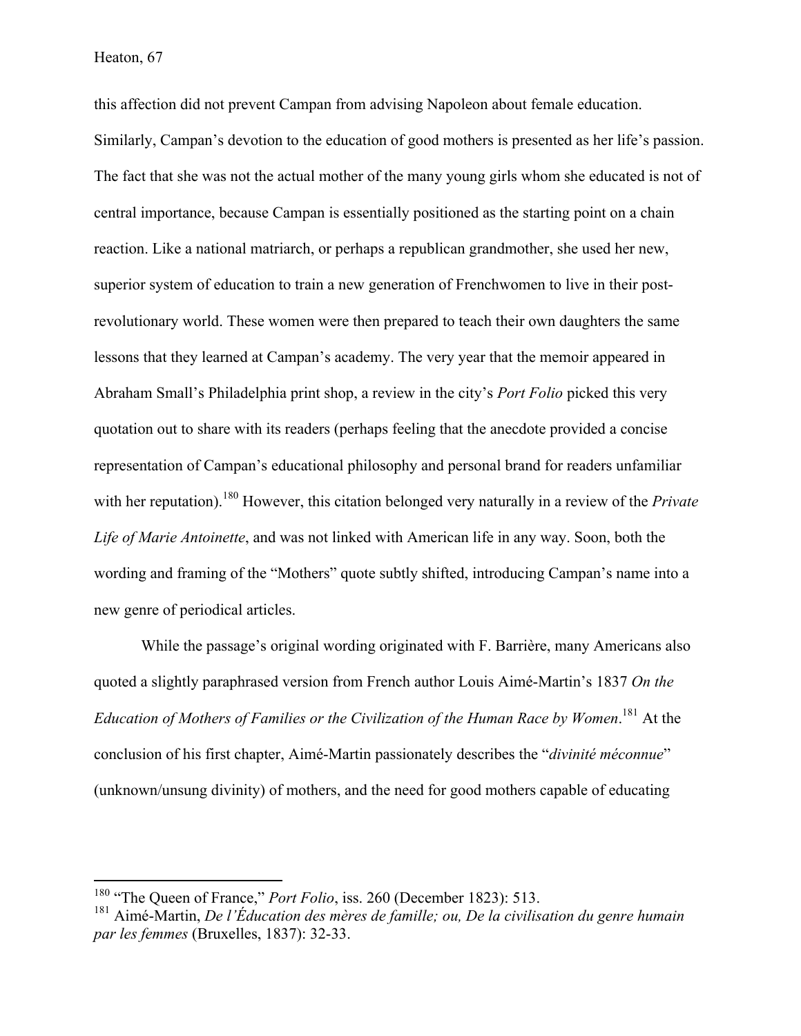this affection did not prevent Campan from advising Napoleon about female education. Similarly, Campan's devotion to the education of good mothers is presented as her life's passion. The fact that she was not the actual mother of the many young girls whom she educated is not of central importance, because Campan is essentially positioned as the starting point on a chain reaction. Like a national matriarch, or perhaps a republican grandmother, she used her new, superior system of education to train a new generation of Frenchwomen to live in their post-revolutionary world. These women were then prepared to teach their own daughters the same lessons that they learned at Campan's academy. The very year that the memoir appeared in Abraham Small's Philadelphia print shop, a review in the city's *Port Folio* picked this very quotation out to share with its readers (perhaps feeling that the anecdote provided a concise representation of Campan's educational philosophy and personal brand for readers unfamiliar with her reputation).[180] However, this citation belonged very naturally in a review of the *Private Life of Marie Antoinette*, and was not linked with American life in any way. Soon, both the wording and framing of the "Mothers" quote subtly shifted, introducing Campan's name into a new genre of periodical articles.

While the passage's original wording originated with F. Barrière, many Americans also quoted a slightly paraphrased version from French author Louis Aimé-Martin's 1837 *On the Education of Mothers of Families or the Civilization of the Human Race by Women*.[181] At the conclusion of his first chapter, Aimé-Martin passionately describes the "*divinité méconnue*" (unknown/unsung divinity) of mothers, and the need for good mothers capable of educating

---

[180] "The Queen of France," *Port Folio*, iss. 260 (December 1823): 513.

[181] Aimé-Martin, *De l'Éducation des mères de famille; ou, De la civilisation du genre humain par les femmes* (Bruxelles, 1837): 32-33.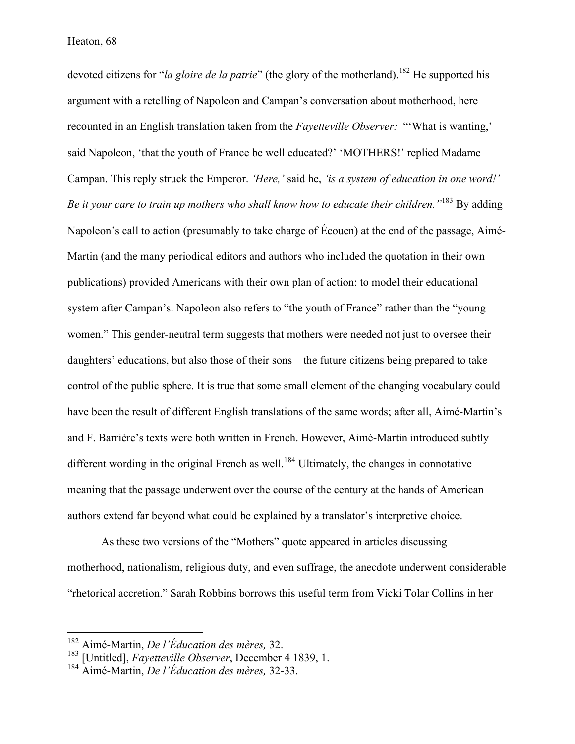devoted citizens for "*la gloire de la patrie*" (the glory of the motherland).[182] He supported his argument with a retelling of Napoleon and Campan's conversation about motherhood, here recounted in an English translation taken from the *Fayetteville Observer:* "'What is wanting,' said Napoleon, 'that the youth of France be well educated?' 'MOTHERS!' replied Madame Campan. This reply struck the Emperor. *'Here,'* said he, *'is a system of education in one word!' Be it your care to train up mothers who shall know how to educate their children."*[183] By adding Napoleon's call to action (presumably to take charge of Écouen) at the end of the passage, Aimé-Martin (and the many periodical editors and authors who included the quotation in their own publications) provided Americans with their own plan of action: to model their educational system after Campan's. Napoleon also refers to "the youth of France" rather than the "young women." This gender-neutral term suggests that mothers were needed not just to oversee their daughters' educations, but also those of their sons—the future citizens being prepared to take control of the public sphere. It is true that some small element of the changing vocabulary could have been the result of different English translations of the same words; after all, Aimé-Martin's and F. Barrière's texts were both written in French. However, Aimé-Martin introduced subtly different wording in the original French as well.[184] Ultimately, the changes in connotative meaning that the passage underwent over the course of the century at the hands of American authors extend far beyond what could be explained by a translator's interpretive choice.

As these two versions of the "Mothers" quote appeared in articles discussing motherhood, nationalism, religious duty, and even suffrage, the anecdote underwent considerable "rhetorical accretion." Sarah Robbins borrows this useful term from Vicki Tolar Collins in her

---

[182] Aimé-Martin, *De l'Éducation des mères,* 32.

[183] [Untitled], *Fayetteville Observer*, December 4 1839, 1.

[184] Aimé-Martin, *De l'Éducation des mères,* 32-33.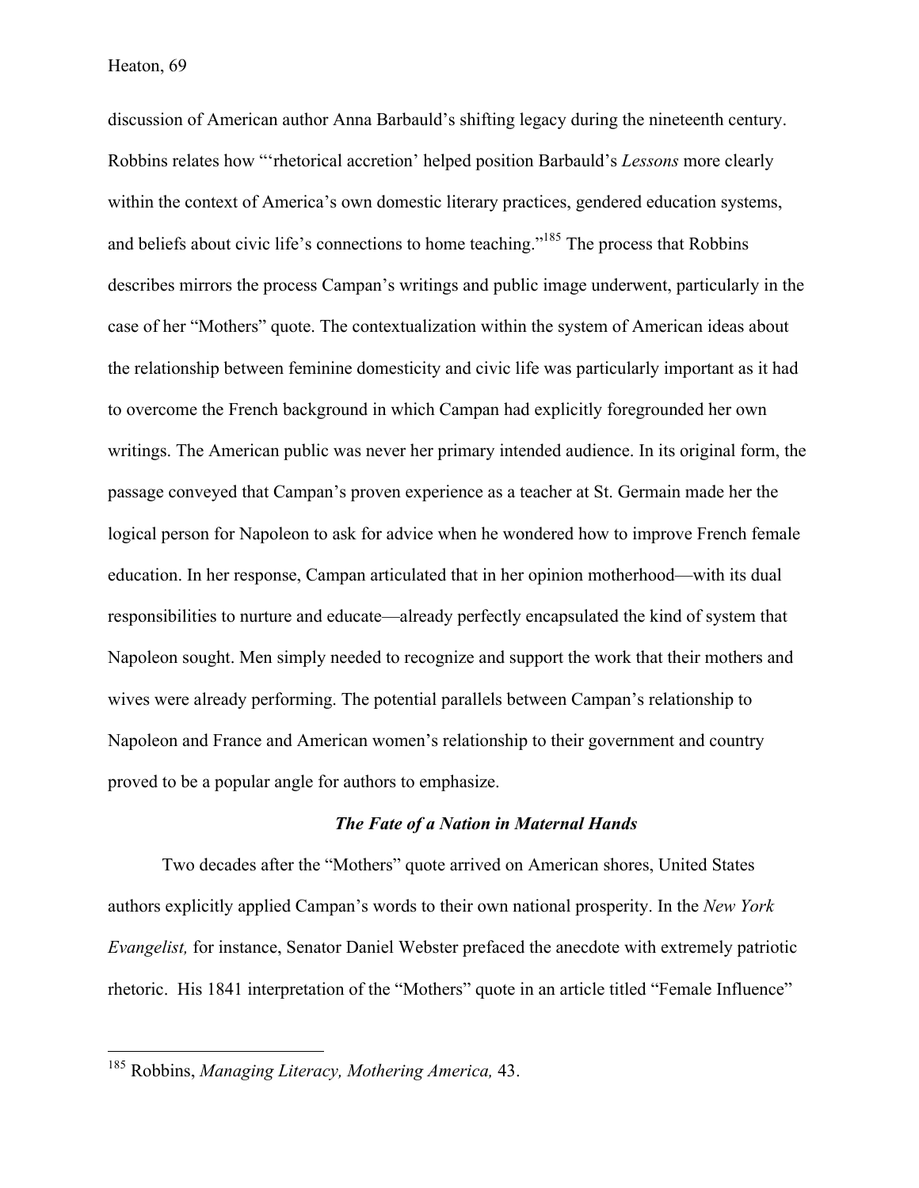discussion of American author Anna Barbauld's shifting legacy during the nineteenth century. Robbins relates how "'rhetorical accretion' helped position Barbauld's *Lessons* more clearly within the context of America's own domestic literary practices, gendered education systems, and beliefs about civic life's connections to home teaching."[185] The process that Robbins describes mirrors the process Campan's writings and public image underwent, particularly in the case of her "Mothers" quote. The contextualization within the system of American ideas about the relationship between feminine domesticity and civic life was particularly important as it had to overcome the French background in which Campan had explicitly foregrounded her own writings. The American public was never her primary intended audience. In its original form, the passage conveyed that Campan's proven experience as a teacher at St. Germain made her the logical person for Napoleon to ask for advice when he wondered how to improve French female education. In her response, Campan articulated that in her opinion motherhood—with its dual responsibilities to nurture and educate—already perfectly encapsulated the kind of system that Napoleon sought. Men simply needed to recognize and support the work that their mothers and wives were already performing. The potential parallels between Campan's relationship to Napoleon and France and American women's relationship to their government and country proved to be a popular angle for authors to emphasize.

### *The Fate of a Nation in Maternal Hands*

Two decades after the "Mothers" quote arrived on American shores, United States authors explicitly applied Campan's words to their own national prosperity. In the *New York Evangelist,* for instance, Senator Daniel Webster prefaced the anecdote with extremely patriotic rhetoric. His 1841 interpretation of the "Mothers" quote in an article titled "Female Influence"

---

[185] Robbins, *Managing Literacy, Mothering America,* 43.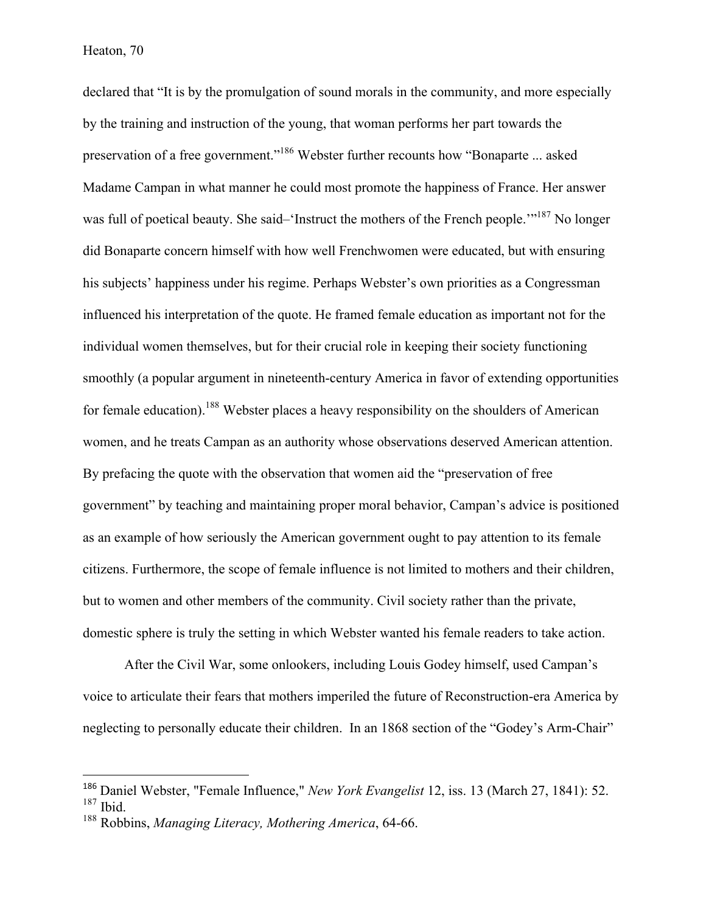declared that "It is by the promulgation of sound morals in the community, and more especially by the training and instruction of the young, that woman performs her part towards the preservation of a free government."[186] Webster further recounts how "Bonaparte ... asked Madame Campan in what manner he could most promote the happiness of France. Her answer was full of poetical beauty. She said–'Instruct the mothers of the French people.'"[187] No longer did Bonaparte concern himself with how well Frenchwomen were educated, but with ensuring his subjects' happiness under his regime. Perhaps Webster's own priorities as a Congressman influenced his interpretation of the quote. He framed female education as important not for the individual women themselves, but for their crucial role in keeping their society functioning smoothly (a popular argument in nineteenth-century America in favor of extending opportunities for female education).[188] Webster places a heavy responsibility on the shoulders of American women, and he treats Campan as an authority whose observations deserved American attention. By prefacing the quote with the observation that women aided the "preservation of free government" by teaching and maintaining proper moral behavior, Campan's advice is positioned as an example of how seriously the American government ought to pay attention to its female citizens. Furthermore, the scope of female influence is not limited to mothers and their children, but to women and other members of the community. Civil society rather than the private, domestic sphere is truly the setting in which Webster wanted his female readers to take action.

After the Civil War, some onlookers, including Louis Godey himself, used Campan's voice to articulate their fears that mothers imperiled the future of Reconstruction-era America by neglecting to personally educate their children. In an 1868 section of the "Godey's Arm-Chair"

---

[186] Daniel Webster, "Female Influence," *New York Evangelist* 12, iss. 13 (March 27, 1841): 52.
[187] Ibid.
[188] Robbins, *Managing Literacy, Mothering America*, 64-66.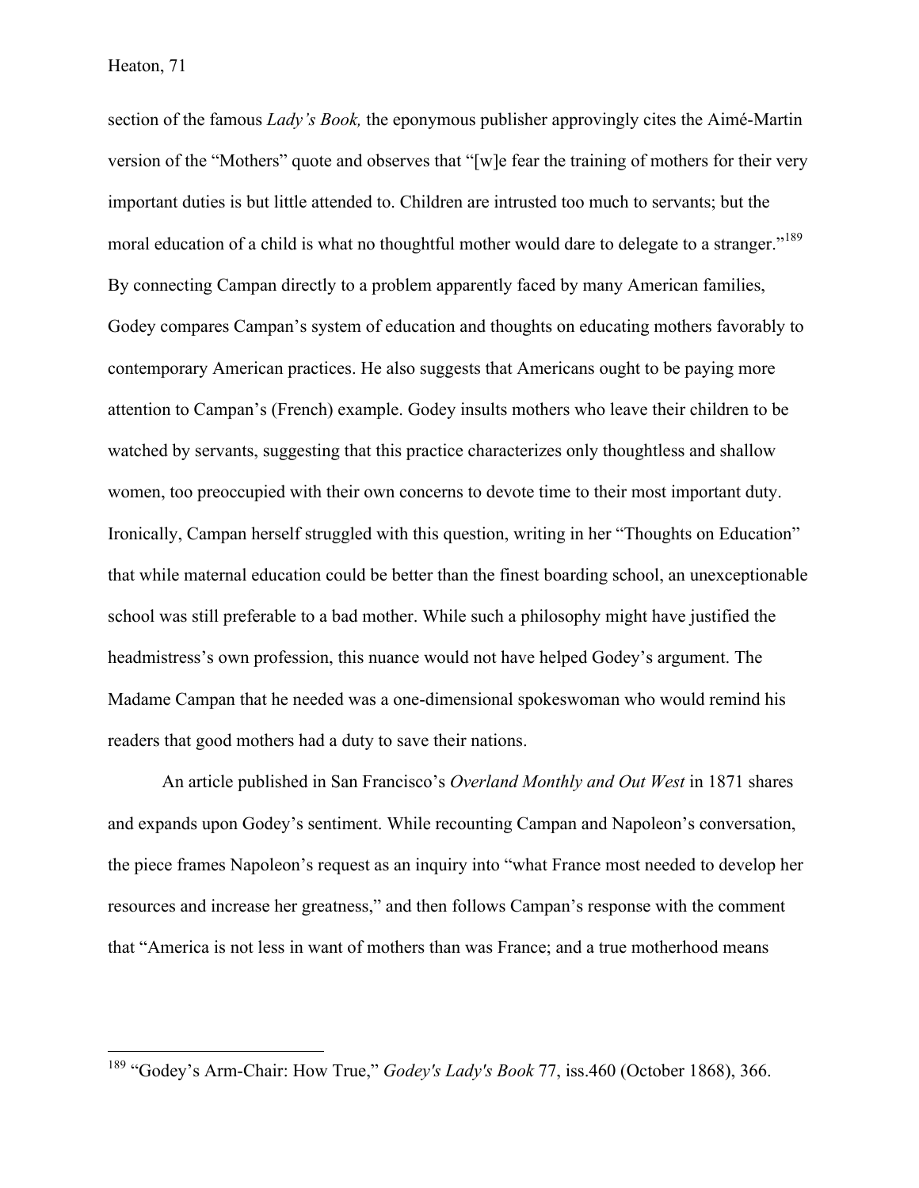section of the famous *Lady's Book,* the eponymous publisher approvingly cites the Aimé-Martin version of the "Mothers" quote and observes that "[w]e fear the training of mothers for their very important duties is but little attended to. Children are intrusted too much to servants; but the moral education of a child is what no thoughtful mother would dare to delegate to a stranger."[189] By connecting Campan directly to a problem apparently faced by many American families, Godey compares Campan's system of education and thoughts on educating mothers favorably to contemporary American practices. He also suggests that Americans ought to be paying more attention to Campan's (French) example. Godey insults mothers who leave their children to be watched by servants, suggesting that this practice characterizes only thoughtless and shallow women, too preoccupied with their own concerns to devote time to their most important duty. Ironically, Campan herself struggled with this question, writing in her "Thoughts on Education" that while maternal education could be better than the finest boarding school, an unexceptionable school was still preferable to a bad mother. While such a philosophy might have justified the headmistress's own profession, this nuance would not have helped Godey's argument. The Madame Campan that he needed was a one-dimensional spokeswoman who would remind his readers that good mothers had a duty to save their nations.

An article published in San Francisco's *Overland Monthly and Out West* in 1871 shares and expands upon Godey's sentiment. While recounting Campan and Napoleon's conversation, the piece frames Napoleon's request as an inquiry into "what France most needed to develop her resources and increase her greatness," and then follows Campan's response with the comment that "America is not less in want of mothers than was France; and a true motherhood means

---

[189] "Godey's Arm-Chair: How True," *Godey's Lady's Book* 77, iss.460 (October 1868), 366.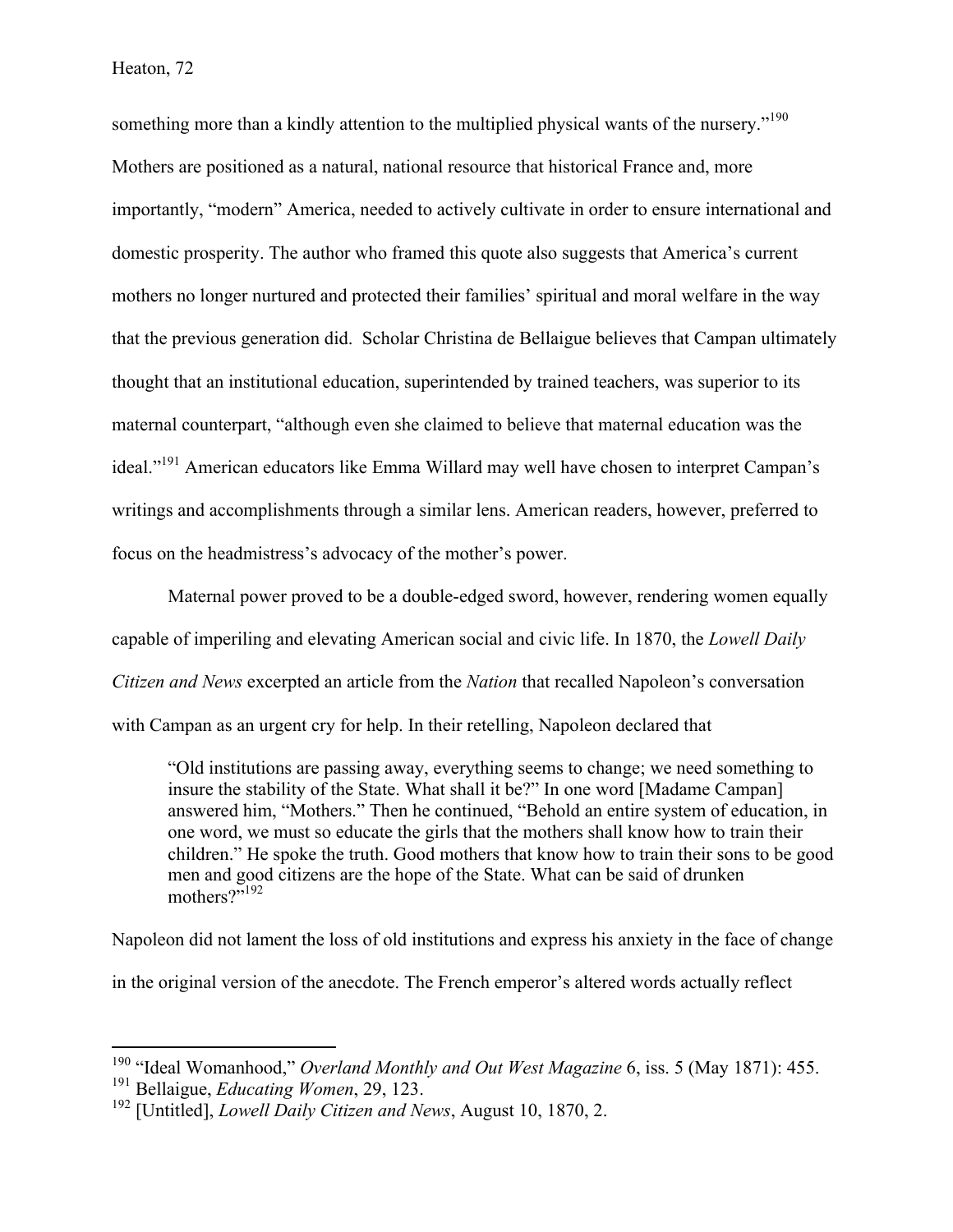something more than a kindly attention to the multiplied physical wants of the nursery."[190] Mothers are positioned as a natural, national resource that historical France and, more importantly, "modern" America, needed to actively cultivate in order to ensure international and domestic prosperity. The author who framed this quote also suggests that America's current mothers no longer nurtured and protected their families' spiritual and moral welfare in the way that the previous generation did. Scholar Christina de Bellaigue believes that Campan ultimately thought that an institutional education, superintended by trained teachers, was superior to its maternal counterpart, "although even she claimed to believe that maternal education was the ideal."[191] American educators like Emma Willard may well have chosen to interpret Campan's writings and accomplishments through a similar lens. American readers, however, preferred to focus on the headmistress's advocacy of the mother's power.

Maternal power proved to be a double-edged sword, however, rendering women equally capable of imperiling and elevating American social and civic life. In 1870, the *Lowell Daily Citizen and News* excerpted an article from the *Nation* that recalled Napoleon's conversation with Campan as an urgent cry for help. In their retelling, Napoleon declared that

> "Old institutions are passing away, everything seems to change; we need something to insure the stability of the State. What shall it be?" In one word [Madame Campan] answered him, "Mothers." Then he continued, "Behold an entire system of education, in one word, we must so educate the girls that the mothers shall know how to train their children." He spoke the truth. Good mothers that know how to train their sons to be good men and good citizens are the hope of the State. What can be said of drunken mothers?"[192]

Napoleon did not lament the loss of old institutions and express his anxiety in the face of change in the original version of the anecdote. The French emperor's altered words actually reflect

---

[190] "Ideal Womanhood," *Overland Monthly and Out West Magazine* 6, iss. 5 (May 1871): 455.

[191] Bellaigue, *Educating Women*, 29, 123.

[192] [Untitled], *Lowell Daily Citizen and News*, August 10, 1870, 2.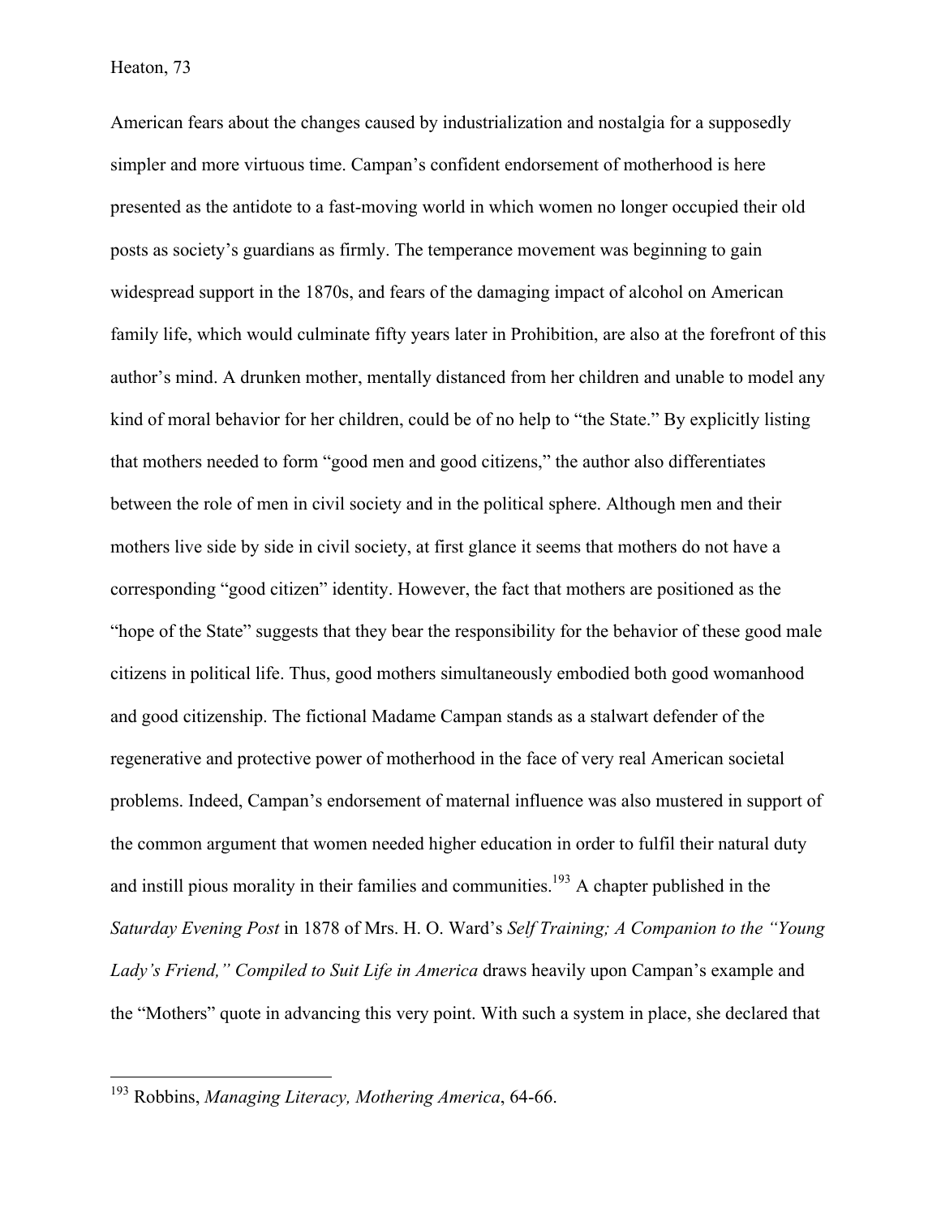American fears about the changes caused by industrialization and nostalgia for a supposedly simpler and more virtuous time. Campan's confident endorsement of motherhood is here presented as the antidote to a fast-moving world in which women no longer occupied their old posts as society's guardians as firmly. The temperance movement was beginning to gain widespread support in the 1870s, and fears of the damaging impact of alcohol on American family life, which would culminate fifty years later in Prohibition, are also at the forefront of this author's mind. A drunken mother, mentally distanced from her children and unable to model any kind of moral behavior for her children, could be of no help to "the State." By explicitly listing that mothers needed to form "good men and good citizens," the author also differentiates between the role of men in civil society and in the political sphere. Although men and their mothers live side by side in civil society, at first glance it seems that mothers do not have a corresponding "good citizen" identity. However, the fact that mothers are positioned as the "hope of the State" suggests that they bear the responsibility for the behavior of these good male citizens in political life. Thus, good mothers simultaneously embodied both good womanhood and good citizenship. The fictional Madame Campan stands as a stalwart defender of the regenerative and protective power of motherhood in the face of very real American societal problems. Indeed, Campan's endorsement of maternal influence was also mustered in support of the common argument that women needed higher education in order to fulfil their natural duty and instill pious morality in their families and communities.[193] A chapter published in the *Saturday Evening Post* in 1878 of Mrs. H. O. Ward's *Self Training; A Companion to the "Young Lady's Friend," Compiled to Suit Life in America* draws heavily upon Campan's example and the "Mothers" quote in advancing this very point. With such a system in place, she declared that

[193] Robbins, *Managing Literacy, Mothering America*, 64-66.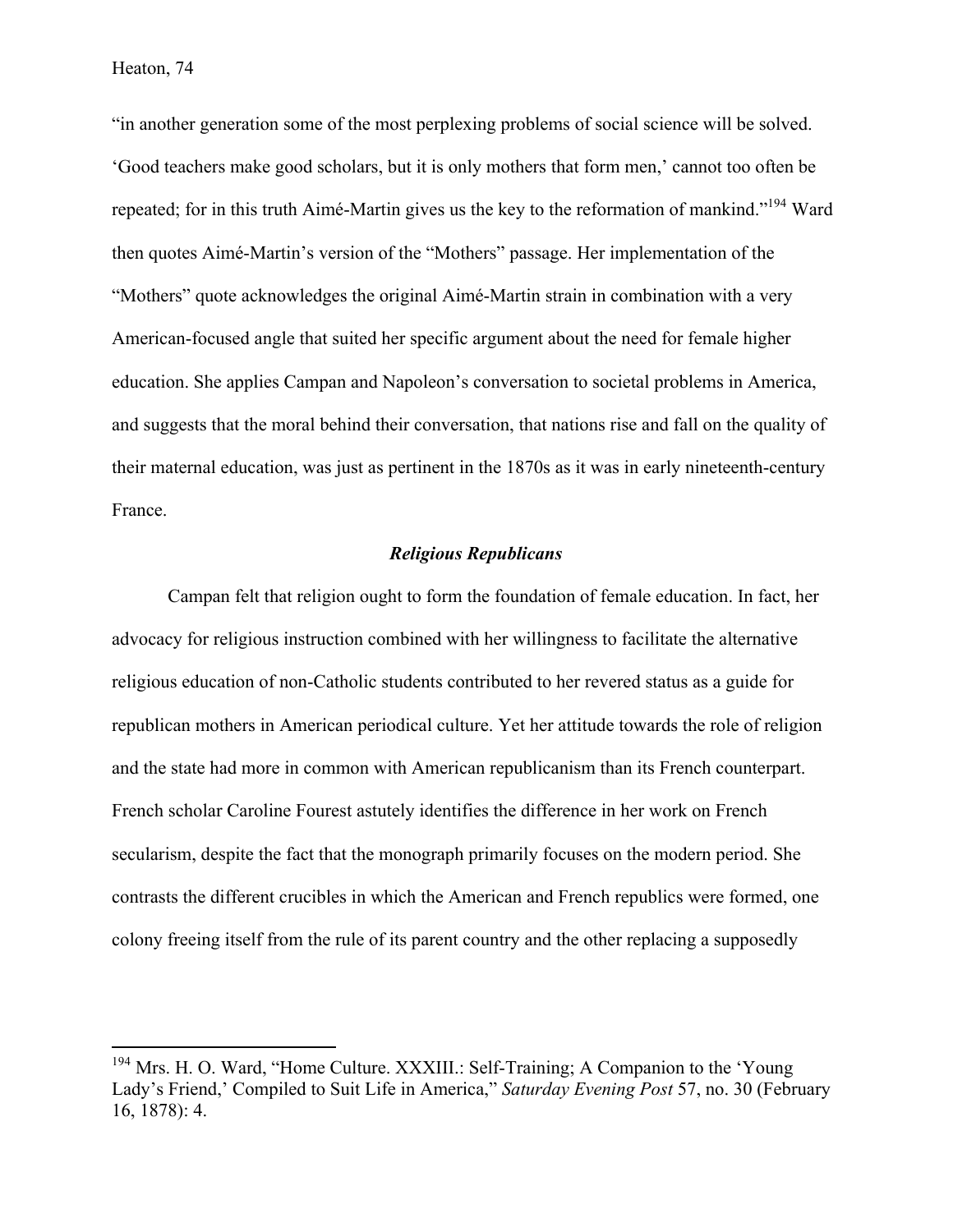"in another generation some of the most perplexing problems of social science will be solved. 'Good teachers make good scholars, but it is only mothers that form men,' cannot too often be repeated; for in this truth Aimé-Martin gives us the key to the reformation of mankind."[194] Ward then quotes Aimé-Martin's version of the "Mothers" passage. Her implementation of the "Mothers" quote acknowledges the original Aimé-Martin strain in combination with a very American-focused angle that suited her specific argument about the need for female higher education. She applies Campan and Napoleon's conversation to societal problems in America, and suggests that the moral behind their conversation, that nations rise and fall on the quality of their maternal education, was just as pertinent in the 1870s as it was in early nineteenth-century France.

### *Religious Republicans*

Campan felt that religion ought to form the foundation of female education. In fact, her advocacy for religious instruction combined with her willingness to facilitate the alternative religious education of non-Catholic students contributed to her revered status as a guide for republican mothers in American periodical culture. Yet her attitude towards the role of religion and the state had more in common with American republicanism than its French counterpart. French scholar Caroline Fourest astutely identifies the difference in her work on French secularism, despite the fact that the monograph primarily focuses on the modern period. She contrasts the different crucibles in which the American and French republics were formed, one colony freeing itself from the rule of its parent country and the other replacing a supposedly

---

[194] Mrs. H. O. Ward, "Home Culture. XXXIII.: Self-Training; A Companion to the 'Young Lady's Friend,' Compiled to Suit Life in America," *Saturday Evening Post* 57, no. 30 (February 16, 1878): 4.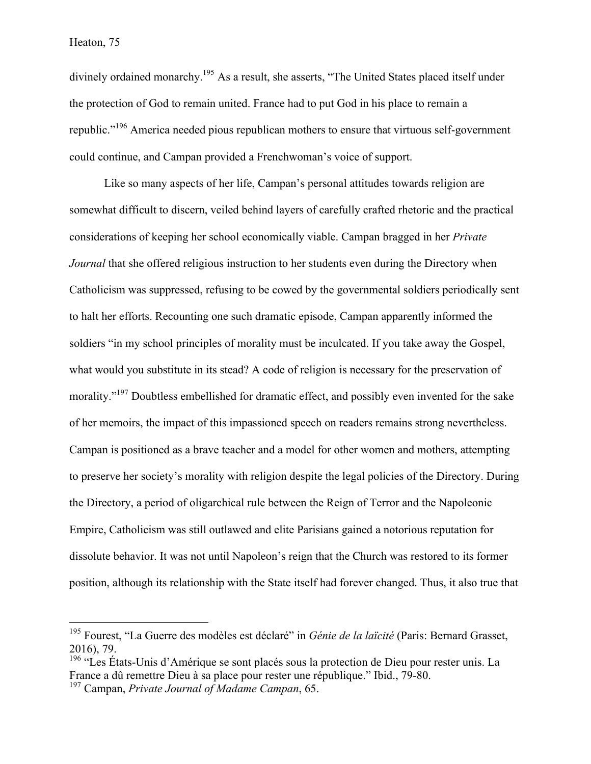divinely ordained monarchy.[195] As a result, she asserts, "The United States placed itself under the protection of God to remain united. France had to put God in his place to remain a republic."[196] America needed pious republican mothers to ensure that virtuous self-government could continue, and Campan provided a Frenchwoman's voice of support.

Like so many aspects of her life, Campan's personal attitudes towards religion are somewhat difficult to discern, veiled behind layers of carefully crafted rhetoric and the practical considerations of keeping her school economically viable. Campan bragged in her *Private Journal* that she offered religious instruction to her students even during the Directory when Catholicism was suppressed, refusing to be cowed by the governmental soldiers periodically sent to halt her efforts. Recounting one such dramatic episode, Campan apparently informed the soldiers "in my school principles of morality must be inculcated. If you take away the Gospel, what would you substitute in its stead? A code of religion is necessary for the preservation of morality."[197] Doubtless embellished for dramatic effect, and possibly even invented for the sake of her memoirs, the impact of this impassioned speech on readers remains strong nevertheless. Campan is positioned as a brave teacher and a model for other women and mothers, attempting to preserve her society's morality with religion despite the legal policies of the Directory. During the Directory, a period of oligarchical rule between the Reign of Terror and the Napoleonic Empire, Catholicism was still outlawed and elite Parisians gained a notorious reputation for dissolute behavior. It was not until Napoleon's reign that the Church was restored to its former position, although its relationship with the State itself had forever changed. Thus, it also true that

---

[195] Fourest, "La Guerre des modèles est déclaré" in *Génie de la laïcité* (Paris: Bernard Grasset, 2016), 79.

[196] "Les États-Unis d'Amérique se sont placés sous la protection de Dieu pour rester unis. La France a dû remettre Dieu à sa place pour rester une république." Ibid., 79-80.

[197] Campan, *Private Journal of Madame Campan*, 65.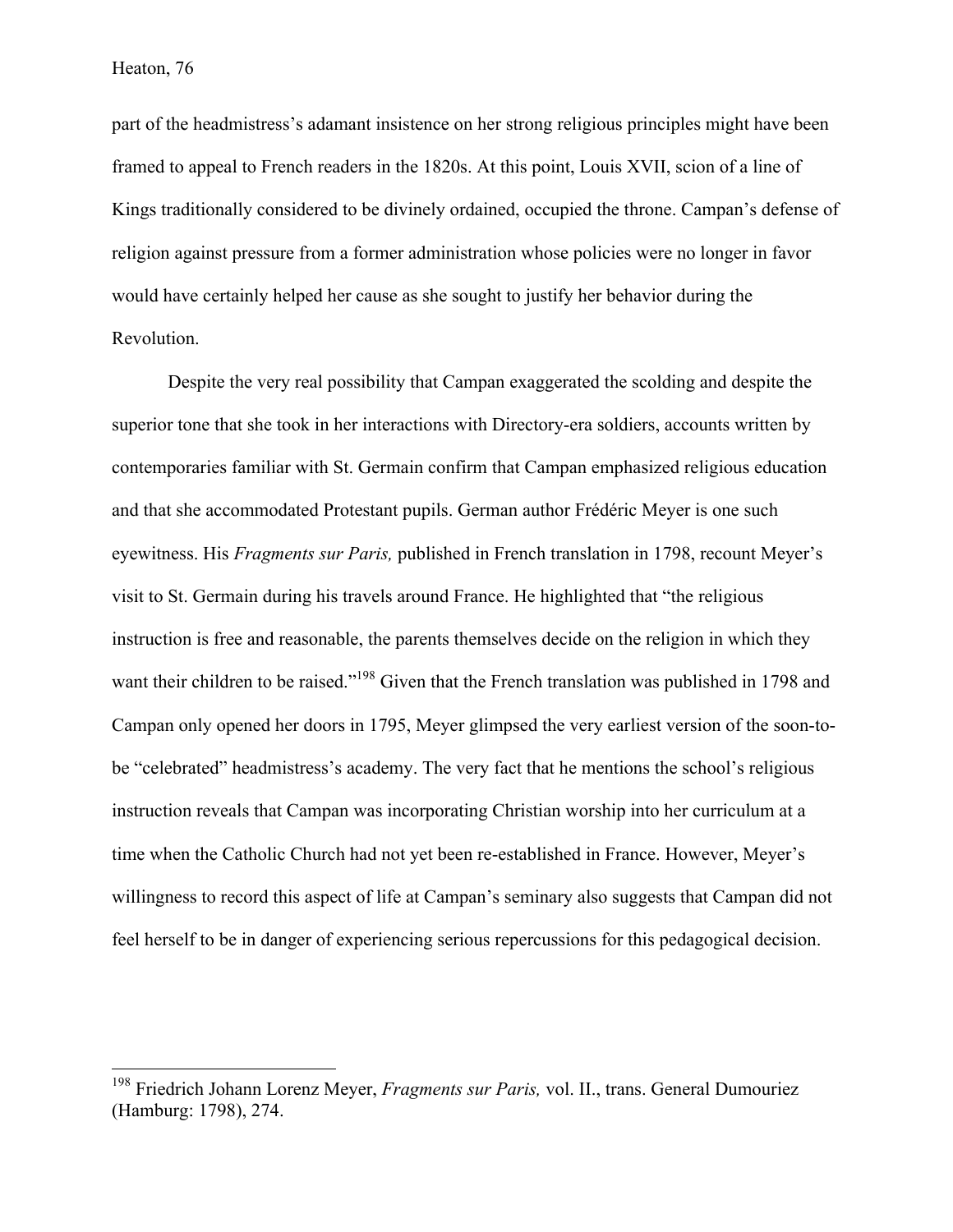part of the headmistress's adamant insistence on her strong religious principles might have been framed to appeal to French readers in the 1820s. At this point, Louis XVII, scion of a line of Kings traditionally considered to be divinely ordained, occupied the throne. Campan's defense of religion against pressure from a former administration whose policies were no longer in favor would have certainly helped her cause as she sought to justify her behavior during the Revolution.

Despite the very real possibility that Campan exaggerated the scolding and despite the superior tone that she took in her interactions with Directory-era soldiers, accounts written by contemporaries familiar with St. Germain confirm that Campan emphasized religious education and that she accommodated Protestant pupils. German author Frédéric Meyer is one such eyewitness. His *Fragments sur Paris,* published in French translation in 1798, recount Meyer's visit to St. Germain during his travels around France. He highlighted that "the religious instruction is free and reasonable, the parents themselves decide on the religion in which they want their children to be raised."[198] Given that the French translation was published in 1798 and Campan only opened her doors in 1795, Meyer glimpsed the very earliest version of the soon-to-be "celebrated" headmistress's academy. The very fact that he mentions the school's religious instruction reveals that Campan was incorporating Christian worship into her curriculum at a time when the Catholic Church had not yet been re-established in France. However, Meyer's willingness to record this aspect of life at Campan's seminary also suggests that Campan did not feel herself to be in danger of experiencing serious repercussions for this pedagogical decision.

---

[198] Friedrich Johann Lorenz Meyer, *Fragments sur Paris,* vol. II., trans. General Dumouriez (Hamburg: 1798), 274.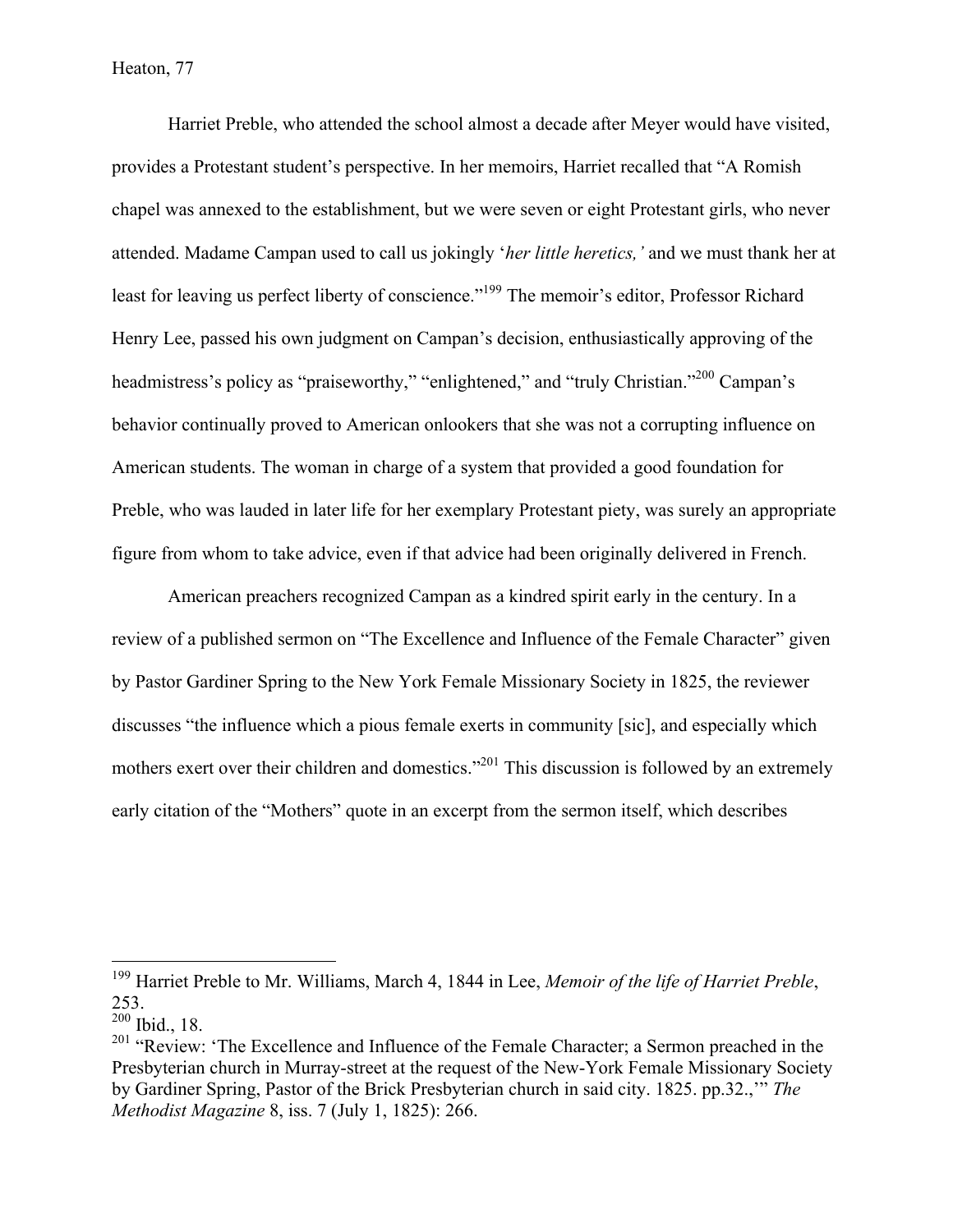Harriet Preble, who attended the school almost a decade after Meyer would have visited, provides a Protestant student's perspective. In her memoirs, Harriet recalled that "A Romish chapel was annexed to the establishment, but we were seven or eight Protestant girls, who never attended. Madame Campan used to call us jokingly '*her little heretics,'* and we must thank her at least for leaving us perfect liberty of conscience."[199] The memoir's editor, Professor Richard Henry Lee, passed his own judgment on Campan's decision, enthusiastically approving of the headmistress's policy as "praiseworthy," "enlightened," and "truly Christian."[200] Campan's behavior continually proved to American onlookers that she was not a corrupting influence on American students. The woman in charge of a system that provided a good foundation for Preble, who was lauded in later life for her exemplary Protestant piety, was surely an appropriate figure from whom to take advice, even if that advice had been originally delivered in French.

American preachers recognized Campan as a kindred spirit early in the century. In a review of a published sermon on "The Excellence and Influence of the Female Character" given by Pastor Gardiner Spring to the New York Female Missionary Society in 1825, the reviewer discusses "the influence which a pious female exerts in community [sic], and especially which mothers exert over their children and domestics."[201] This discussion is followed by an extremely early citation of the "Mothers" quote in an excerpt from the sermon itself, which describes

---

[199] Harriet Preble to Mr. Williams, March 4, 1844 in Lee, *Memoir of the life of Harriet Preble*, 253.

[200] Ibid., 18.

[201] "Review: 'The Excellence and Influence of the Female Character; a Sermon preached in the Presbyterian church in Murray-street at the request of the New-York Female Missionary Society by Gardiner Spring, Pastor of the Brick Presbyterian church in said city. 1825. pp.32.,'" *The Methodist Magazine* 8, iss. 7 (July 1, 1825): 266.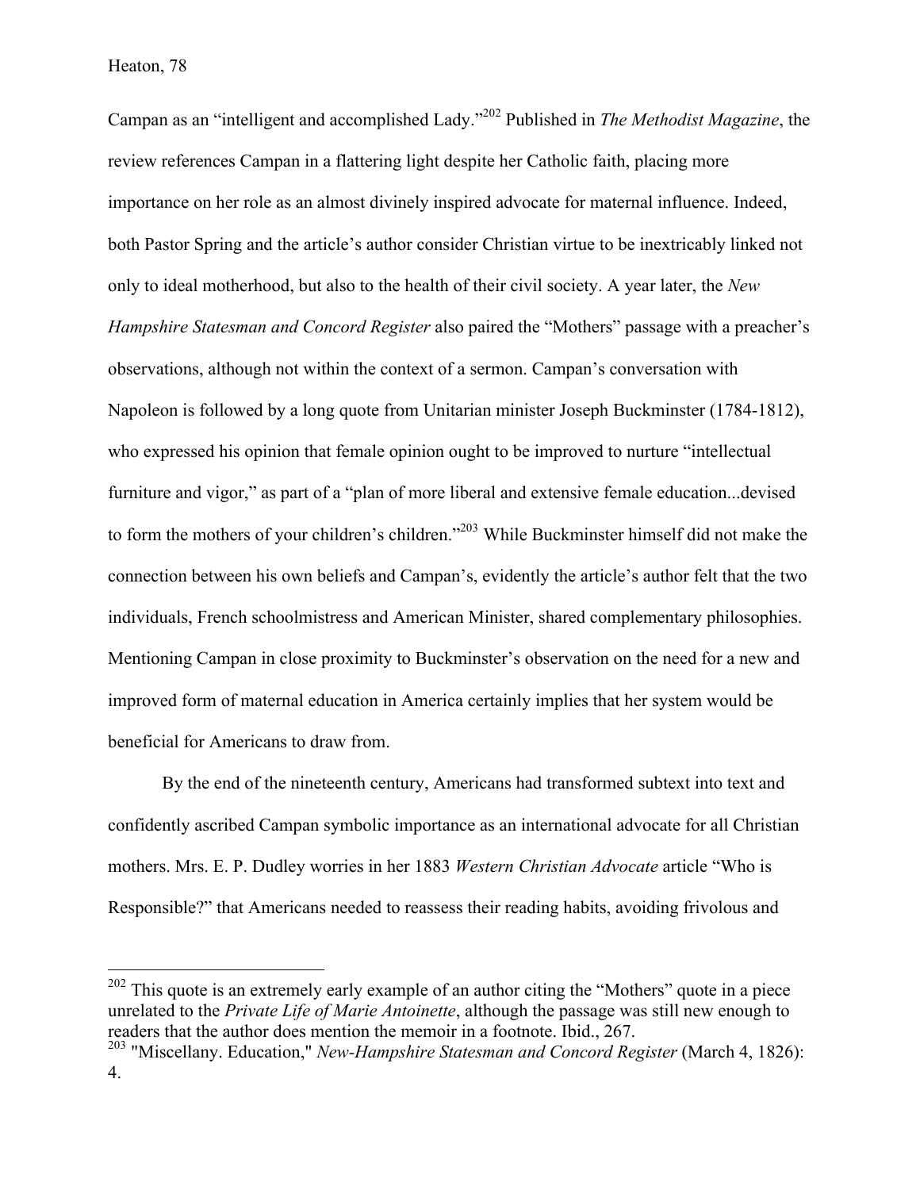Campan as an "intelligent and accomplished Lady."[202] Published in *The Methodist Magazine*, the review references Campan in a flattering light despite her Catholic faith, placing more importance on her role as an almost divinely inspired advocate for maternal influence. Indeed, both Pastor Spring and the article's author consider Christian virtue to be inextricably linked not only to ideal motherhood, but also to the health of their civil society. A year later, the *New Hampshire Statesman and Concord Register* also paired the "Mothers" passage with a preacher's observations, although not within the context of a sermon. Campan's conversation with Napoleon is followed by a long quote from Unitarian minister Joseph Buckminster (1784-1812), who expressed his opinion that female opinion ought to be improved to nurture "intellectual furniture and vigor," as part of a "plan of more liberal and extensive female education...devised to form the mothers of your children's children."[203] While Buckminster himself did not make the connection between his own beliefs and Campan's, evidently the article's author felt that the two individuals, French schoolmistress and American Minister, shared complementary philosophies. Mentioning Campan in close proximity to Buckminster's observation on the need for a new and improved form of maternal education in America certainly implies that her system would be beneficial for Americans to draw from.

By the end of the nineteenth century, Americans had transformed subtext into text and confidently ascribed Campan symbolic importance as an international advocate for all Christian mothers. Mrs. E. P. Dudley worries in her 1883 *Western Christian Advocate* article "Who is Responsible?" that Americans needed to reassess their reading habits, avoiding frivolous and

---

[202] This quote is an extremely early example of an author citing the "Mothers" quote in a piece unrelated to the *Private Life of Marie Antoinette*, although the passage was still new enough to readers that the author does mention the memoir in a footnote. Ibid., 267.

[203] "Miscellany. Education," *New-Hampshire Statesman and Concord Register* (March 4, 1826): 4.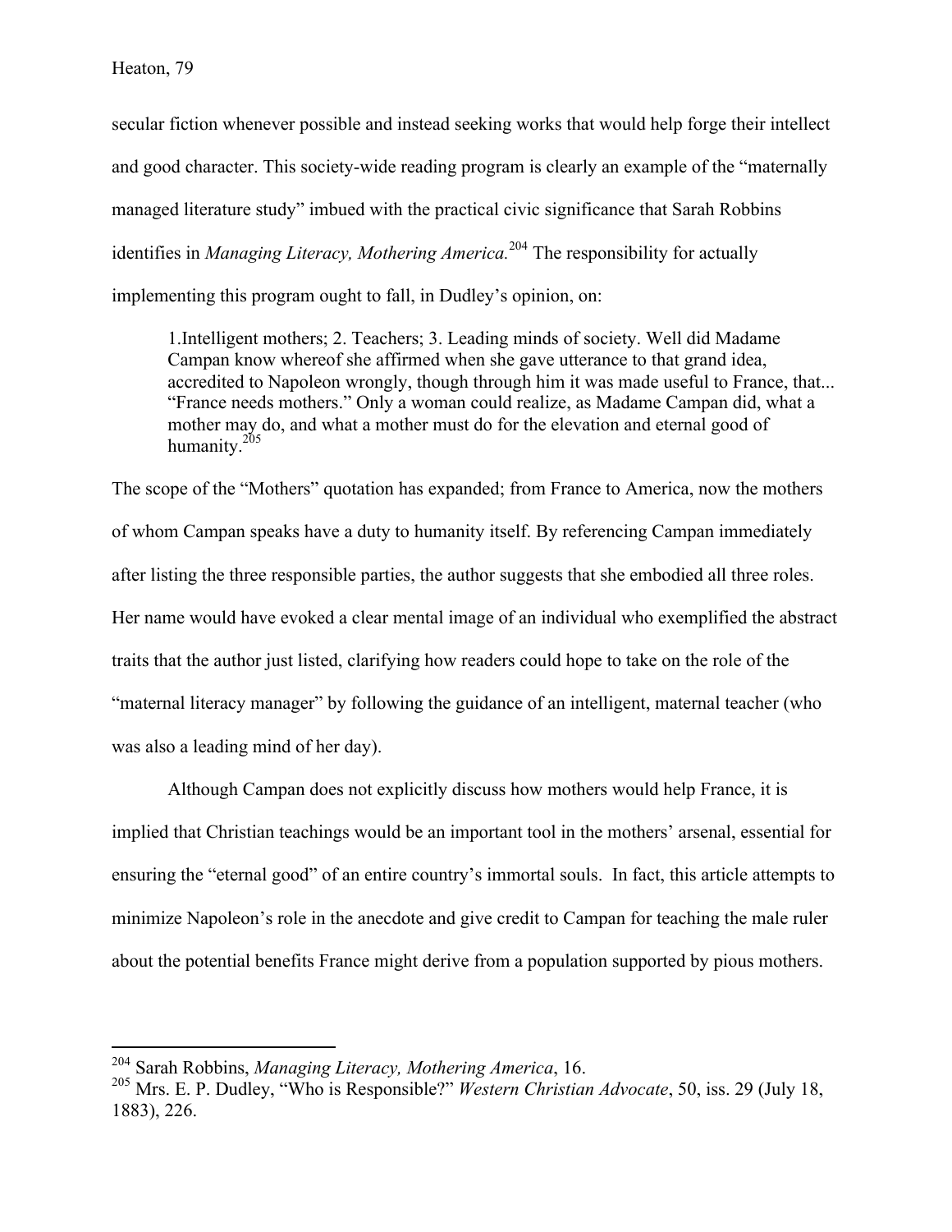secular fiction whenever possible and instead seeking works that would help forge their intellect and good character. This society-wide reading program is clearly an example of the "maternally managed literature study" imbued with the practical civic significance that Sarah Robbins identifies in *Managing Literacy, Mothering America.*[204] The responsibility for actually implementing this program ought to fall, in Dudley's opinion, on:

> 1.Intelligent mothers; 2. Teachers; 3. Leading minds of society. Well did Madame Campan know whereof she affirmed when she gave utterance to that grand idea, accredited to Napoleon wrongly, though through him it was made useful to France, that... "France needs mothers." Only a woman could realize, as Madame Campan did, what a mother may do, and what a mother must do for the elevation and eternal good of humanity.[205]

The scope of the "Mothers" quotation has expanded; from France to America, now the mothers of whom Campan speaks have a duty to humanity itself. By referencing Campan immediately after listing the three responsible parties, the author suggests that she embodied all three roles. Her name would have evoked a clear mental image of an individual who exemplified the abstract traits that the author just listed, clarifying how readers could hope to take on the role of the "maternal literacy manager" by following the guidance of an intelligent, maternal teacher (who was also a leading mind of her day).

Although Campan does not explicitly discuss how mothers would help France, it is implied that Christian teachings would be an important tool in the mothers' arsenal, essential for ensuring the "eternal good" of an entire country's immortal souls. In fact, this article attempts to minimize Napoleon's role in the anecdote and give credit to Campan for teaching the male ruler about the potential benefits France might derive from a population supported by pious mothers.

---

[204] Sarah Robbins, *Managing Literacy, Mothering America*, 16.

[205] Mrs. E. P. Dudley, "Who is Responsible?" *Western Christian Advocate*, 50, iss. 29 (July 18, 1883), 226.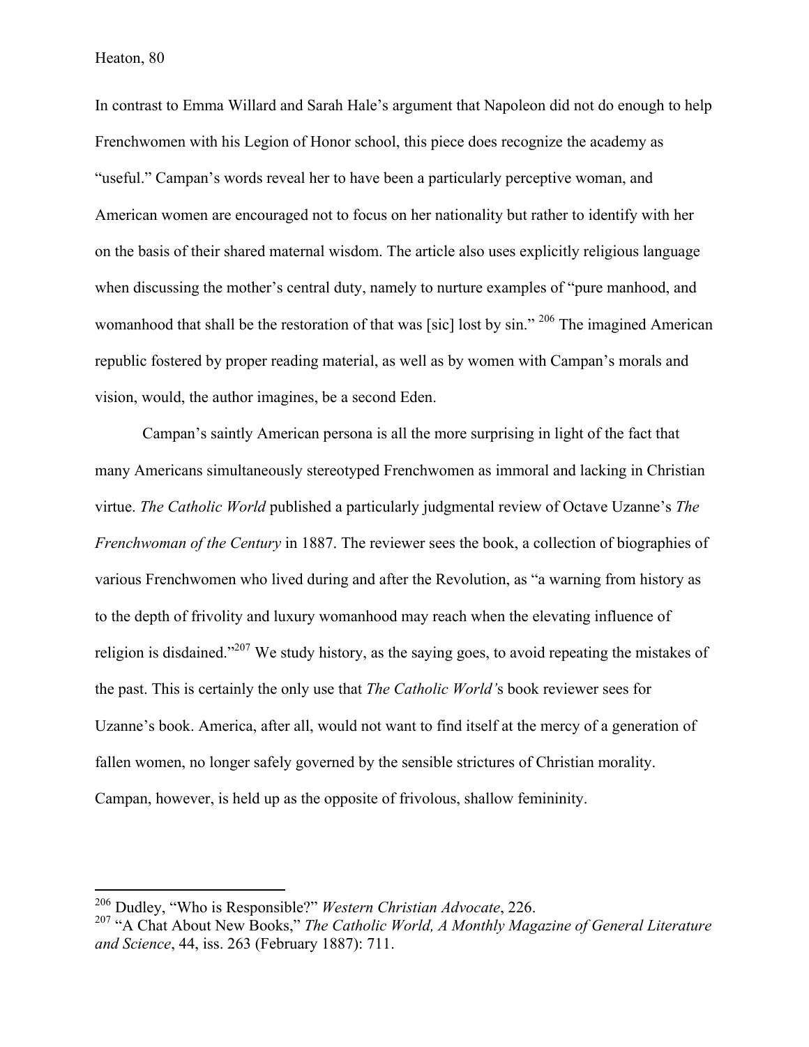In contrast to Emma Willard and Sarah Hale's argument that Napoleon did not do enough to help Frenchwomen with his Legion of Honor school, this piece does recognize the academy as "useful." Campan's words reveal her to have been a particularly perceptive woman, and American women are encouraged not to focus on her nationality but rather to identify with her on the basis of their shared maternal wisdom. The article also uses explicitly religious language when discussing the mother's central duty, namely to nurture examples of "pure manhood, and womanhood that shall be the restoration of that was [sic] lost by sin." [206] The imagined American republic fostered by proper reading material, as well as by women with Campan's morals and vision, would, the author imagines, be a second Eden.

Campan's saintly American persona is all the more surprising in light of the fact that many Americans simultaneously stereotyped Frenchwomen as immoral and lacking in Christian virtue. *The Catholic World* published a particularly judgmental review of Octave Uzanne's *The Frenchwoman of the Century* in 1887. The reviewer sees the book, a collection of biographies of various Frenchwomen who lived during and after the Revolution, as "a warning from history as to the depth of frivolity and luxury womanhood may reach when the elevating influence of religion is disdained."[207] We study history, as the saying goes, to avoid repeating the mistakes of the past. This is certainly the only use that *The Catholic World'*s book reviewer sees for Uzanne's book. America, after all, would not want to find itself at the mercy of a generation of fallen women, no longer safely governed by the sensible strictures of Christian morality. Campan, however, is held up as the opposite of frivolous, shallow femininity.

---

[206] Dudley, "Who is Responsible?" *Western Christian Advocate*, 226.

[207] "A Chat About New Books," *The Catholic World, A Monthly Magazine of General Literature and Science*, 44, iss. 263 (February 1887): 711.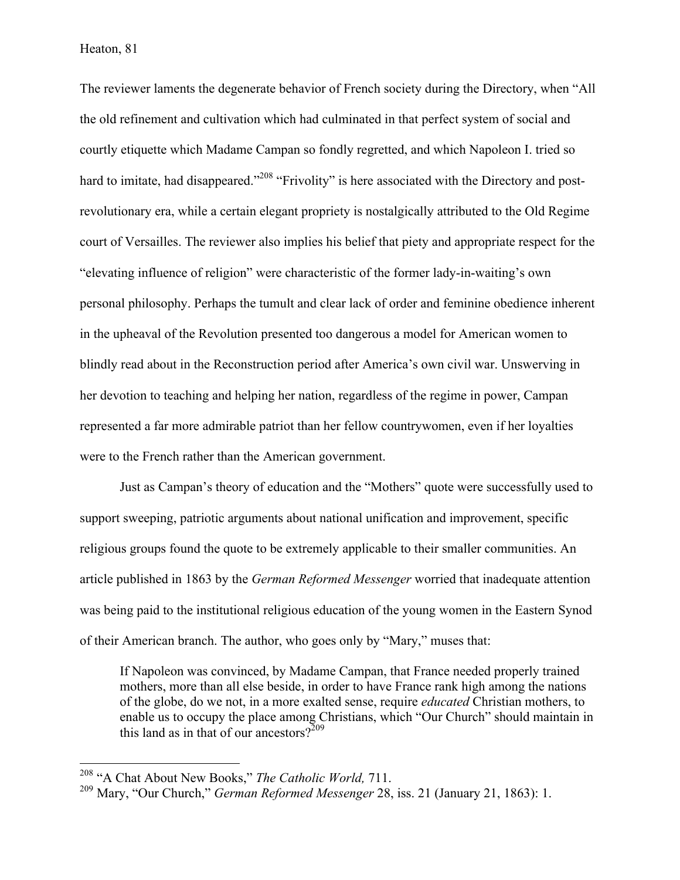The reviewer laments the degenerate behavior of French society during the Directory, when "All the old refinement and cultivation which had culminated in that perfect system of social and courtly etiquette which Madame Campan so fondly regretted, and which Napoleon I. tried so hard to imitate, had disappeared."[208] "Frivolity" is here associated with the Directory and post-revolutionary era, while a certain elegant propriety is nostalgically attributed to the Old Regime court of Versailles. The reviewer also implies his belief that piety and appropriate respect for the "elevating influence of religion" were characteristic of the former lady-in-waiting's own personal philosophy. Perhaps the tumult and clear lack of order and feminine obedience inherent in the upheaval of the Revolution presented too dangerous a model for American women to blindly read about in the Reconstruction period after America's own civil war. Unswerving in her devotion to teaching and helping her nation, regardless of the regime in power, Campan represented a far more admirable patriot than her fellow countrywomen, even if her loyalties were to the French rather than the American government.

Just as Campan's theory of education and the "Mothers" quote were successfully used to support sweeping, patriotic arguments about national unification and improvement, specific religious groups found the quote to be extremely applicable to their smaller communities. An article published in 1863 by the *German Reformed Messenger* worried that inadequate attention was being paid to the institutional religious education of the young women in the Eastern Synod of their American branch. The author, who goes only by "Mary," muses that:

> If Napoleon was convinced, by Madame Campan, that France needed properly trained mothers, more than all else beside, in order to have France rank high among the nations of the globe, do we not, in a more exalted sense, require *educated* Christian mothers, to enable us to occupy the place among Christians, which "Our Church" should maintain in this land as in that of our ancestors?[209]

---

[208] "A Chat About New Books," *The Catholic World,* 711.

[209] Mary, "Our Church," *German Reformed Messenger* 28, iss. 21 (January 21, 1863): 1.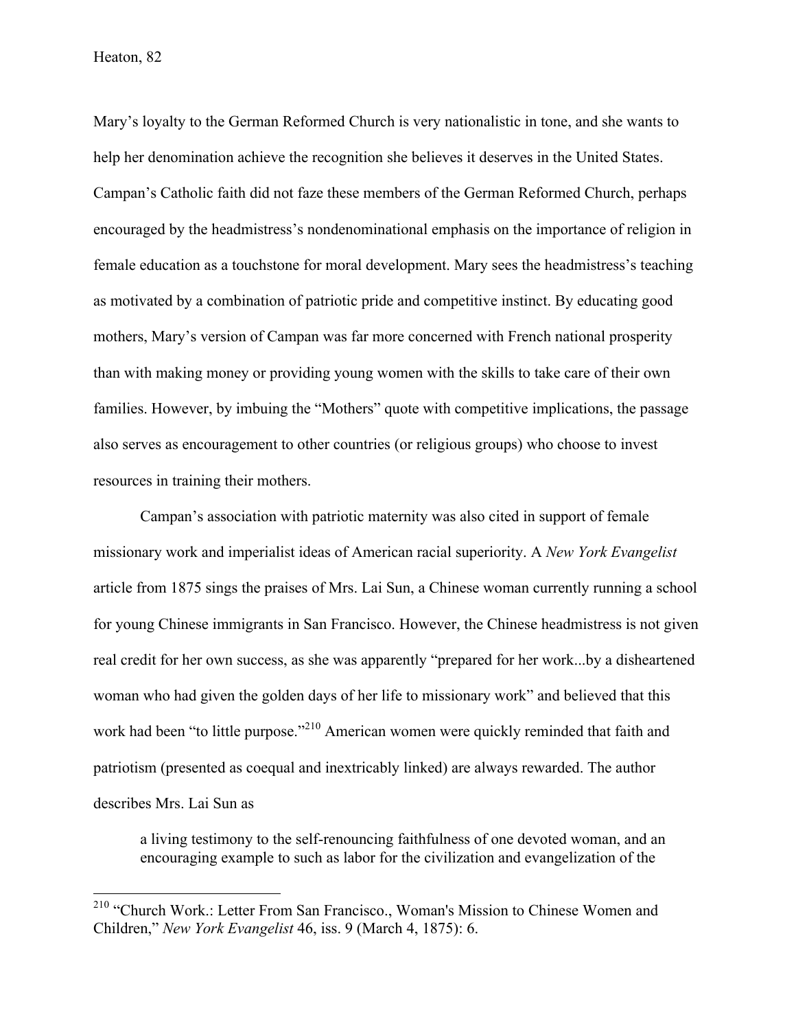Mary's loyalty to the German Reformed Church is very nationalistic in tone, and she wants to help her denomination achieve the recognition she believes it deserves in the United States. Campan's Catholic faith did not faze these members of the German Reformed Church, perhaps encouraged by the headmistress's nondenominational emphasis on the importance of religion in female education as a touchstone for moral development. Mary sees the headmistress's teaching as motivated by a combination of patriotic pride and competitive instinct. By educating good mothers, Mary's version of Campan was far more concerned with French national prosperity than with making money or providing young women with the skills to take care of their own families. However, by imbuing the "Mothers" quote with competitive implications, the passage also serves as encouragement to other countries (or religious groups) who choose to invest resources in training their mothers.

Campan's association with patriotic maternity was also cited in support of female missionary work and imperialist ideas of American racial superiority. A *New York Evangelist* article from 1875 sings the praises of Mrs. Lai Sun, a Chinese woman currently running a school for young Chinese immigrants in San Francisco. However, the Chinese headmistress is not given real credit for her own success, as she was apparently "prepared for her work...by a disheartened woman who had given the golden days of her life to missionary work" and believed that this work had been "to little purpose."[210] American women were quickly reminded that faith and patriotism (presented as coequal and inextricably linked) are always rewarded. The author describes Mrs. Lai Sun as

> a living testimony to the self-renouncing faithfulness of one devoted woman, and an encouraging example to such as labor for the civilization and evangelization of the

[210] "Church Work.: Letter From San Francisco., Woman's Mission to Chinese Women and Children," *New York Evangelist* 46, iss. 9 (March 4, 1875): 6.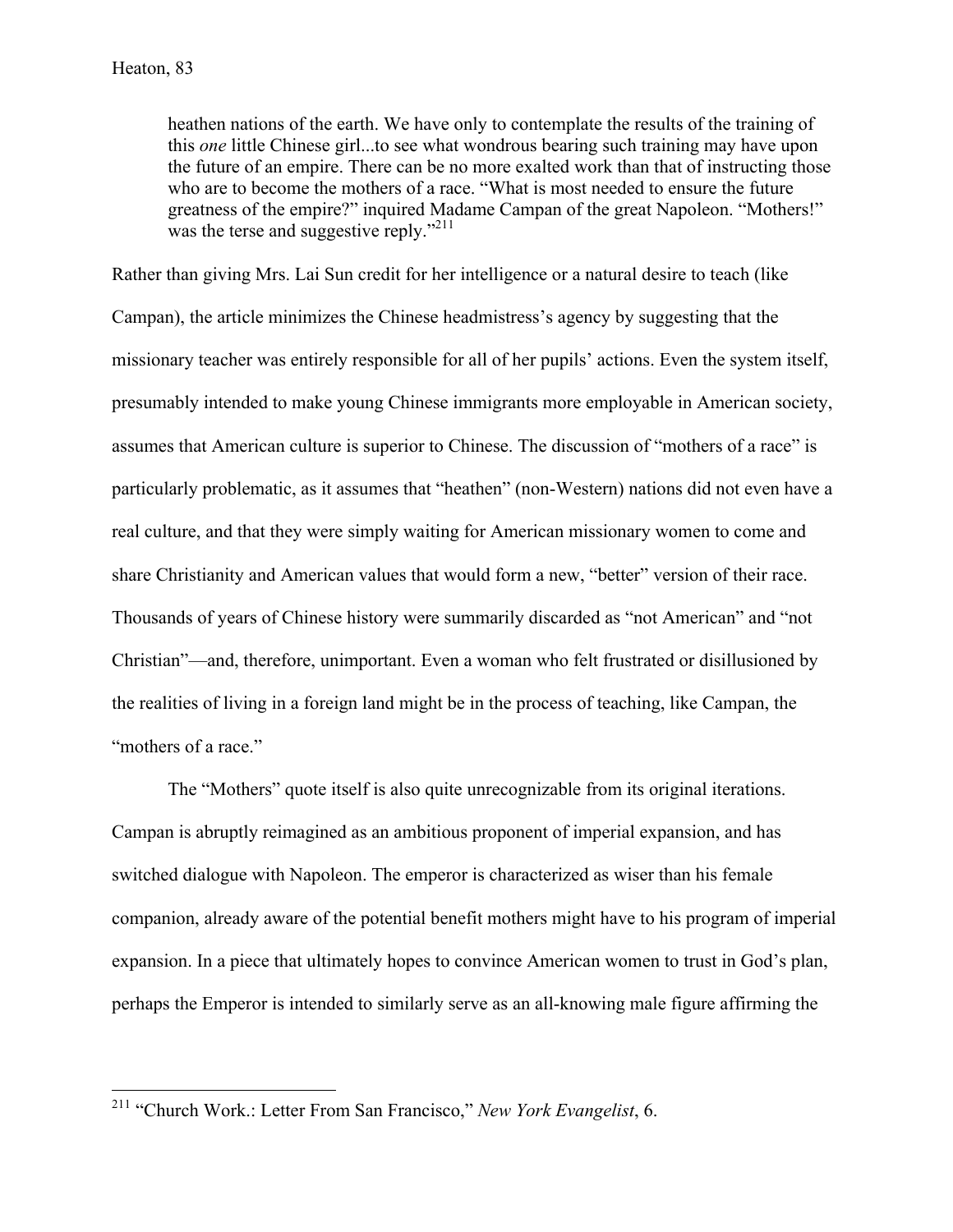> heathen nations of the earth. We have only to contemplate the results of the training of this *one* little Chinese girl...to see what wondrous bearing such training may have upon the future of an empire. There can be no more exalted work than that of instructing those who are to become the mothers of a race. "What is most needed to ensure the future greatness of the empire?" inquired Madame Campan of the great Napoleon. "Mothers!" was the terse and suggestive reply."[211]

Rather than giving Mrs. Lai Sun credit for her intelligence or a natural desire to teach (like Campan), the article minimizes the Chinese headmistress's agency by suggesting that the missionary teacher was entirely responsible for all of her pupils' actions. Even the system itself, presumably intended to make young Chinese immigrants more employable in American society, assumes that American culture is superior to Chinese. The discussion of "mothers of a race" is particularly problematic, as it assumes that "heathen" (non-Western) nations did not even have a real culture, and that they were simply waiting for American missionary women to come and share Christianity and American values that would form a new, "better" version of their race. Thousands of years of Chinese history were summarily discarded as "not American" and "not Christian"—and, therefore, unimportant. Even a woman who felt frustrated or disillusioned by the realities of living in a foreign land might be in the process of teaching, like Campan, the "mothers of a race."

The "Mothers" quote itself is also quite unrecognizable from its original iterations. Campan is abruptly reimagined as an ambitious proponent of imperial expansion, and has switched dialogue with Napoleon. The emperor is characterized as wiser than his female companion, already aware of the potential benefit mothers might have to his program of imperial expansion. In a piece that ultimately hopes to convince American women to trust in God's plan, perhaps the Emperor is intended to similarly serve as an all-knowing male figure affirming the

---

[211] "Church Work.: Letter From San Francisco," *New York Evangelist*, 6.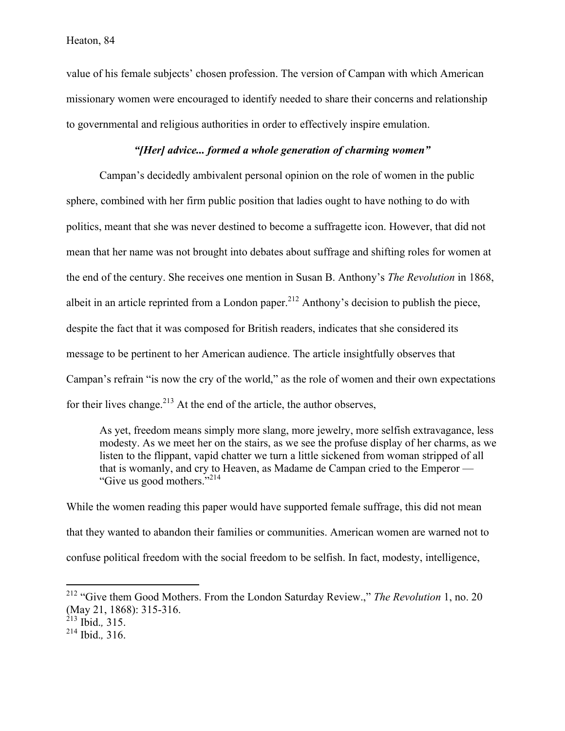value of his female subjects' chosen profession. The version of Campan with which American missionary women were encouraged to identify needed to share their concerns and relationship to governmental and religious authorities in order to effectively inspire emulation.

### *"[Her] advice... formed a whole generation of charming women"*

Campan's decidedly ambivalent personal opinion on the role of women in the public sphere, combined with her firm public position that ladies ought to have nothing to do with politics, meant that she was never destined to become a suffragette icon. However, that did not mean that her name was not brought into debates about suffrage and shifting roles for women at the end of the century. She receives one mention in Susan B. Anthony's *The Revolution* in 1868, albeit in an article reprinted from a London paper.[212] Anthony's decision to publish the piece, despite the fact that it was composed for British readers, indicates that she considered its message to be pertinent to her American audience. The article insightfully observes that Campan's refrain "is now the cry of the world," as the role of women and their own expectations for their lives change.[213] At the end of the article, the author observes,

> As yet, freedom means simply more slang, more jewelry, more selfish extravagance, less modesty. As we meet her on the stairs, as we see the profuse display of her charms, as we listen to the flippant, vapid chatter we turn a little sickened from woman stripped of all that is womanly, and cry to Heaven, as Madame de Campan cried to the Emperor — "Give us good mothers."[214]

While the women reading this paper would have supported female suffrage, this did not mean that they wanted to abandon their families or communities. American women are warned not to confuse political freedom with the social freedom to be selfish. In fact, modesty, intelligence,

---

[212] "Give them Good Mothers. From the London Saturday Review.," *The Revolution* 1, no. 20 (May 21, 1868): 315-316.

[213] Ibid., 315.

[214] Ibid., 316.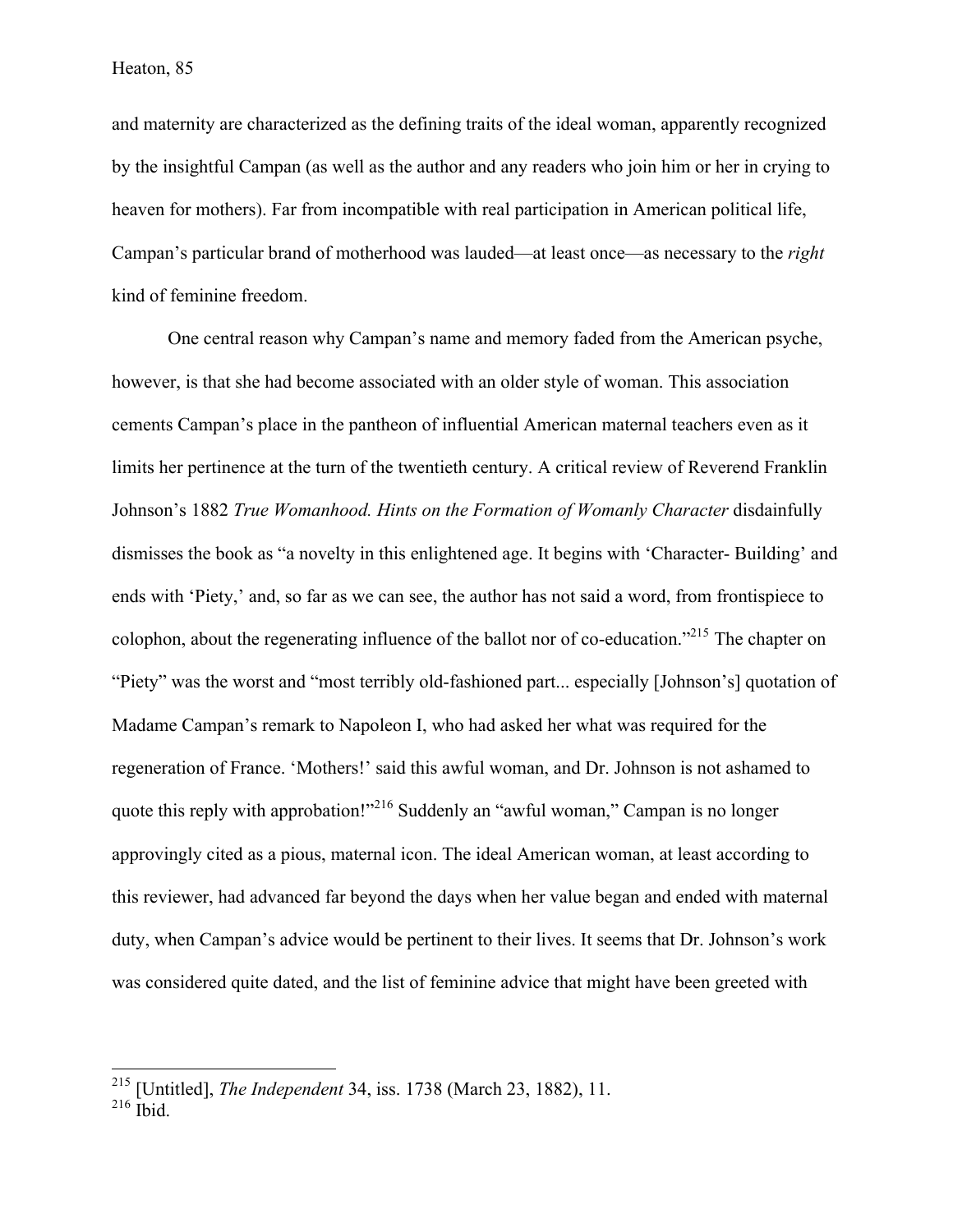and maternity are characterized as the defining traits of the ideal woman, apparently recognized by the insightful Campan (as well as the author and any readers who join him or her in crying to heaven for mothers). Far from incompatible with real participation in American political life, Campan's particular brand of motherhood was lauded—at least once—as necessary to the *right* kind of feminine freedom.

One central reason why Campan's name and memory faded from the American psyche, however, is that she had become associated with an older style of woman. This association cements Campan's place in the pantheon of influential American maternal teachers even as it limits her pertinence at the turn of the twentieth century. A critical review of Reverend Franklin Johnson's 1882 *True Womanhood. Hints on the Formation of Womanly Character* disdainfully dismisses the book as "a novelty in this enlightened age. It begins with 'Character- Building' and ends with 'Piety,' and, so far as we can see, the author has not said a word, from frontispiece to colophon, about the regenerating influence of the ballot nor of co-education."[215] The chapter on "Piety" was the worst and "most terribly old-fashioned part... especially [Johnson's] quotation of Madame Campan's remark to Napoleon I, who had asked her what was required for the regeneration of France. 'Mothers!' said this awful woman, and Dr. Johnson is not ashamed to quote this reply with approbation!"[216] Suddenly an "awful woman," Campan is no longer approvingly cited as a pious, maternal icon. The ideal American woman, at least according to this reviewer, had advanced far beyond the days when her value began and ended with maternal duty, when Campan's advice would be pertinent to their lives. It seems that Dr. Johnson's work was considered quite dated, and the list of feminine advice that might have been greeted with

---

[215] [Untitled], *The Independent* 34, iss. 1738 (March 23, 1882), 11.
[216] Ibid.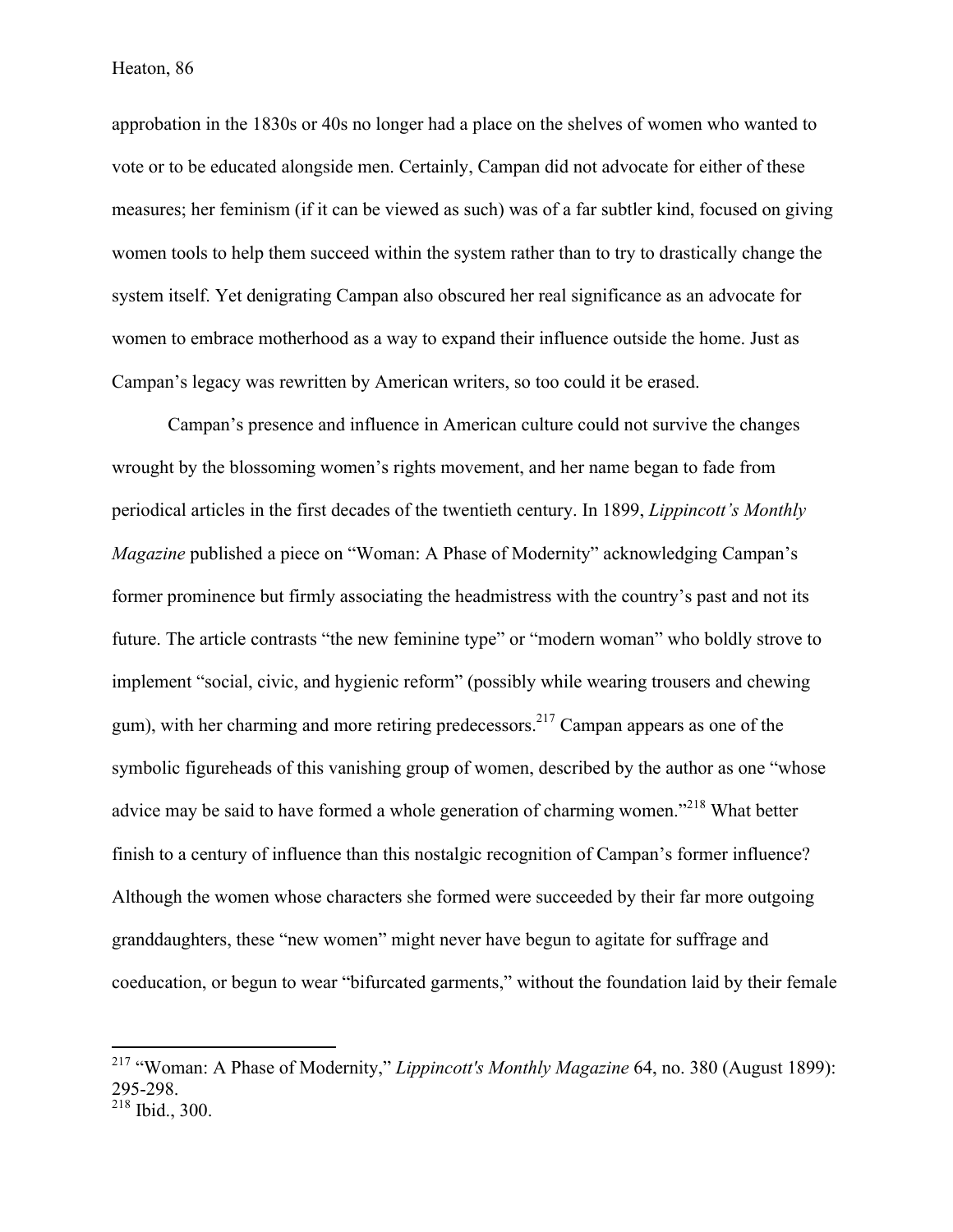approbation in the 1830s or 40s no longer had a place on the shelves of women who wanted to vote or to be educated alongside men. Certainly, Campan did not advocate for either of these measures; her feminism (if it can be viewed as such) was of a far subtler kind, focused on giving women tools to help them succeed within the system rather than to try to drastically change the system itself. Yet denigrating Campan also obscured her real significance as an advocate for women to embrace motherhood as a way to expand their influence outside the home. Just as Campan's legacy was rewritten by American writers, so too could it be erased.

Campan's presence and influence in American culture could not survive the changes wrought by the blossoming women's rights movement, and her name began to fade from periodical articles in the first decades of the twentieth century. In 1899, *Lippincott's Monthly Magazine* published a piece on "Woman: A Phase of Modernity" acknowledging Campan's former prominence but firmly associating the headmistress with the country's past and not its future. The article contrasts "the new feminine type" or "modern woman" who boldly strove to implement "social, civic, and hygienic reform" (possibly while wearing trousers and chewing gum), with her charming and more retiring predecessors.[217] Campan appears as one of the symbolic figureheads of this vanishing group of women, described by the author as one "whose advice may be said to have formed a whole generation of charming women."[218] What better finish to a century of influence than this nostalgic recognition of Campan's former influence? Although the women whose characters she formed were succeeded by their far more outgoing granddaughters, these "new women" might never have begun to agitate for suffrage and coeducation, or begun to wear "bifurcated garments," without the foundation laid by their female

---

[217] "Woman: A Phase of Modernity," *Lippincott's Monthly Magazine* 64, no. 380 (August 1899): 295-298.
[218] Ibid., 300.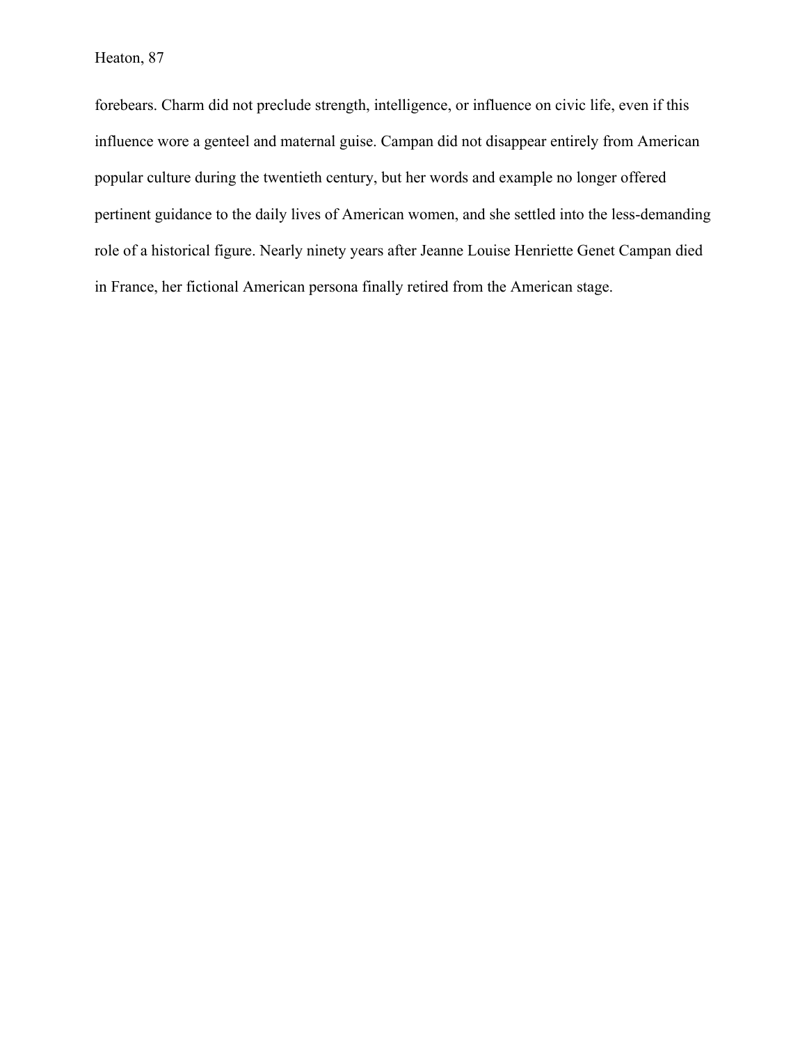forebears. Charm did not preclude strength, intelligence, or influence on civic life, even if this influence wore a genteel and maternal guise. Campan did not disappear entirely from American popular culture during the twentieth century, but her words and example no longer offered pertinent guidance to the daily lives of American women, and she settled into the less-demanding role of a historical figure. Nearly ninety years after Jeanne Louise Henriette Genet Campan died in France, her fictional American persona finally retired from the American stage.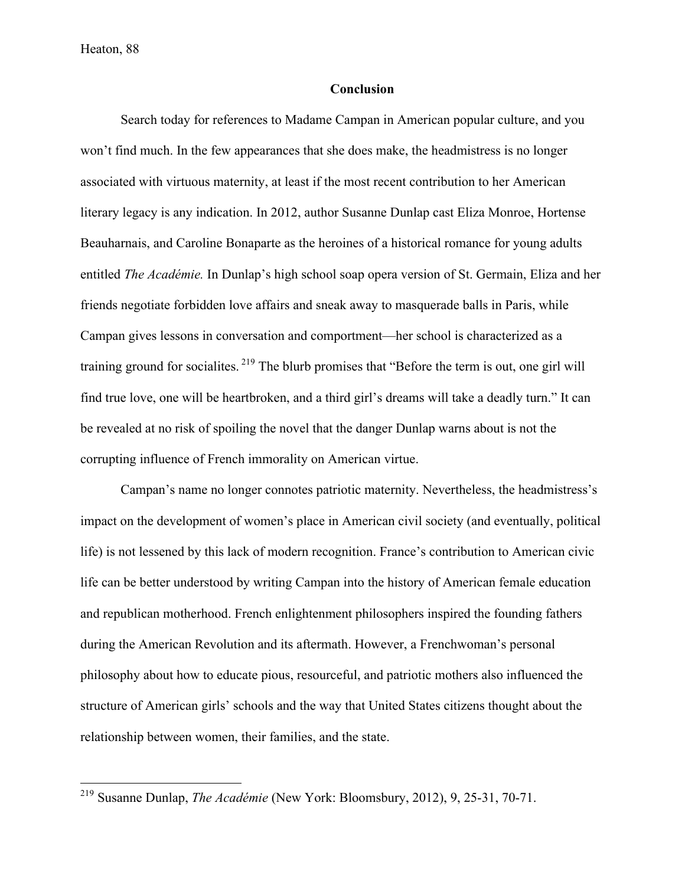## Conclusion

Search today for references to Madame Campan in American popular culture, and you won't find much. In the few appearances that she does make, the headmistress is no longer associated with virtuous maternity, at least if the most recent contribution to her American literary legacy is any indication. In 2012, author Susanne Dunlap cast Eliza Monroe, Hortense Beauharnais, and Caroline Bonaparte as the heroines of a historical romance for young adults entitled *The Académie.* In Dunlap's high school soap opera version of St. Germain, Eliza and her friends negotiate forbidden love affairs and sneak away to masquerade balls in Paris, while Campan gives lessons in conversation and comportment—her school is characterized as a training ground for socialites.[219] The blurb promises that "Before the term is out, one girl will find true love, one will be heartbroken, and a third girl's dreams will take a deadly turn." It can be revealed at no risk of spoiling the novel that the danger Dunlap warns about is not the corrupting influence of French immorality on American virtue.

Campan's name no longer connotes patriotic maternity. Nevertheless, the headmistress's impact on the development of women's place in American civil society (and eventually, political life) is not lessened by this lack of modern recognition. France's contribution to American civic life can be better understood by writing Campan into the history of American female education and republican motherhood. French enlightenment philosophers inspired the founding fathers during the American Revolution and its aftermath. However, a Frenchwoman's personal philosophy about how to educate pious, resourceful, and patriotic mothers also influenced the structure of American girls' schools and the way that United States citizens thought about the relationship between women, their families, and the state.

---

[219] Susanne Dunlap, *The Académie* (New York: Bloomsbury, 2012), 9, 25-31, 70-71.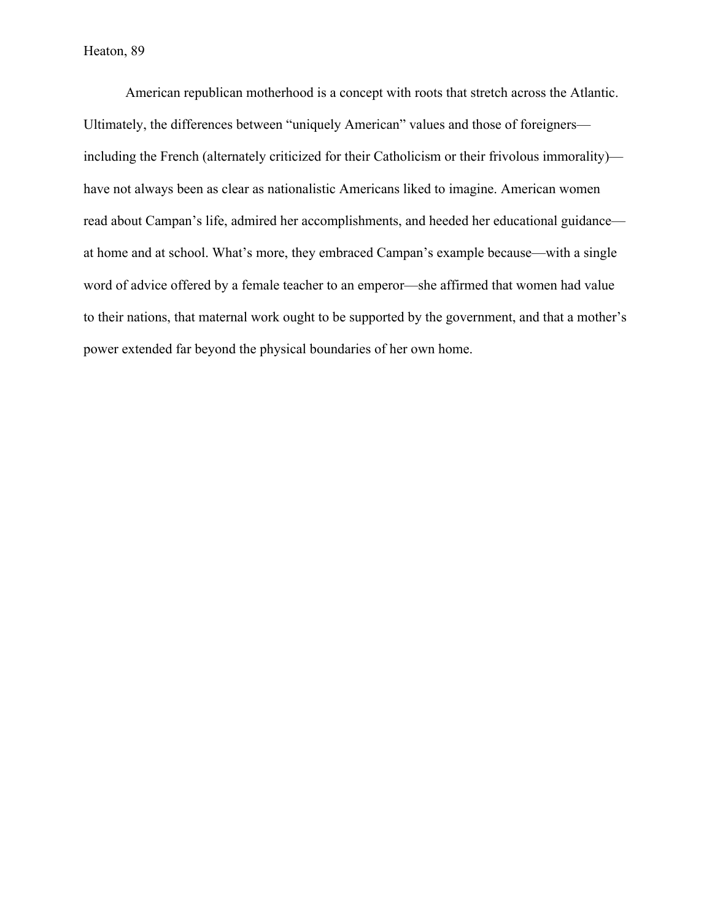American republican motherhood is a concept with roots that stretch across the Atlantic. Ultimately, the differences between "uniquely American" values and those of foreigners—including the French (alternately criticized for their Catholicism or their frivolous immorality)—have not always been as clear as nationalistic Americans liked to imagine. American women read about Campan's life, admired her accomplishments, and heeded her educational guidance—at home and at school. What's more, they embraced Campan's example because—with a single word of advice offered by a female teacher to an emperor—she affirmed that women had value to their nations, that maternal work ought to be supported by the government, and that a mother's power extended far beyond the physical boundaries of her own home.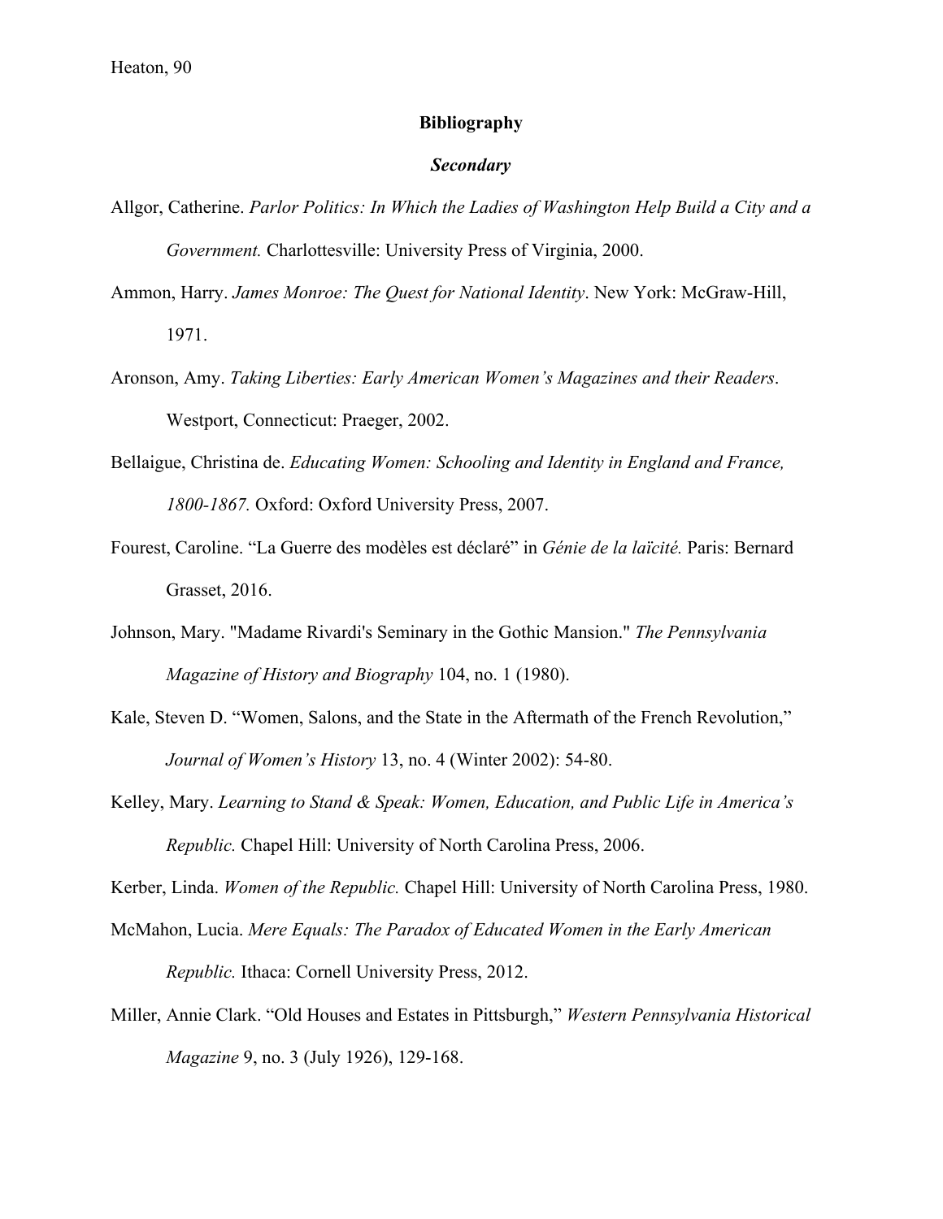## Bibliography

### *Secondary*

Allgor, Catherine. *Parlor Politics: In Which the Ladies of Washington Help Build a City and a Government.* Charlottesville: University Press of Virginia, 2000.

Ammon, Harry. *James Monroe: The Quest for National Identity*. New York: McGraw-Hill, 1971.

Aronson, Amy. *Taking Liberties: Early American Women's Magazines and their Readers*. Westport, Connecticut: Praeger, 2002.

Bellaigue, Christina de. *Educating Women: Schooling and Identity in England and France, 1800-1867.* Oxford: Oxford University Press, 2007.

Fourest, Caroline. "La Guerre des modèles est déclaré" in *Génie de la laïcité.* Paris: Bernard Grasset, 2016.

Johnson, Mary. "Madame Rivardi's Seminary in the Gothic Mansion." *The Pennsylvania Magazine of History and Biography* 104, no. 1 (1980).

Kale, Steven D. "Women, Salons, and the State in the Aftermath of the French Revolution," *Journal of Women's History* 13, no. 4 (Winter 2002): 54-80.

Kelley, Mary. *Learning to Stand & Speak: Women, Education, and Public Life in America's Republic.* Chapel Hill: University of North Carolina Press, 2006.

Kerber, Linda. *Women of the Republic.* Chapel Hill: University of North Carolina Press, 1980.

McMahon, Lucia. *Mere Equals: The Paradox of Educated Women in the Early American Republic.* Ithaca: Cornell University Press, 2012.

Miller, Annie Clark. "Old Houses and Estates in Pittsburgh," *Western Pennsylvania Historical Magazine* 9, no. 3 (July 1926), 129-168.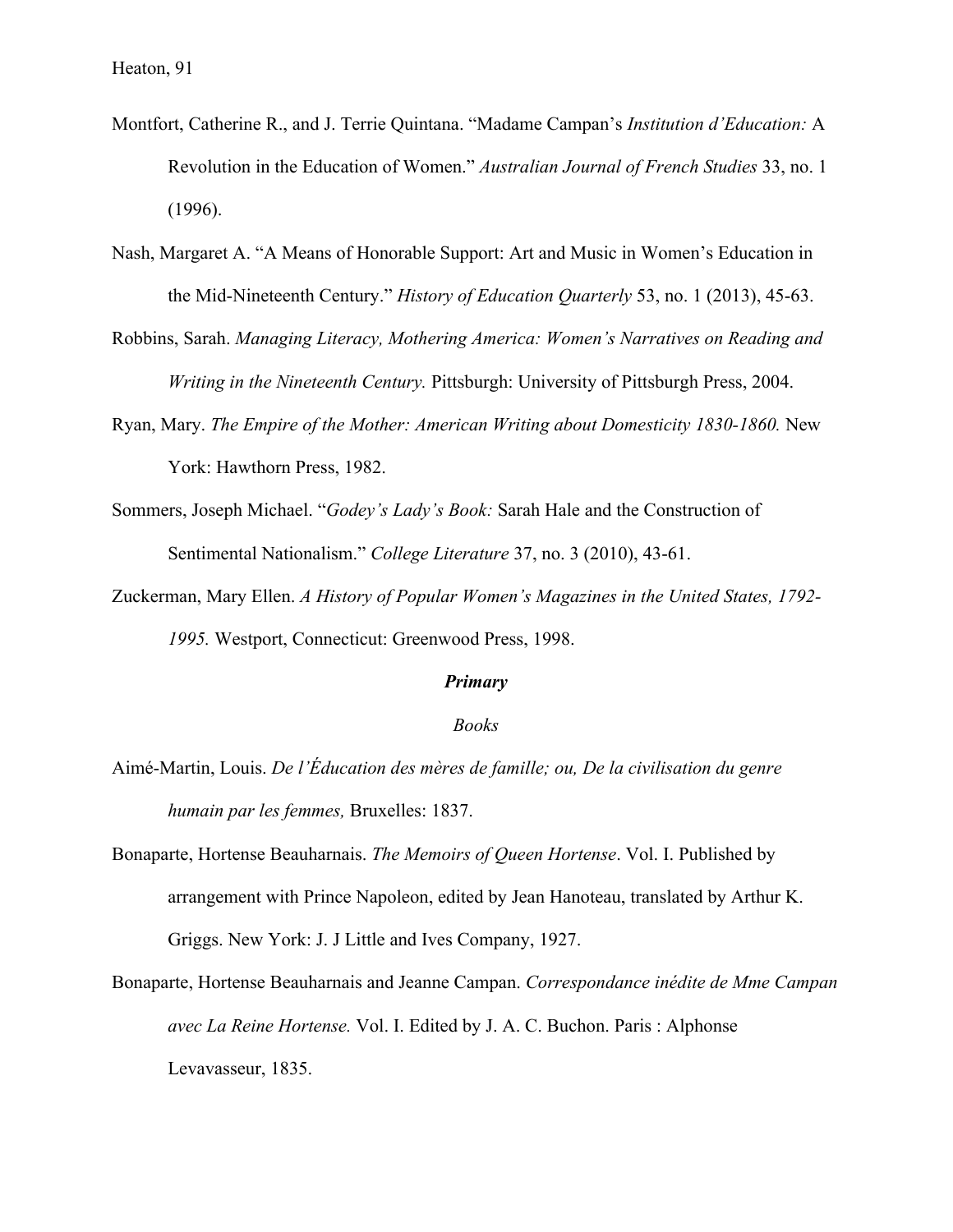Montfort, Catherine R., and J. Terrie Quintana. "Madame Campan's *Institution d'Education:* A Revolution in the Education of Women." *Australian Journal of French Studies* 33, no. 1 (1996).

Nash, Margaret A. "A Means of Honorable Support: Art and Music in Women's Education in the Mid-Nineteenth Century." *History of Education Quarterly* 53, no. 1 (2013), 45-63.

Robbins, Sarah. *Managing Literacy, Mothering America: Women's Narratives on Reading and Writing in the Nineteenth Century.* Pittsburgh: University of Pittsburgh Press, 2004.

Ryan, Mary. *The Empire of the Mother: American Writing about Domesticity 1830-1860.* New York: Hawthorn Press, 1982.

Sommers, Joseph Michael. "*Godey's Lady's Book:* Sarah Hale and the Construction of Sentimental Nationalism." *College Literature* 37, no. 3 (2010), 43-61.

Zuckerman, Mary Ellen. *A History of Popular Women's Magazines in the United States, 1792-1995.* Westport, Connecticut: Greenwood Press, 1998.

## ***Primary***

### *Books*

Aimé-Martin, Louis. *De l'Éducation des mères de famille; ou, De la civilisation du genre humain par les femmes,* Bruxelles: 1837.

Bonaparte, Hortense Beauharnais. *The Memoirs of Queen Hortense*. Vol. I. Published by arrangement with Prince Napoleon, edited by Jean Hanoteau, translated by Arthur K. Griggs. New York: J. J Little and Ives Company, 1927.

Bonaparte, Hortense Beauharnais and Jeanne Campan. *Correspondance inédite de Mme Campan avec La Reine Hortense.* Vol. I. Edited by J. A. C. Buchon. Paris : Alphonse Levavasseur, 1835.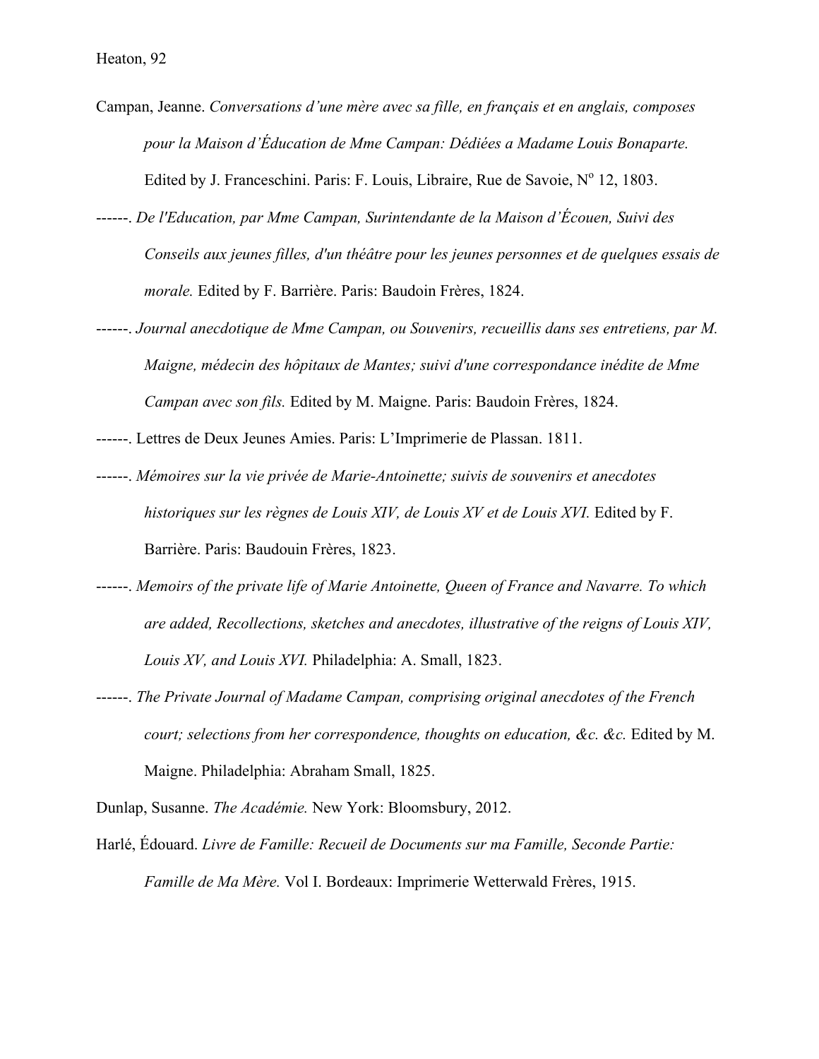Campan, Jeanne. *Conversations d'une mère avec sa fille, en français et en anglais, composes pour la Maison d'Éducation de Mme Campan: Dédiées a Madame Louis Bonaparte.* Edited by J. Franceschini. Paris: F. Louis, Libraire, Rue de Savoie, N° 12, 1803.

------. *De l'Education, par Mme Campan, Surintendante de la Maison d'Écouen, Suivi des Conseils aux jeunes filles, d'un théâtre pour les jeunes personnes et de quelques essais de morale.* Edited by F. Barrière. Paris: Baudoin Frères, 1824.

------. *Journal anecdotique de Mme Campan, ou Souvenirs, recueillis dans ses entretiens, par M. Maigne, médecin des hôpitaux de Mantes; suivi d'une correspondance inédite de Mme Campan avec son fils.* Edited by M. Maigne. Paris: Baudoin Frères, 1824.

------. Lettres de Deux Jeunes Amies. Paris: L'Imprimerie de Plassan. 1811.

------. *Mémoires sur la vie privée de Marie-Antoinette; suivis de souvenirs et anecdotes historiques sur les règnes de Louis XIV, de Louis XV et de Louis XVI.* Edited by F. Barrière. Paris: Baudouin Frères, 1823.

------. *Memoirs of the private life of Marie Antoinette, Queen of France and Navarre. To which are added, Recollections, sketches and anecdotes, illustrative of the reigns of Louis XIV, Louis XV, and Louis XVI.* Philadelphia: A. Small, 1823.

------. *The Private Journal of Madame Campan, comprising original anecdotes of the French court; selections from her correspondence, thoughts on education, &c. &c.* Edited by M. Maigne. Philadelphia: Abraham Small, 1825.

Dunlap, Susanne. *The Académie.* New York: Bloomsbury, 2012.

Harlé, Édouard. *Livre de Famille: Recueil de Documents sur ma Famille, Seconde Partie: Famille de Ma Mère.* Vol I. Bordeaux: Imprimerie Wetterwald Frères, 1915.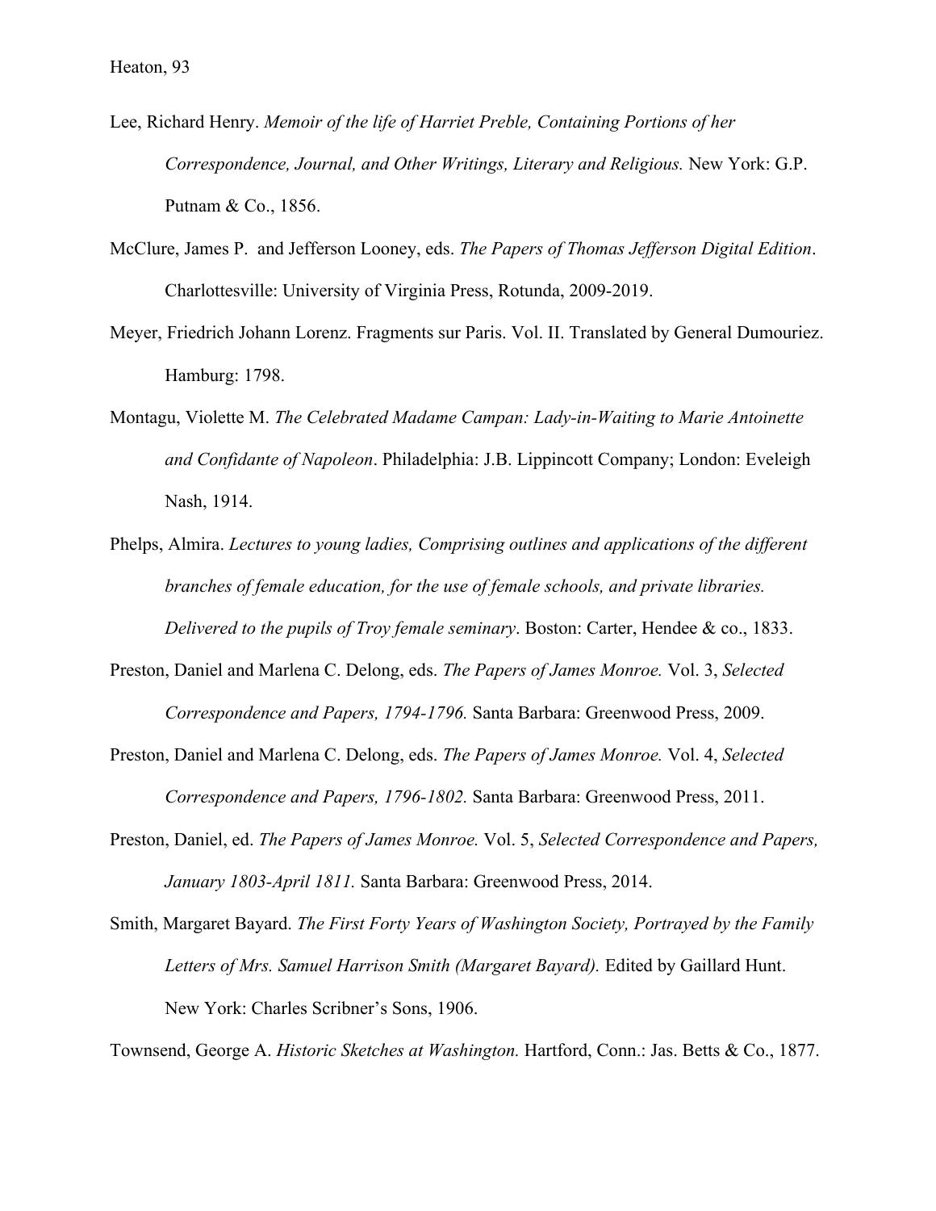Lee, Richard Henry. *Memoir of the life of Harriet Preble, Containing Portions of her Correspondence, Journal, and Other Writings, Literary and Religious.* New York: G.P. Putnam & Co., 1856.

McClure, James P. and Jefferson Looney, eds. *The Papers of Thomas Jefferson Digital Edition*. Charlottesville: University of Virginia Press, Rotunda, 2009-2019.

Meyer, Friedrich Johann Lorenz. Fragments sur Paris. Vol. II. Translated by General Dumouriez. Hamburg: 1798.

Montagu, Violette M. *The Celebrated Madame Campan: Lady-in-Waiting to Marie Antoinette and Confidante of Napoleon*. Philadelphia: J.B. Lippincott Company; London: Eveleigh Nash, 1914.

Phelps, Almira. *Lectures to young ladies, Comprising outlines and applications of the different branches of female education, for the use of female schools, and private libraries. Delivered to the pupils of Troy female seminary*. Boston: Carter, Hendee & co., 1833.

Preston, Daniel and Marlena C. Delong, eds. *The Papers of James Monroe.* Vol. 3, *Selected Correspondence and Papers, 1794-1796.* Santa Barbara: Greenwood Press, 2009.

Preston, Daniel and Marlena C. Delong, eds. *The Papers of James Monroe.* Vol. 4, *Selected Correspondence and Papers, 1796-1802.* Santa Barbara: Greenwood Press, 2011.

Preston, Daniel, ed. *The Papers of James Monroe.* Vol. 5, *Selected Correspondence and Papers, January 1803-April 1811.* Santa Barbara: Greenwood Press, 2014.

Smith, Margaret Bayard. *The First Forty Years of Washington Society, Portrayed by the Family Letters of Mrs. Samuel Harrison Smith (Margaret Bayard).* Edited by Gaillard Hunt. New York: Charles Scribner's Sons, 1906.

Townsend, George A. *Historic Sketches at Washington.* Hartford, Conn.: Jas. Betts & Co., 1877.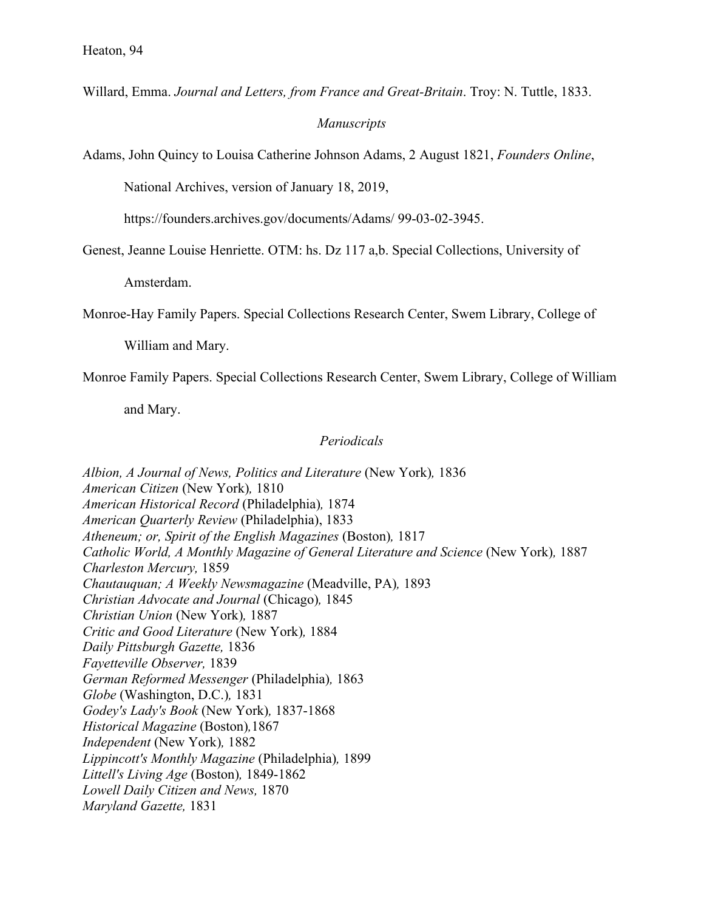Willard, Emma. *Journal and Letters, from France and Great-Britain*. Troy: N. Tuttle, 1833.

### *Manuscripts*

Adams, John Quincy to Louisa Catherine Johnson Adams, 2 August 1821, *Founders Online*, National Archives, version of January 18, 2019, https://founders.archives.gov/documents/Adams/ 99-03-02-3945.

Genest, Jeanne Louise Henriette. OTM: hs. Dz 117 a,b. Special Collections, University of Amsterdam.

Monroe-Hay Family Papers. Special Collections Research Center, Swem Library, College of William and Mary.

Monroe Family Papers. Special Collections Research Center, Swem Library, College of William and Mary.

### *Periodicals*

*Albion, A Journal of News, Politics and Literature* (New York)*,* 1836
*American Citizen* (New York)*,* 1810
*American Historical Record* (Philadelphia)*,* 1874
*American Quarterly Review* (Philadelphia), 1833
*Atheneum; or, Spirit of the English Magazines* (Boston)*,* 1817
*Catholic World, A Monthly Magazine of General Literature and Science* (New York)*,* 1887
*Charleston Mercury,* 1859
*Chautauquan; A Weekly Newsmagazine* (Meadville, PA)*,* 1893
*Christian Advocate and Journal* (Chicago)*,* 1845
*Christian Union* (New York)*,* 1887
*Critic and Good Literature* (New York)*,* 1884
*Daily Pittsburgh Gazette,* 1836
*Fayetteville Observer,* 1839
*German Reformed Messenger* (Philadelphia)*,* 1863
*Globe* (Washington, D.C.)*,* 1831
*Godey's Lady's Book* (New York)*,* 1837-1868
*Historical Magazine* (Boston)*,*1867
*Independent* (New York)*,* 1882
*Lippincott's Monthly Magazine* (Philadelphia)*,* 1899
*Littell's Living Age* (Boston)*,* 1849-1862
*Lowell Daily Citizen and News,* 1870
*Maryland Gazette,* 1831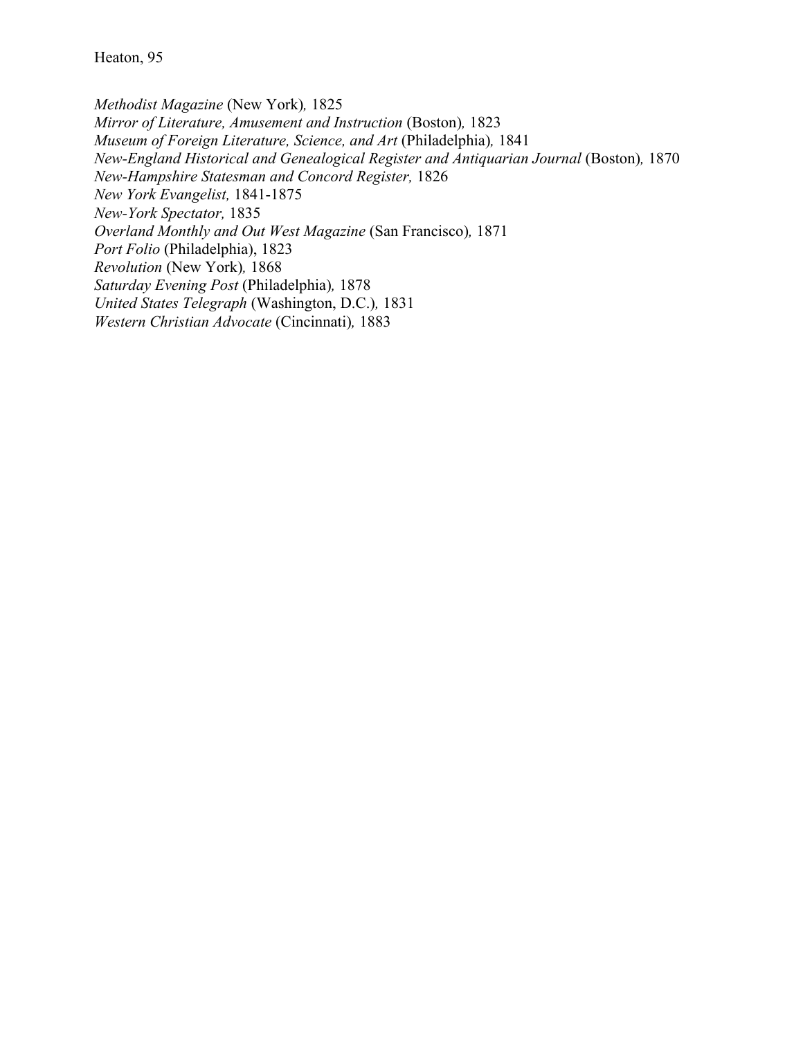*Methodist Magazine* (New York), 1825
*Mirror of Literature, Amusement and Instruction* (Boston), 1823
*Museum of Foreign Literature, Science, and Art* (Philadelphia), 1841
*New-England Historical and Genealogical Register and Antiquarian Journal* (Boston), 1870
*New-Hampshire Statesman and Concord Register,* 1826
*New York Evangelist,* 1841-1875
*New-York Spectator,* 1835
*Overland Monthly and Out West Magazine* (San Francisco), 1871
*Port Folio* (Philadelphia), 1823
*Revolution* (New York), 1868
*Saturday Evening Post* (Philadelphia), 1878
*United States Telegraph* (Washington, D.C.), 1831
*Western Christian Advocate* (Cincinnati), 1883